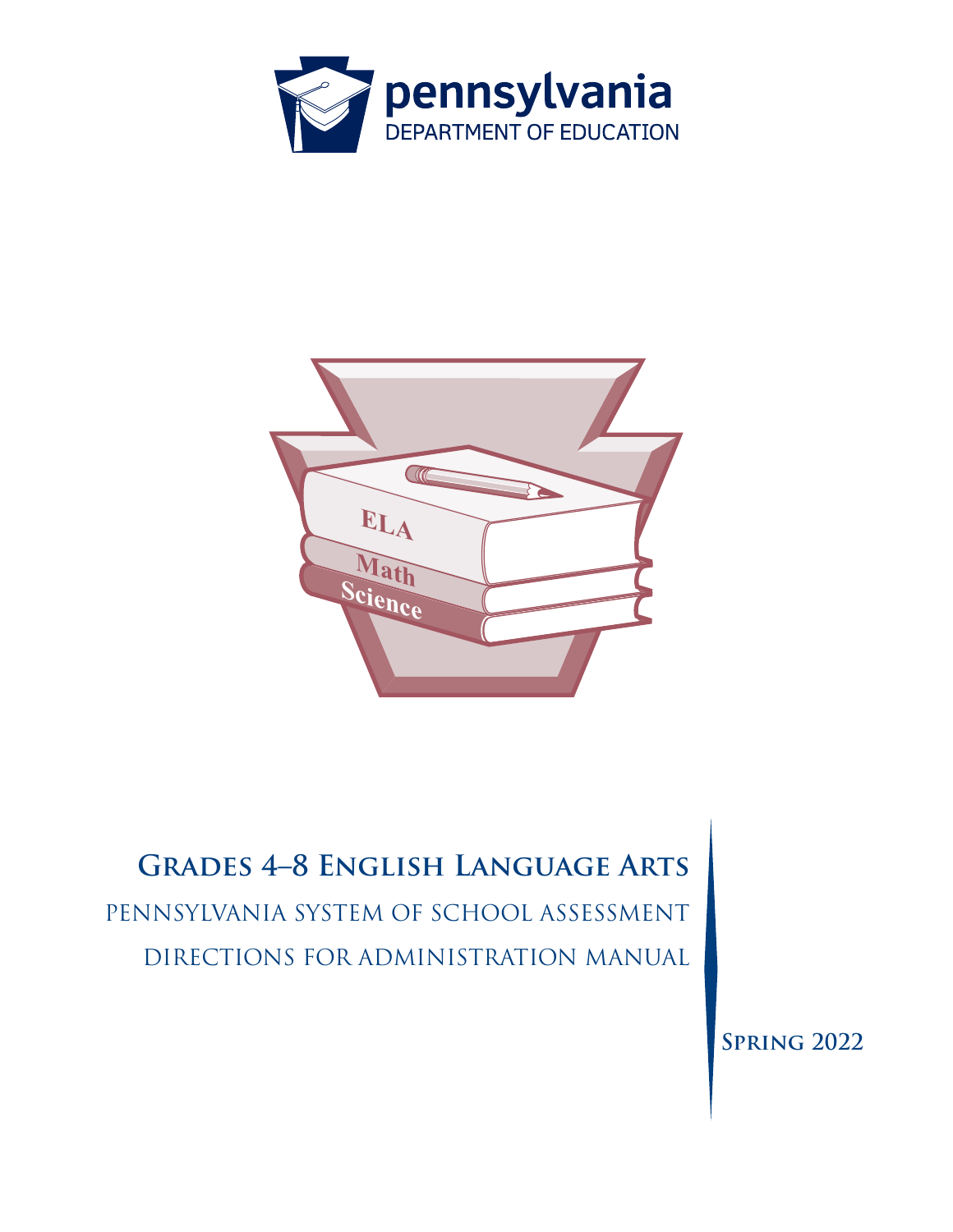pennsylvania
DEPARTMENT OF EDUCATION

# Grades 4–8 English Language Arts

## Pennsylvania System of School Assessment

## Directions for Administration Manual

**Spring 2022**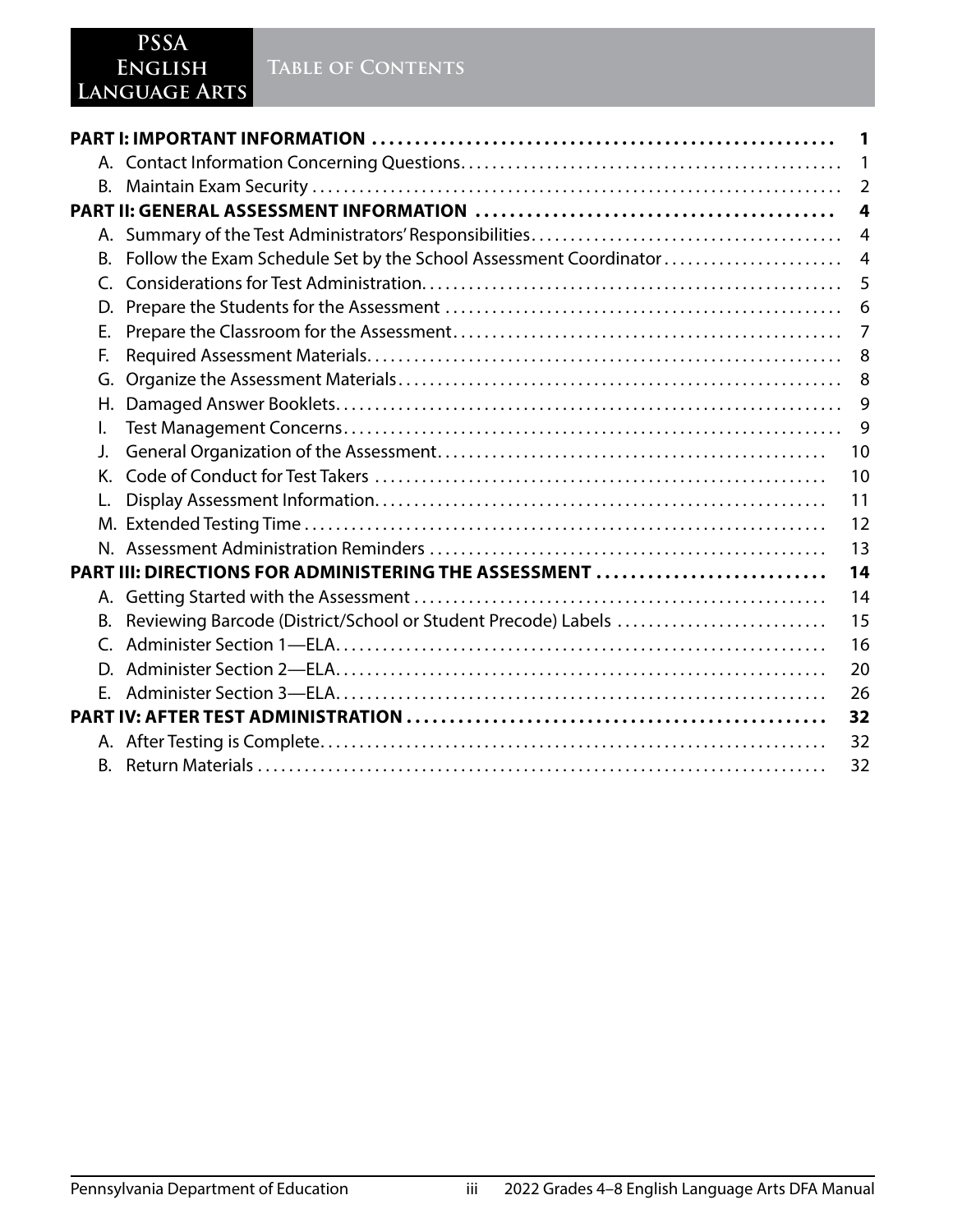# Table of Contents

| | | |
|---|---|---|
| **PART I: IMPORTANT INFORMATION** | | **1** |
| A. | Contact Information Concerning Questions | 1 |
| B. | Maintain Exam Security | 2 |
| **PART II: GENERAL ASSESSMENT INFORMATION** | | **4** |
| A. | Summary of the Test Administrators' Responsibilities | 4 |
| B. | Follow the Exam Schedule Set by the School Assessment Coordinator | 4 |
| C. | Considerations for Test Administration | 5 |
| D. | Prepare the Students for the Assessment | 6 |
| E. | Prepare the Classroom for the Assessment | 7 |
| F. | Required Assessment Materials | 8 |
| G. | Organize the Assessment Materials | 8 |
| H. | Damaged Answer Booklets | 9 |
| I. | Test Management Concerns | 9 |
| J. | General Organization of the Assessment | 10 |
| K. | Code of Conduct for Test Takers | 10 |
| L. | Display Assessment Information | 11 |
| M. | Extended Testing Time | 12 |
| N. | Assessment Administration Reminders | 13 |
| **PART III: DIRECTIONS FOR ADMINISTERING THE ASSESSMENT** | | **14** |
| A. | Getting Started with the Assessment | 14 |
| B. | Reviewing Barcode (District/School or Student Precode) Labels | 15 |
| C. | Administer Section 1—ELA | 16 |
| D. | Administer Section 2—ELA | 20 |
| E. | Administer Section 3—ELA | 26 |
| **PART IV: AFTER TEST ADMINISTRATION** | | **32** |
| A. | After Testing is Complete | 32 |
| B. | Return Materials | 32 |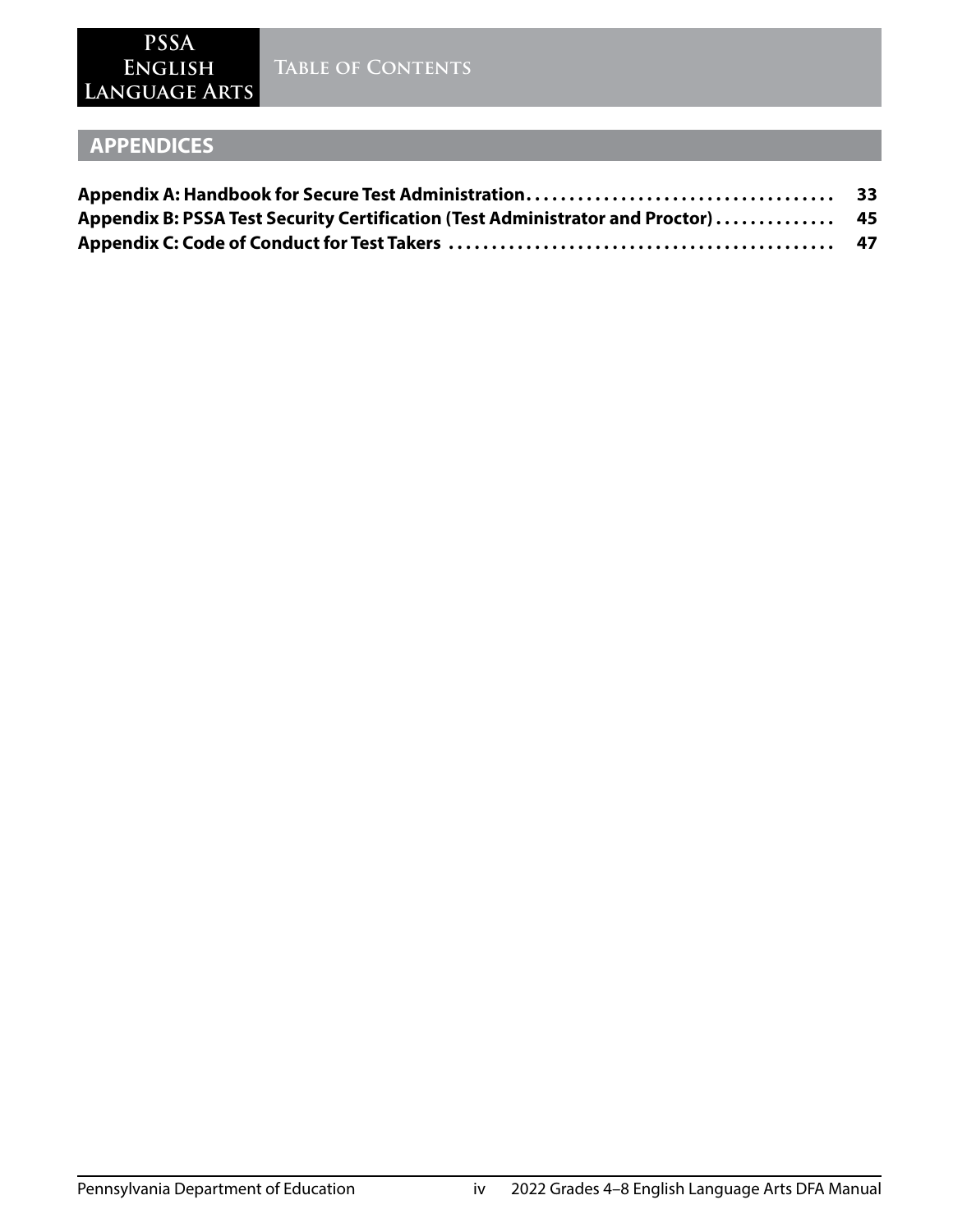## APPENDICES

**Appendix A: Handbook for Secure Test Administration** .................................... **33**

**Appendix B: PSSA Test Security Certification (Test Administrator and Proctor)** .............. **45**

**Appendix C: Code of Conduct for Test Takers** ............................................ **47**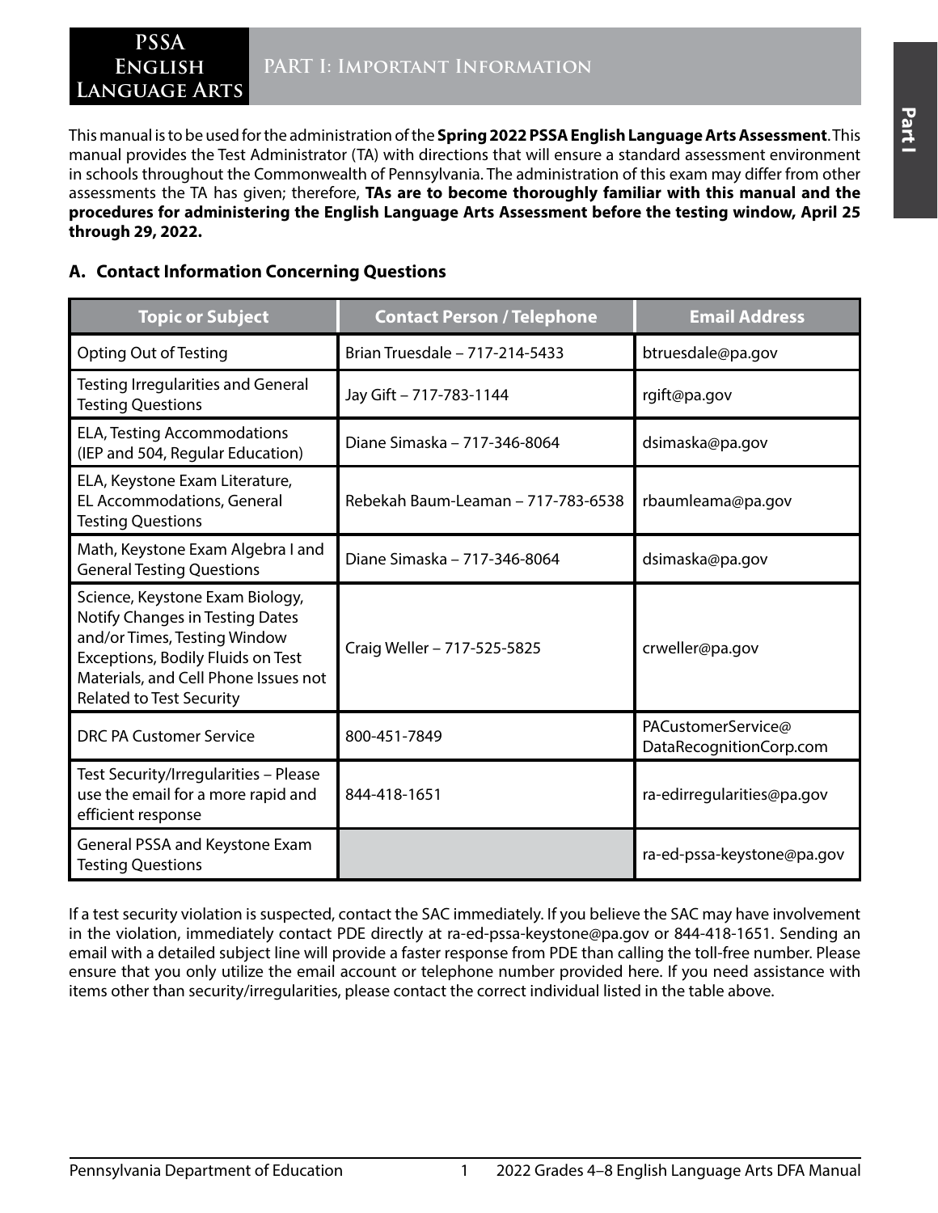# PART I: Important Information

This manual is to be used for the administration of the **Spring 2022 PSSA English Language Arts Assessment**. This manual provides the Test Administrator (TA) with directions that will ensure a standard assessment environment in schools throughout the Commonwealth of Pennsylvania. The administration of this exam may differ from other assessments the TA has given; therefore, **TAs are to become thoroughly familiar with this manual and the procedures for administering the English Language Arts Assessment before the testing window, April 25 through 29, 2022.**

## A. Contact Information Concerning Questions

| Topic or Subject | Contact Person / Telephone | Email Address |
|---|---|---|
| Opting Out of Testing | Brian Truesdale – 717-214-5433 | btruesdale@pa.gov |
| Testing Irregularities and General Testing Questions | Jay Gift – 717-783-1144 | rgift@pa.gov |
| ELA, Testing Accommodations (IEP and 504, Regular Education) | Diane Simaska – 717-346-8064 | dsimaska@pa.gov |
| ELA, Keystone Exam Literature, EL Accommodations, General Testing Questions | Rebekah Baum-Leaman – 717-783-6538 | rbaumleama@pa.gov |
| Math, Keystone Exam Algebra I and General Testing Questions | Diane Simaska – 717-346-8064 | dsimaska@pa.gov |
| Science, Keystone Exam Biology, Notify Changes in Testing Dates and/or Times, Testing Window Exceptions, Bodily Fluids on Test Materials, and Cell Phone Issues not Related to Test Security | Craig Weller – 717-525-5825 | crweller@pa.gov |
| DRC PA Customer Service | 800-451-7849 | PACustomerService@DataRecognitionCorp.com |
| Test Security/Irregularities – Please use the email for a more rapid and efficient response | 844-418-1651 | ra-edirregularities@pa.gov |
| General PSSA and Keystone Exam Testing Questions | | ra-ed-pssa-keystone@pa.gov |

If a test security violation is suspected, contact the SAC immediately. If you believe the SAC may have involvement in the violation, immediately contact PDE directly at ra-ed-pssa-keystone@pa.gov or 844-418-1651. Sending an email with a detailed subject line will provide a faster response from PDE than calling the toll-free number. Please ensure that you only utilize the email account or telephone number provided here. If you need assistance with items other than security/irregularities, please contact the correct individual listed in the table above.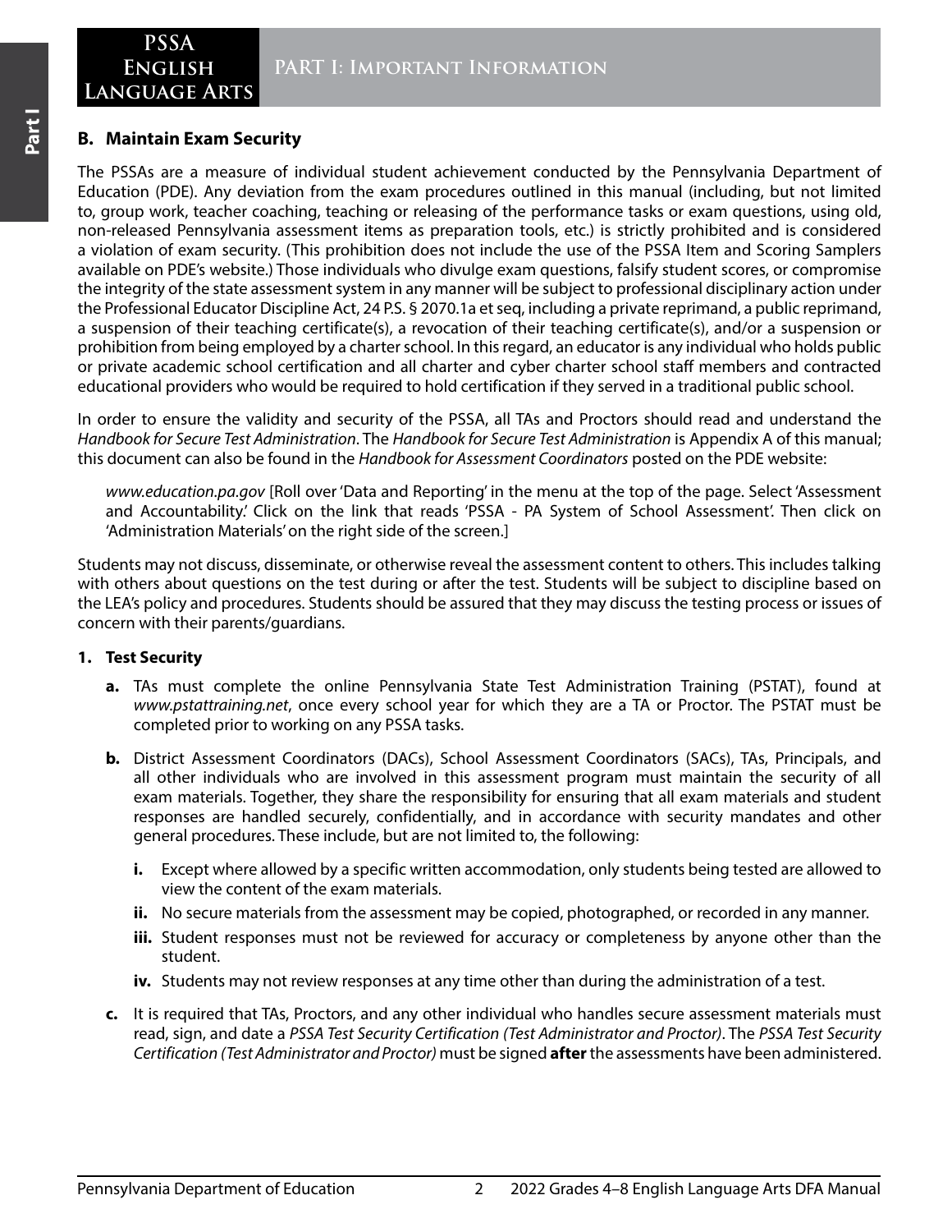## B. Maintain Exam Security

The PSSAs are a measure of individual student achievement conducted by the Pennsylvania Department of Education (PDE). Any deviation from the exam procedures outlined in this manual (including, but not limited to, group work, teacher coaching, teaching or releasing of the performance tasks or exam questions, using old, non-released Pennsylvania assessment items as preparation tools, etc.) is strictly prohibited and is considered a violation of exam security. (This prohibition does not include the use of the PSSA Item and Scoring Samplers available on PDE's website.) Those individuals who divulge exam questions, falsify student scores, or compromise the integrity of the state assessment system in any manner will be subject to professional disciplinary action under the Professional Educator Discipline Act, 24 P.S. § 2070.1a et seq, including a private reprimand, a public reprimand, a suspension of their teaching certificate(s), a revocation of their teaching certificate(s), and/or a suspension or prohibition from being employed by a charter school. In this regard, an educator is any individual who holds public or private academic school certification and all charter and cyber charter school staff members and contracted educational providers who would be required to hold certification if they served in a traditional public school.

In order to ensure the validity and security of the PSSA, all TAs and Proctors should read and understand the *Handbook for Secure Test Administration*. The *Handbook for Secure Test Administration* is Appendix A of this manual; this document can also be found in the *Handbook for Assessment Coordinators* posted on the PDE website:

> *www.education.pa.gov* [Roll over 'Data and Reporting' in the menu at the top of the page. Select 'Assessment and Accountability.' Click on the link that reads 'PSSA - PA System of School Assessment'. Then click on 'Administration Materials' on the right side of the screen.]

Students may not discuss, disseminate, or otherwise reveal the assessment content to others. This includes talking with others about questions on the test during or after the test. Students will be subject to discipline based on the LEA's policy and procedures. Students should be assured that they may discuss the testing process or issues of concern with their parents/guardians.

### 1. Test Security

- **a.** TAs must complete the online Pennsylvania State Test Administration Training (PSTAT), found at *www.pstattraining.net*, once every school year for which they are a TA or Proctor. The PSTAT must be completed prior to working on any PSSA tasks.
- **b.** District Assessment Coordinators (DACs), School Assessment Coordinators (SACs), TAs, Principals, and all other individuals who are involved in this assessment program must maintain the security of all exam materials. Together, they share the responsibility for ensuring that all exam materials and student responses are handled securely, confidentially, and in accordance with security mandates and other general procedures. These include, but are not limited to, the following:
  - **i.** Except where allowed by a specific written accommodation, only students being tested are allowed to view the content of the exam materials.
  - **ii.** No secure materials from the assessment may be copied, photographed, or recorded in any manner.
  - **iii.** Student responses must not be reviewed for accuracy or completeness by anyone other than the student.
  - **iv.** Students may not review responses at any time other than during the administration of a test.
- **c.** It is required that TAs, Proctors, and any other individual who handles secure assessment materials must read, sign, and date a *PSSA Test Security Certification (Test Administrator and Proctor)*. The *PSSA Test Security Certification (Test Administrator and Proctor)* must be signed **after** the assessments have been administered.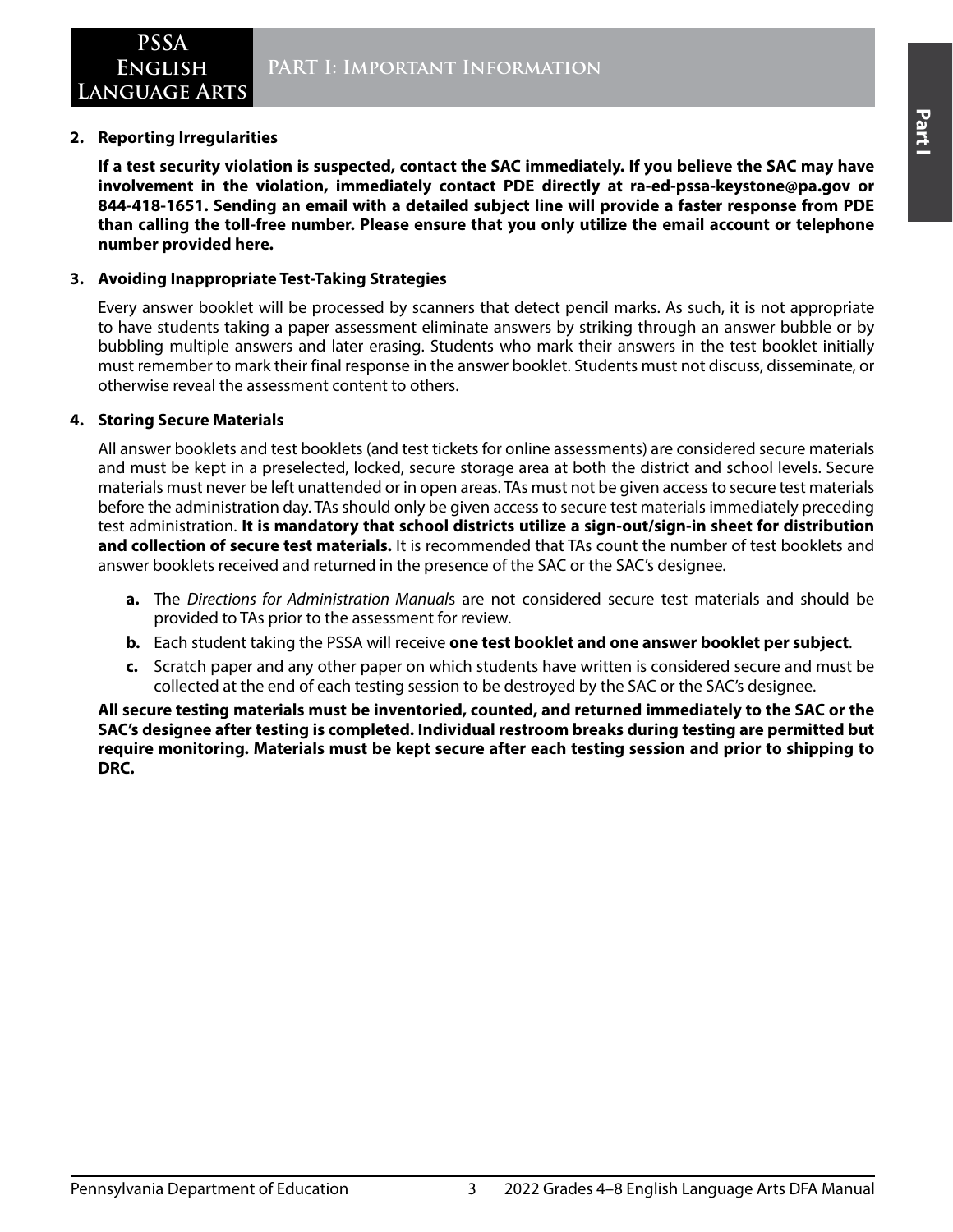**2. Reporting Irregularities**

**If a test security violation is suspected, contact the SAC immediately. If you believe the SAC may have involvement in the violation, immediately contact PDE directly at ra-ed-pssa-keystone@pa.gov or 844-418-1651. Sending an email with a detailed subject line will provide a faster response from PDE than calling the toll-free number. Please ensure that you only utilize the email account or telephone number provided here.**

**3. Avoiding Inappropriate Test-Taking Strategies**

Every answer booklet will be processed by scanners that detect pencil marks. As such, it is not appropriate to have students taking a paper assessment eliminate answers by striking through an answer bubble or by bubbling multiple answers and later erasing. Students who mark their answers in the test booklet initially must remember to mark their final response in the answer booklet. Students must not discuss, disseminate, or otherwise reveal the assessment content to others.

**4. Storing Secure Materials**

All answer booklets and test booklets (and test tickets for online assessments) are considered secure materials and must be kept in a preselected, locked, secure storage area at both the district and school levels. Secure materials must never be left unattended or in open areas. TAs must not be given access to secure test materials before the administration day. TAs should only be given access to secure test materials immediately preceding test administration. **It is mandatory that school districts utilize a sign-out/sign-in sheet for distribution and collection of secure test materials.** It is recommended that TAs count the number of test booklets and answer booklets received and returned in the presence of the SAC or the SAC's designee.

**a.** The *Directions for Administration Manual*s are not considered secure test materials and should be provided to TAs prior to the assessment for review.

**b.** Each student taking the PSSA will receive **one test booklet and one answer booklet per subject**.

**c.** Scratch paper and any other paper on which students have written is considered secure and must be collected at the end of each testing session to be destroyed by the SAC or the SAC's designee.

**All secure testing materials must be inventoried, counted, and returned immediately to the SAC or the SAC's designee after testing is completed. Individual restroom breaks during testing are permitted but require monitoring. Materials must be kept secure after each testing session and prior to shipping to DRC.**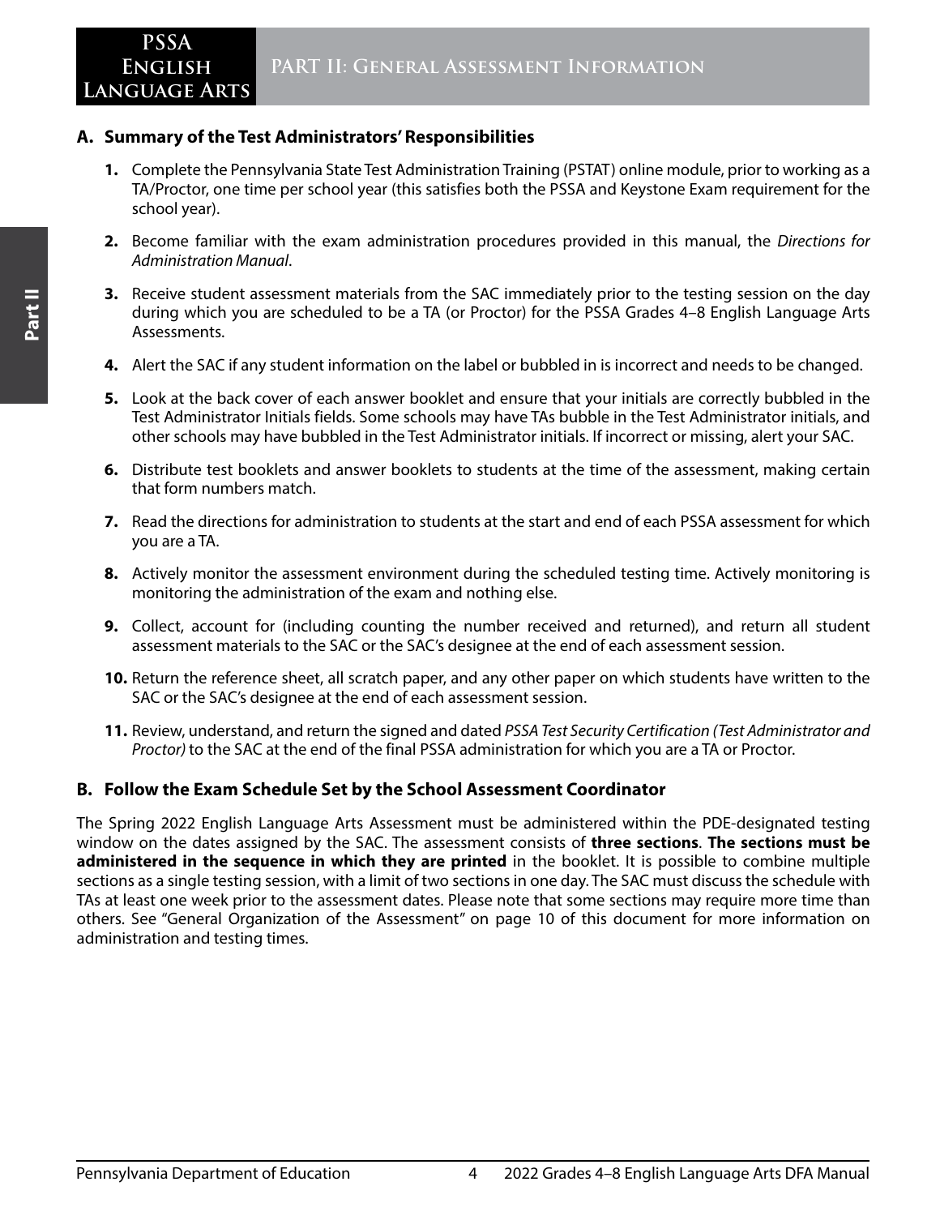## A. Summary of the Test Administrators' Responsibilities

1. Complete the Pennsylvania State Test Administration Training (PSTAT) online module, prior to working as a TA/Proctor, one time per school year (this satisfies both the PSSA and Keystone Exam requirement for the school year).
2. Become familiar with the exam administration procedures provided in this manual, the *Directions for Administration Manual*.
3. Receive student assessment materials from the SAC immediately prior to the testing session on the day during which you are scheduled to be a TA (or Proctor) for the PSSA Grades 4–8 English Language Arts Assessments.
4. Alert the SAC if any student information on the label or bubbled in is incorrect and needs to be changed.
5. Look at the back cover of each answer booklet and ensure that your initials are correctly bubbled in the Test Administrator Initials fields. Some schools may have TAs bubble in the Test Administrator initials, and other schools may have bubbled in the Test Administrator initials. If incorrect or missing, alert your SAC.
6. Distribute test booklets and answer booklets to students at the time of the assessment, making certain that form numbers match.
7. Read the directions for administration to students at the start and end of each PSSA assessment for which you are a TA.
8. Actively monitor the assessment environment during the scheduled testing time. Actively monitoring is monitoring the administration of the exam and nothing else.
9. Collect, account for (including counting the number received and returned), and return all student assessment materials to the SAC or the SAC's designee at the end of each assessment session.
10. Return the reference sheet, all scratch paper, and any other paper on which students have written to the SAC or the SAC's designee at the end of each assessment session.
11. Review, understand, and return the signed and dated *PSSA Test Security Certification (Test Administrator and Proctor)* to the SAC at the end of the final PSSA administration for which you are a TA or Proctor.

## B. Follow the Exam Schedule Set by the School Assessment Coordinator

The Spring 2022 English Language Arts Assessment must be administered within the PDE-designated testing window on the dates assigned by the SAC. The assessment consists of **three sections**. **The sections must be administered in the sequence in which they are printed** in the booklet. It is possible to combine multiple sections as a single testing session, with a limit of two sections in one day. The SAC must discuss the schedule with TAs at least one week prior to the assessment dates. Please note that some sections may require more time than others. See "General Organization of the Assessment" on page 10 of this document for more information on administration and testing times.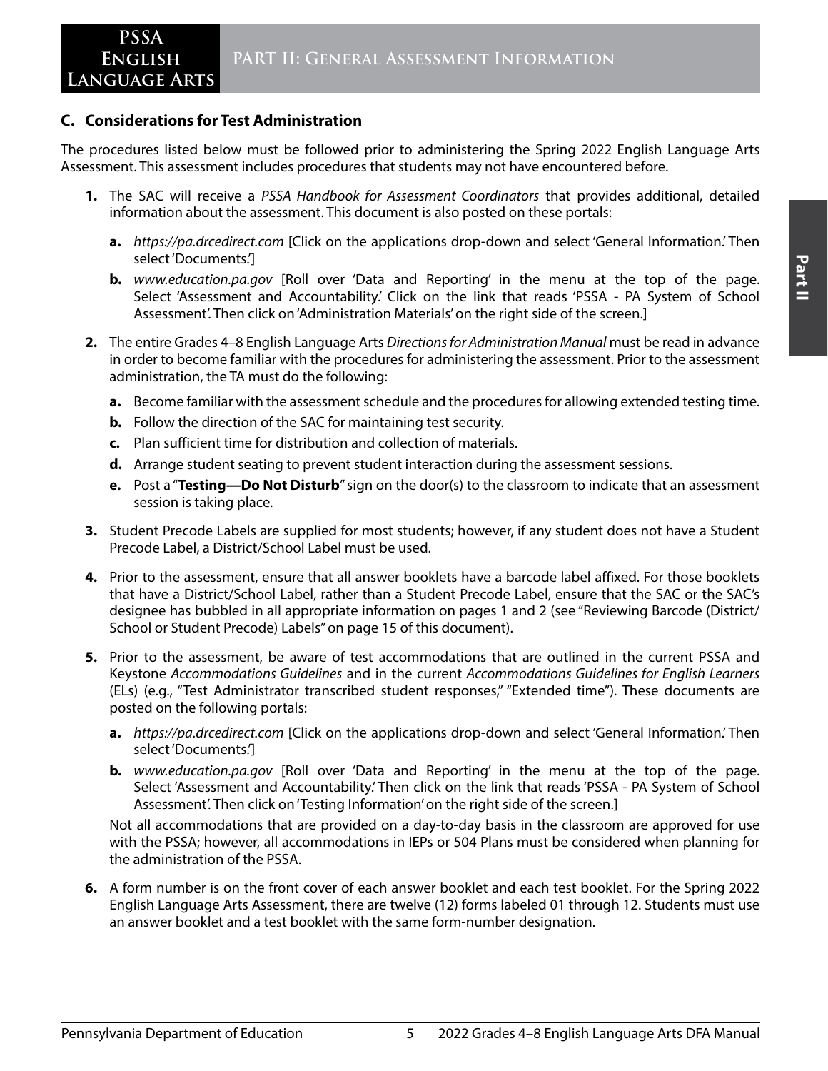## C. Considerations for Test Administration

The procedures listed below must be followed prior to administering the Spring 2022 English Language Arts Assessment. This assessment includes procedures that students may not have encountered before.

1. The SAC will receive a *PSSA Handbook for Assessment Coordinators* that provides additional, detailed information about the assessment. This document is also posted on these portals:
   a. *https://pa.drcedirect.com* [Click on the applications drop-down and select 'General Information.' Then select 'Documents.']
   b. *www.education.pa.gov* [Roll over 'Data and Reporting' in the menu at the top of the page. Select 'Assessment and Accountability.' Click on the link that reads 'PSSA - PA System of School Assessment'. Then click on 'Administration Materials' on the right side of the screen.]
2. The entire Grades 4–8 English Language Arts *Directions for Administration Manual* must be read in advance in order to become familiar with the procedures for administering the assessment. Prior to the assessment administration, the TA must do the following:
   a. Become familiar with the assessment schedule and the procedures for allowing extended testing time.
   b. Follow the direction of the SAC for maintaining test security.
   c. Plan sufficient time for distribution and collection of materials.
   d. Arrange student seating to prevent student interaction during the assessment sessions.
   e. Post a "**Testing—Do Not Disturb**" sign on the door(s) to the classroom to indicate that an assessment session is taking place.
3. Student Precode Labels are supplied for most students; however, if any student does not have a Student Precode Label, a District/School Label must be used.
4. Prior to the assessment, ensure that all answer booklets have a barcode label affixed. For those booklets that have a District/School Label, rather than a Student Precode Label, ensure that the SAC or the SAC's designee has bubbled in all appropriate information on pages 1 and 2 (see "Reviewing Barcode (District/School or Student Precode) Labels" on page 15 of this document).
5. Prior to the assessment, be aware of test accommodations that are outlined in the current PSSA and Keystone *Accommodations Guidelines* and in the current *Accommodations Guidelines for English Learners* (ELs) (e.g., "Test Administrator transcribed student responses," "Extended time"). These documents are posted on the following portals:
   a. *https://pa.drcedirect.com* [Click on the applications drop-down and select 'General Information.' Then select 'Documents.']
   b. *www.education.pa.gov* [Roll over 'Data and Reporting' in the menu at the top of the page. Select 'Assessment and Accountability.' Then click on the link that reads 'PSSA - PA System of School Assessment'. Then click on 'Testing Information' on the right side of the screen.]

   Not all accommodations that are provided on a day-to-day basis in the classroom are approved for use with the PSSA; however, all accommodations in IEPs or 504 Plans must be considered when planning for the administration of the PSSA.
6. A form number is on the front cover of each answer booklet and each test booklet. For the Spring 2022 English Language Arts Assessment, there are twelve (12) forms labeled 01 through 12. Students must use an answer booklet and a test booklet with the same form-number designation.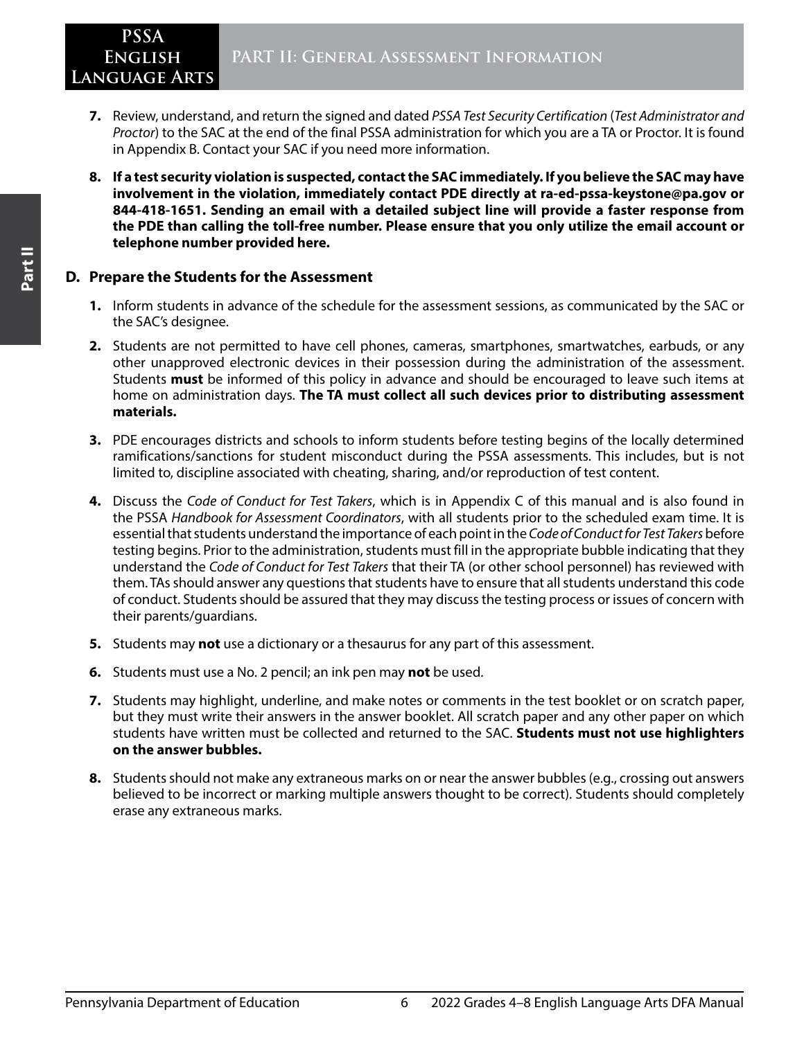7. Review, understand, and return the signed and dated *PSSA Test Security Certification* (*Test Administrator and Proctor*) to the SAC at the end of the final PSSA administration for which you are a TA or Proctor. It is found in Appendix B. Contact your SAC if you need more information.

8. **If a test security violation is suspected, contact the SAC immediately. If you believe the SAC may have involvement in the violation, immediately contact PDE directly at ra-ed-pssa-keystone@pa.gov or 844-418-1651. Sending an email with a detailed subject line will provide a faster response from the PDE than calling the toll-free number. Please ensure that you only utilize the email account or telephone number provided here.**

## D. Prepare the Students for the Assessment

1. Inform students in advance of the schedule for the assessment sessions, as communicated by the SAC or the SAC's designee.

2. Students are not permitted to have cell phones, cameras, smartphones, smartwatches, earbuds, or any other unapproved electronic devices in their possession during the administration of the assessment. Students **must** be informed of this policy in advance and should be encouraged to leave such items at home on administration days. **The TA must collect all such devices prior to distributing assessment materials.**

3. PDE encourages districts and schools to inform students before testing begins of the locally determined ramifications/sanctions for student misconduct during the PSSA assessments. This includes, but is not limited to, discipline associated with cheating, sharing, and/or reproduction of test content.

4. Discuss the *Code of Conduct for Test Takers*, which is in Appendix C of this manual and is also found in the PSSA *Handbook for Assessment Coordinators*, with all students prior to the scheduled exam time. It is essential that students understand the importance of each point in the *Code of Conduct for Test Takers* before testing begins. Prior to the administration, students must fill in the appropriate bubble indicating that they understand the *Code of Conduct for Test Takers* that their TA (or other school personnel) has reviewed with them. TAs should answer any questions that students have to ensure that all students understand this code of conduct. Students should be assured that they may discuss the testing process or issues of concern with their parents/guardians.

5. Students may **not** use a dictionary or a thesaurus for any part of this assessment.

6. Students must use a No. 2 pencil; an ink pen may **not** be used.

7. Students may highlight, underline, and make notes or comments in the test booklet or on scratch paper, but they must write their answers in the answer booklet. All scratch paper and any other paper on which students have written must be collected and returned to the SAC. **Students must not use highlighters on the answer bubbles.**

8. Students should not make any extraneous marks on or near the answer bubbles (e.g., crossing out answers believed to be incorrect or marking multiple answers thought to be correct). Students should completely erase any extraneous marks.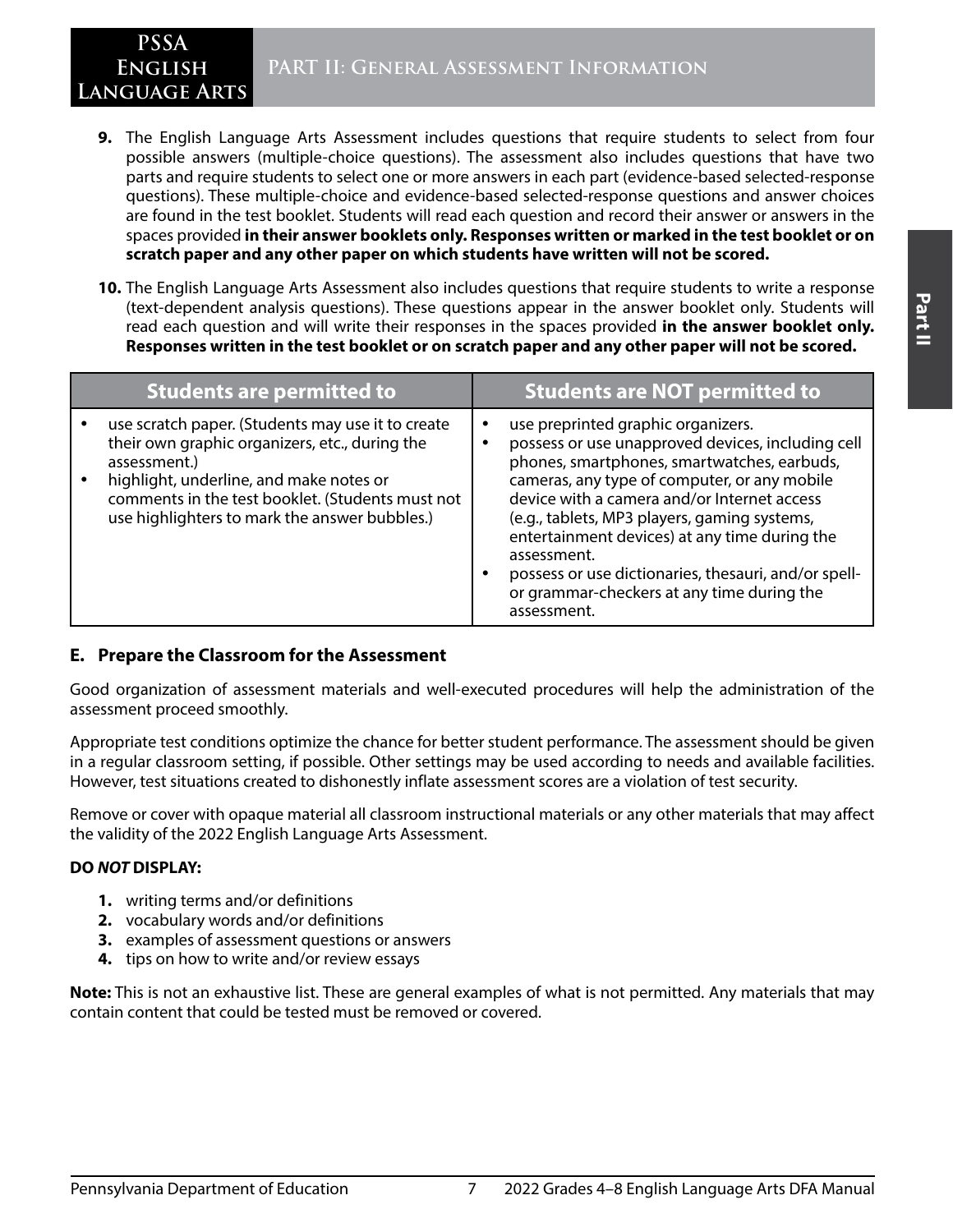9. The English Language Arts Assessment includes questions that require students to select from four possible answers (multiple-choice questions). The assessment also includes questions that have two parts and require students to select one or more answers in each part (evidence-based selected-response questions). These multiple-choice and evidence-based selected-response questions and answer choices are found in the test booklet. Students will read each question and record their answer or answers in the spaces provided **in their answer booklets only. Responses written or marked in the test booklet or on scratch paper and any other paper on which students have written will not be scored.**

10. The English Language Arts Assessment also includes questions that require students to write a response (text-dependent analysis questions). These questions appear in the answer booklet only. Students will read each question and will write their responses in the spaces provided **in the answer booklet only. Responses written in the test booklet or on scratch paper and any other paper will not be scored.**

| Students are permitted to | Students are NOT permitted to |
| --- | --- |
| • use scratch paper. (Students may use it to create their own graphic organizers, etc., during the assessment.)<br>• highlight, underline, and make notes or comments in the test booklet. (Students must not use highlighters to mark the answer bubbles.) | • use preprinted graphic organizers.<br>• possess or use unapproved devices, including cell phones, smartphones, smartwatches, earbuds, cameras, any type of computer, or any mobile device with a camera and/or Internet access (e.g., tablets, MP3 players, gaming systems, entertainment devices) at any time during the assessment.<br>• possess or use dictionaries, thesauri, and/or spell- or grammar-checkers at any time during the assessment. |

### E. Prepare the Classroom for the Assessment

Good organization of assessment materials and well-executed procedures will help the administration of the assessment proceed smoothly.

Appropriate test conditions optimize the chance for better student performance. The assessment should be given in a regular classroom setting, if possible. Other settings may be used according to needs and available facilities. However, test situations created to dishonestly inflate assessment scores are a violation of test security.

Remove or cover with opaque material all classroom instructional materials or any other materials that may affect the validity of the 2022 English Language Arts Assessment.

**DO *NOT* DISPLAY:**

1. writing terms and/or definitions
2. vocabulary words and/or definitions
3. examples of assessment questions or answers
4. tips on how to write and/or review essays

**Note:** This is not an exhaustive list. These are general examples of what is not permitted. Any materials that may contain content that could be tested must be removed or covered.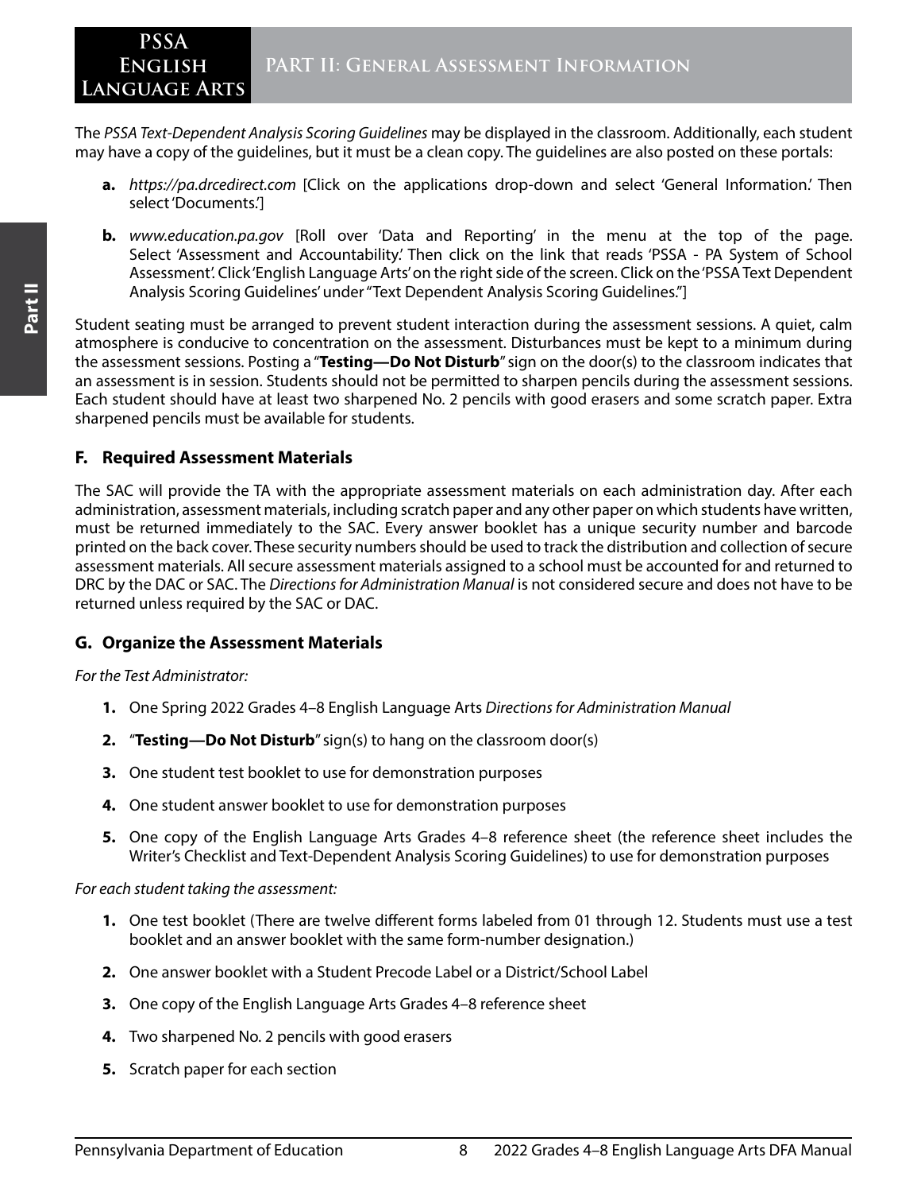The *PSSA Text-Dependent Analysis Scoring Guidelines* may be displayed in the classroom. Additionally, each student may have a copy of the guidelines, but it must be a clean copy. The guidelines are also posted on these portals:

**a.** *https://pa.drcedirect.com* [Click on the applications drop-down and select 'General Information.' Then select 'Documents.']

**b.** *www.education.pa.gov* [Roll over 'Data and Reporting' in the menu at the top of the page. Select 'Assessment and Accountability.' Then click on the link that reads 'PSSA - PA System of School Assessment'. Click 'English Language Arts' on the right side of the screen. Click on the 'PSSA Text Dependent Analysis Scoring Guidelines' under "Text Dependent Analysis Scoring Guidelines."]

Student seating must be arranged to prevent student interaction during the assessment sessions. A quiet, calm atmosphere is conducive to concentration on the assessment. Disturbances must be kept to a minimum during the assessment sessions. Posting a "**Testing—Do Not Disturb**" sign on the door(s) to the classroom indicates that an assessment is in session. Students should not be permitted to sharpen pencils during the assessment sessions. Each student should have at least two sharpened No. 2 pencils with good erasers and some scratch paper. Extra sharpened pencils must be available for students.

### F. Required Assessment Materials

The SAC will provide the TA with the appropriate assessment materials on each administration day. After each administration, assessment materials, including scratch paper and any other paper on which students have written, must be returned immediately to the SAC. Every answer booklet has a unique security number and barcode printed on the back cover. These security numbers should be used to track the distribution and collection of secure assessment materials. All secure assessment materials assigned to a school must be accounted for and returned to DRC by the DAC or SAC. The *Directions for Administration Manual* is not considered secure and does not have to be returned unless required by the SAC or DAC.

### G. Organize the Assessment Materials

*For the Test Administrator:*

1. One Spring 2022 Grades 4–8 English Language Arts *Directions for Administration Manual*
2. "**Testing—Do Not Disturb**" sign(s) to hang on the classroom door(s)
3. One student test booklet to use for demonstration purposes
4. One student answer booklet to use for demonstration purposes
5. One copy of the English Language Arts Grades 4–8 reference sheet (the reference sheet includes the Writer's Checklist and Text-Dependent Analysis Scoring Guidelines) to use for demonstration purposes

*For each student taking the assessment:*

1. One test booklet (There are twelve different forms labeled from 01 through 12. Students must use a test booklet and an answer booklet with the same form-number designation.)
2. One answer booklet with a Student Precode Label or a District/School Label
3. One copy of the English Language Arts Grades 4–8 reference sheet
4. Two sharpened No. 2 pencils with good erasers
5. Scratch paper for each section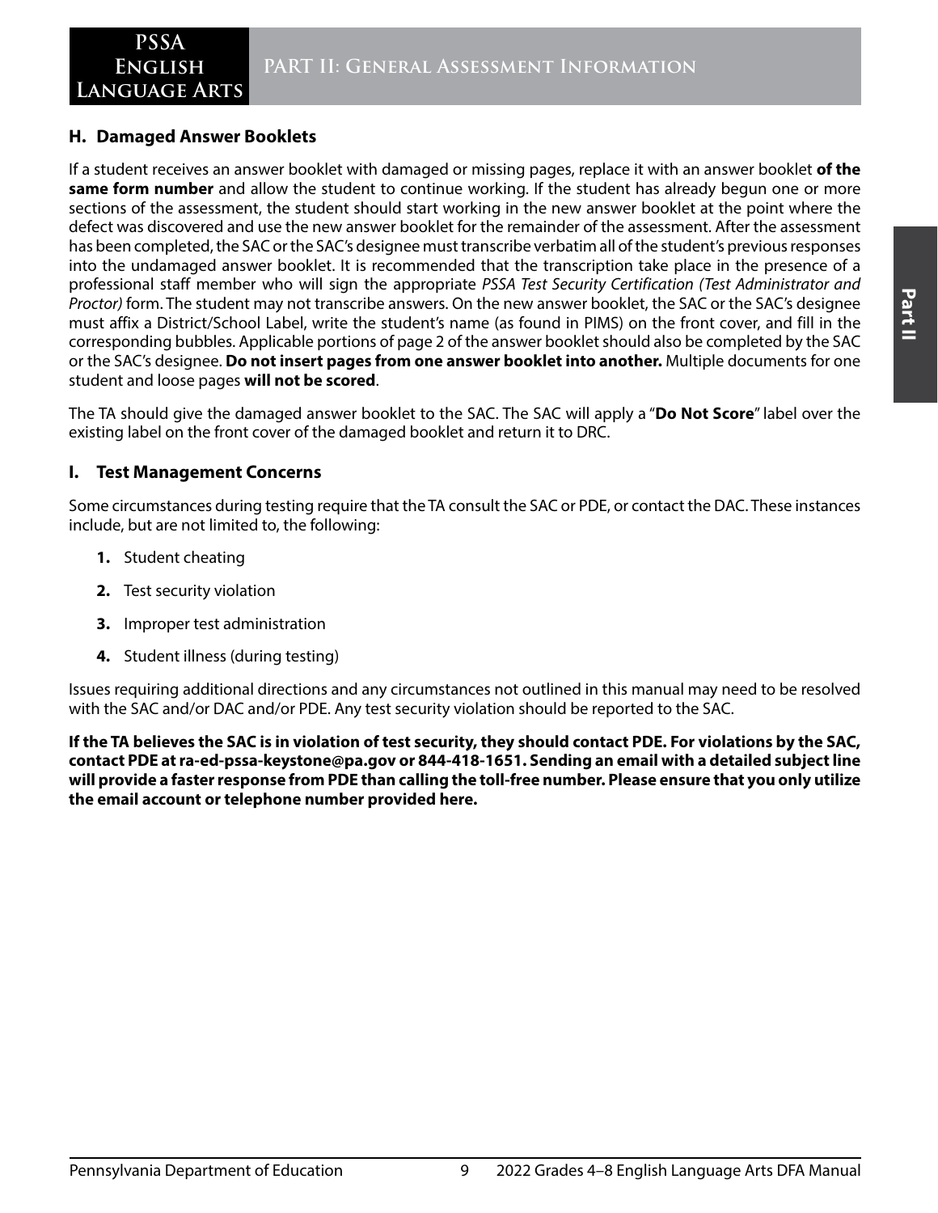## H. Damaged Answer Booklets

If a student receives an answer booklet with damaged or missing pages, replace it with an answer booklet **of the same form number** and allow the student to continue working. If the student has already begun one or more sections of the assessment, the student should start working in the new answer booklet at the point where the defect was discovered and use the new answer booklet for the remainder of the assessment. After the assessment has been completed, the SAC or the SAC's designee must transcribe verbatim all of the student's previous responses into the undamaged answer booklet. It is recommended that the transcription take place in the presence of a professional staff member who will sign the appropriate *PSSA Test Security Certification (Test Administrator and Proctor)* form. The student may not transcribe answers. On the new answer booklet, the SAC or the SAC's designee must affix a District/School Label, write the student's name (as found in PIMS) on the front cover, and fill in the corresponding bubbles. Applicable portions of page 2 of the answer booklet should also be completed by the SAC or the SAC's designee. **Do not insert pages from one answer booklet into another.** Multiple documents for one student and loose pages **will not be scored**.

The TA should give the damaged answer booklet to the SAC. The SAC will apply a "**Do Not Score**" label over the existing label on the front cover of the damaged booklet and return it to DRC.

## I. Test Management Concerns

Some circumstances during testing require that the TA consult the SAC or PDE, or contact the DAC. These instances include, but are not limited to, the following:

1. Student cheating
2. Test security violation
3. Improper test administration
4. Student illness (during testing)

Issues requiring additional directions and any circumstances not outlined in this manual may need to be resolved with the SAC and/or DAC and/or PDE. Any test security violation should be reported to the SAC.

**If the TA believes the SAC is in violation of test security, they should contact PDE. For violations by the SAC, contact PDE at ra-ed-pssa-keystone@pa.gov or 844-418-1651. Sending an email with a detailed subject line will provide a faster response from PDE than calling the toll-free number. Please ensure that you only utilize the email account or telephone number provided here.**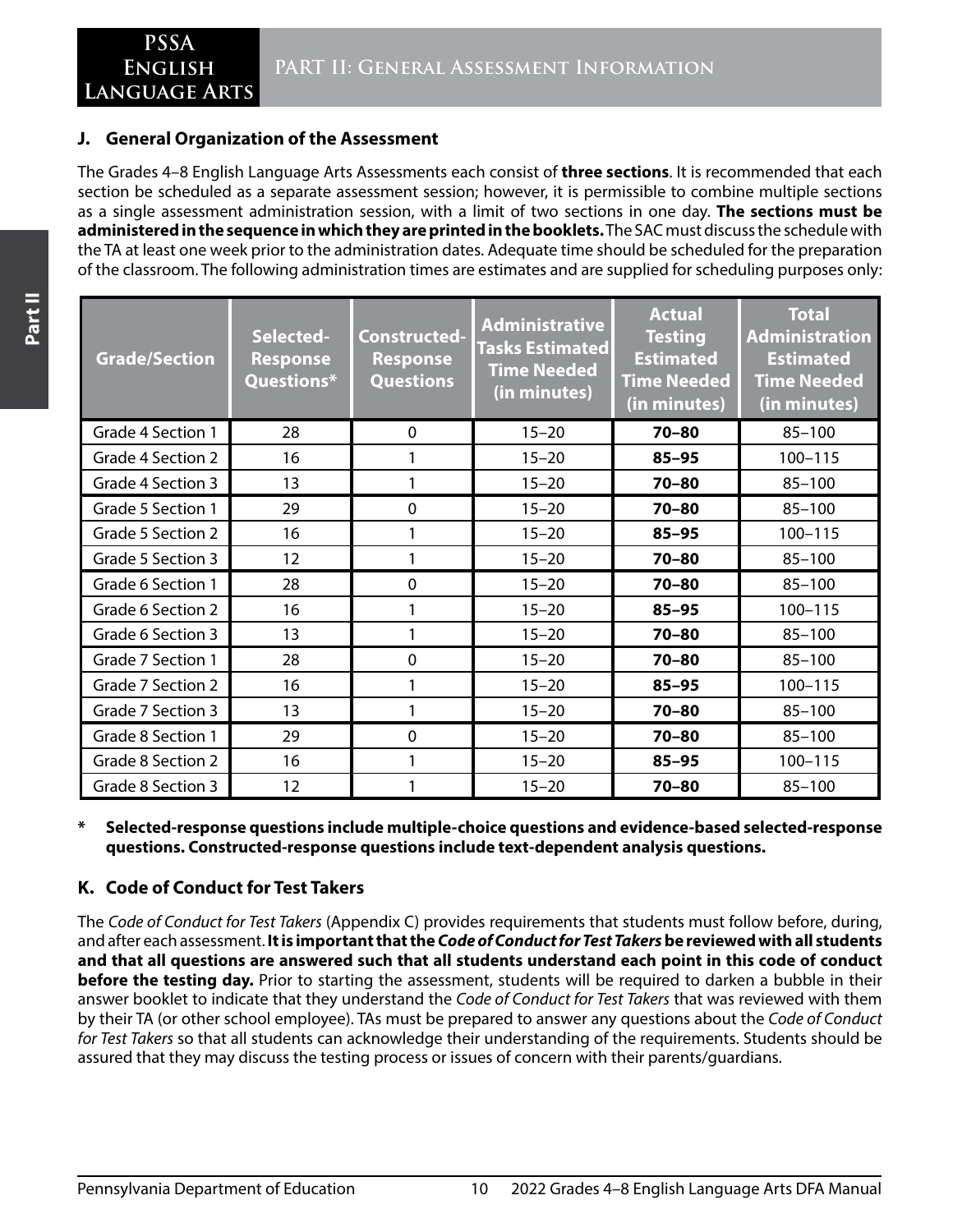### J. General Organization of the Assessment

The Grades 4–8 English Language Arts Assessments each consist of **three sections**. It is recommended that each section be scheduled as a separate assessment session; however, it is permissible to combine multiple sections as a single assessment administration session, with a limit of two sections in one day. **The sections must be administered in the sequence in which they are printed in the booklets.** The SAC must discuss the schedule with the TA at least one week prior to the administration dates. Adequate time should be scheduled for the preparation of the classroom. The following administration times are estimates and are supplied for scheduling purposes only:

| Grade/Section | Selected-Response Questions* | Constructed-Response Questions | Administrative Tasks Estimated Time Needed (in minutes) | Actual Testing Estimated Time Needed (in minutes) | Total Administration Estimated Time Needed (in minutes) |
|---|---|---|---|---|---|
| Grade 4 Section 1 | 28 | 0 | 15–20 | **70–80** | 85–100 |
| Grade 4 Section 2 | 16 | 1 | 15–20 | **85–95** | 100–115 |
| Grade 4 Section 3 | 13 | 1 | 15–20 | **70–80** | 85–100 |
| Grade 5 Section 1 | 29 | 0 | 15–20 | **70–80** | 85–100 |
| Grade 5 Section 2 | 16 | 1 | 15–20 | **85–95** | 100–115 |
| Grade 5 Section 3 | 12 | 1 | 15–20 | **70–80** | 85–100 |
| Grade 6 Section 1 | 28 | 0 | 15–20 | **70–80** | 85–100 |
| Grade 6 Section 2 | 16 | 1 | 15–20 | **85–95** | 100–115 |
| Grade 6 Section 3 | 13 | 1 | 15–20 | **70–80** | 85–100 |
| Grade 7 Section 1 | 28 | 0 | 15–20 | **70–80** | 85–100 |
| Grade 7 Section 2 | 16 | 1 | 15–20 | **85–95** | 100–115 |
| Grade 7 Section 3 | 13 | 1 | 15–20 | **70–80** | 85–100 |
| Grade 8 Section 1 | 29 | 0 | 15–20 | **70–80** | 85–100 |
| Grade 8 Section 2 | 16 | 1 | 15–20 | **85–95** | 100–115 |
| Grade 8 Section 3 | 12 | 1 | 15–20 | **70–80** | 85–100 |

**\* Selected-response questions include multiple-choice questions and evidence-based selected-response questions. Constructed-response questions include text-dependent analysis questions.**

### K. Code of Conduct for Test Takers

The *Code of Conduct for Test Takers* (Appendix C) provides requirements that students must follow before, during, and after each assessment. **It is important that the *Code of Conduct for Test Takers* be reviewed with all students and that all questions are answered such that all students understand each point in this code of conduct before the testing day.** Prior to starting the assessment, students will be required to darken a bubble in their answer booklet to indicate that they understand the *Code of Conduct for Test Takers* that was reviewed with them by their TA (or other school employee). TAs must be prepared to answer any questions about the *Code of Conduct for Test Takers* so that all students can acknowledge their understanding of the requirements. Students should be assured that they may discuss the testing process or issues of concern with their parents/guardians.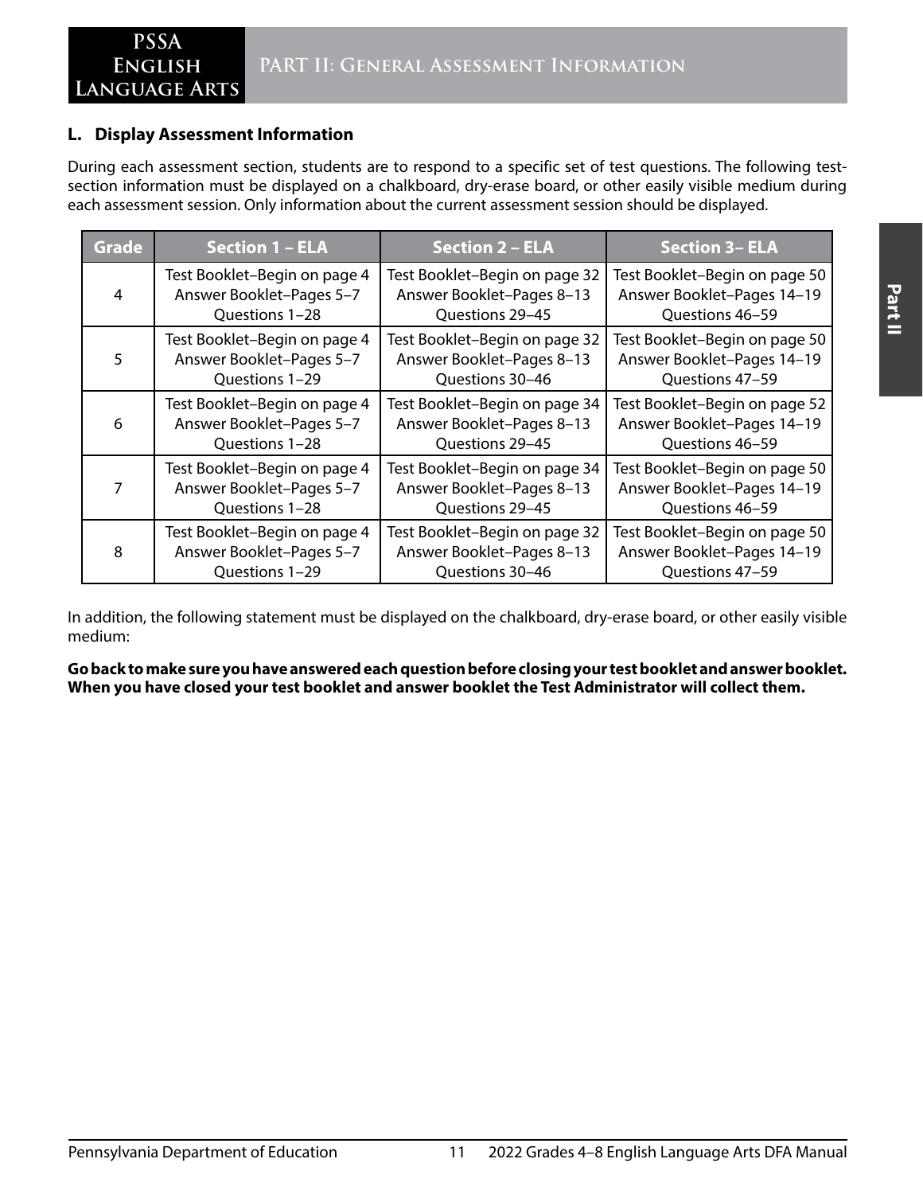## L. Display Assessment Information

During each assessment section, students are to respond to a specific set of test questions. The following test-section information must be displayed on a chalkboard, dry-erase board, or other easily visible medium during each assessment session. Only information about the current assessment session should be displayed.

| Grade | Section 1 – ELA | Section 2 – ELA | Section 3– ELA |
|---|---|---|---|
| 4 | Test Booklet–Begin on page 4<br>Answer Booklet–Pages 5–7<br>Questions 1–28 | Test Booklet–Begin on page 32<br>Answer Booklet–Pages 8–13<br>Questions 29–45 | Test Booklet–Begin on page 50<br>Answer Booklet–Pages 14–19<br>Questions 46–59 |
| 5 | Test Booklet–Begin on page 4<br>Answer Booklet–Pages 5–7<br>Questions 1–29 | Test Booklet–Begin on page 32<br>Answer Booklet–Pages 8–13<br>Questions 30–46 | Test Booklet–Begin on page 50<br>Answer Booklet–Pages 14–19<br>Questions 47–59 |
| 6 | Test Booklet–Begin on page 4<br>Answer Booklet–Pages 5–7<br>Questions 1–28 | Test Booklet–Begin on page 34<br>Answer Booklet–Pages 8–13<br>Questions 29–45 | Test Booklet–Begin on page 52<br>Answer Booklet–Pages 14–19<br>Questions 46–59 |
| 7 | Test Booklet–Begin on page 4<br>Answer Booklet–Pages 5–7<br>Questions 1–28 | Test Booklet–Begin on page 34<br>Answer Booklet–Pages 8–13<br>Questions 29–45 | Test Booklet–Begin on page 50<br>Answer Booklet–Pages 14–19<br>Questions 46–59 |
| 8 | Test Booklet–Begin on page 4<br>Answer Booklet–Pages 5–7<br>Questions 1–29 | Test Booklet–Begin on page 32<br>Answer Booklet–Pages 8–13<br>Questions 30–46 | Test Booklet–Begin on page 50<br>Answer Booklet–Pages 14–19<br>Questions 47–59 |

In addition, the following statement must be displayed on the chalkboard, dry-erase board, or other easily visible medium:

**Go back to make sure you have answered each question before closing your test booklet and answer booklet. When you have closed your test booklet and answer booklet the Test Administrator will collect them.**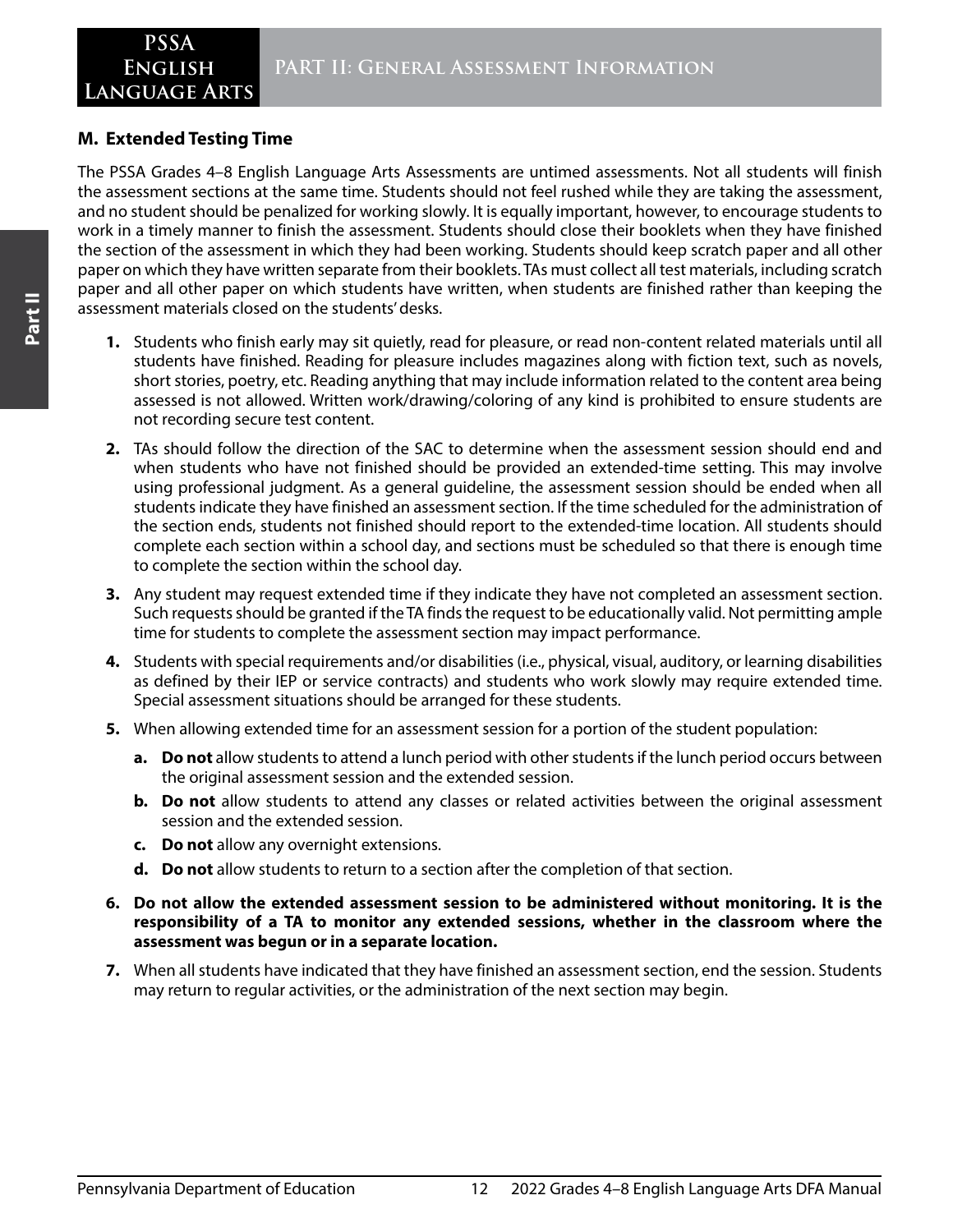## M. Extended Testing Time

The PSSA Grades 4–8 English Language Arts Assessments are untimed assessments. Not all students will finish the assessment sections at the same time. Students should not feel rushed while they are taking the assessment, and no student should be penalized for working slowly. It is equally important, however, to encourage students to work in a timely manner to finish the assessment. Students should close their booklets when they have finished the section of the assessment in which they had been working. Students should keep scratch paper and all other paper on which they have written separate from their booklets. TAs must collect all test materials, including scratch paper and all other paper on which students have written, when students are finished rather than keeping the assessment materials closed on the students' desks.

1. Students who finish early may sit quietly, read for pleasure, or read non-content related materials until all students have finished. Reading for pleasure includes magazines along with fiction text, such as novels, short stories, poetry, etc. Reading anything that may include information related to the content area being assessed is not allowed. Written work/drawing/coloring of any kind is prohibited to ensure students are not recording secure test content.
2. TAs should follow the direction of the SAC to determine when the assessment session should end and when students who have not finished should be provided an extended-time setting. This may involve using professional judgment. As a general guideline, the assessment session should be ended when all students indicate they have finished an assessment section. If the time scheduled for the administration of the section ends, students not finished should report to the extended-time location. All students should complete each section within a school day, and sections must be scheduled so that there is enough time to complete the section within the school day.
3. Any student may request extended time if they indicate they have not completed an assessment section. Such requests should be granted if the TA finds the request to be educationally valid. Not permitting ample time for students to complete the assessment section may impact performance.
4. Students with special requirements and/or disabilities (i.e., physical, visual, auditory, or learning disabilities as defined by their IEP or service contracts) and students who work slowly may require extended time. Special assessment situations should be arranged for these students.
5. When allowing extended time for an assessment session for a portion of the student population:
   a. **Do not** allow students to attend a lunch period with other students if the lunch period occurs between the original assessment session and the extended session.
   b. **Do not** allow students to attend any classes or related activities between the original assessment session and the extended session.
   c. **Do not** allow any overnight extensions.
   d. **Do not** allow students to return to a section after the completion of that section.
6. **Do not allow the extended assessment session to be administered without monitoring. It is the responsibility of a TA to monitor any extended sessions, whether in the classroom where the assessment was begun or in a separate location.**
7. When all students have indicated that they have finished an assessment section, end the session. Students may return to regular activities, or the administration of the next section may begin.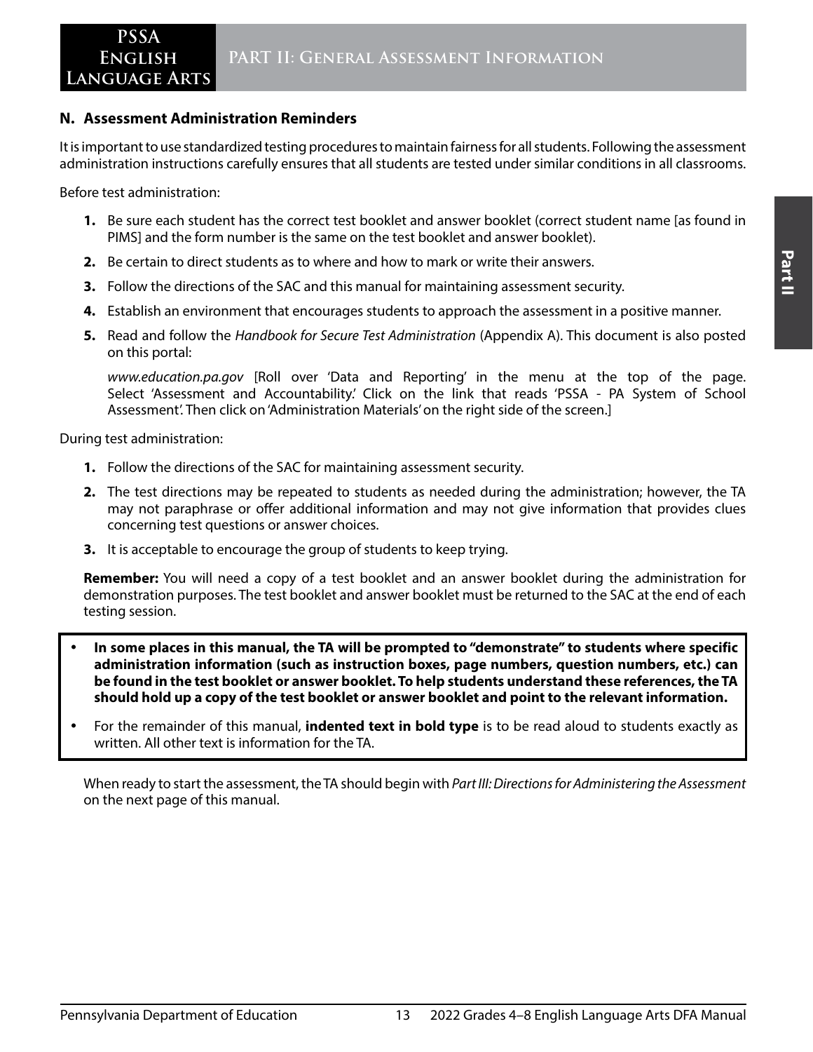## N. Assessment Administration Reminders

It is important to use standardized testing procedures to maintain fairness for all students. Following the assessment administration instructions carefully ensures that all students are tested under similar conditions in all classrooms.

Before test administration:

1. Be sure each student has the correct test booklet and answer booklet (correct student name [as found in PIMS] and the form number is the same on the test booklet and answer booklet).
2. Be certain to direct students as to where and how to mark or write their answers.
3. Follow the directions of the SAC and this manual for maintaining assessment security.
4. Establish an environment that encourages students to approach the assessment in a positive manner.
5. Read and follow the *Handbook for Secure Test Administration* (Appendix A). This document is also posted on this portal:

   *www.education.pa.gov* [Roll over 'Data and Reporting' in the menu at the top of the page. Select 'Assessment and Accountability.' Click on the link that reads 'PSSA - PA System of School Assessment'. Then click on 'Administration Materials' on the right side of the screen.]

During test administration:

1. Follow the directions of the SAC for maintaining assessment security.
2. The test directions may be repeated to students as needed during the administration; however, the TA may not paraphrase or offer additional information and may not give information that provides clues concerning test questions or answer choices.
3. It is acceptable to encourage the group of students to keep trying.

**Remember:** You will need a copy of a test booklet and an answer booklet during the administration for demonstration purposes. The test booklet and answer booklet must be returned to the SAC at the end of each testing session.

- **In some places in this manual, the TA will be prompted to "demonstrate" to students where specific administration information (such as instruction boxes, page numbers, question numbers, etc.) can be found in the test booklet or answer booklet. To help students understand these references, the TA should hold up a copy of the test booklet or answer booklet and point to the relevant information.**
- For the remainder of this manual, **indented text in bold type** is to be read aloud to students exactly as written. All other text is information for the TA.

When ready to start the assessment, the TA should begin with *Part III: Directions for Administering the Assessment* on the next page of this manual.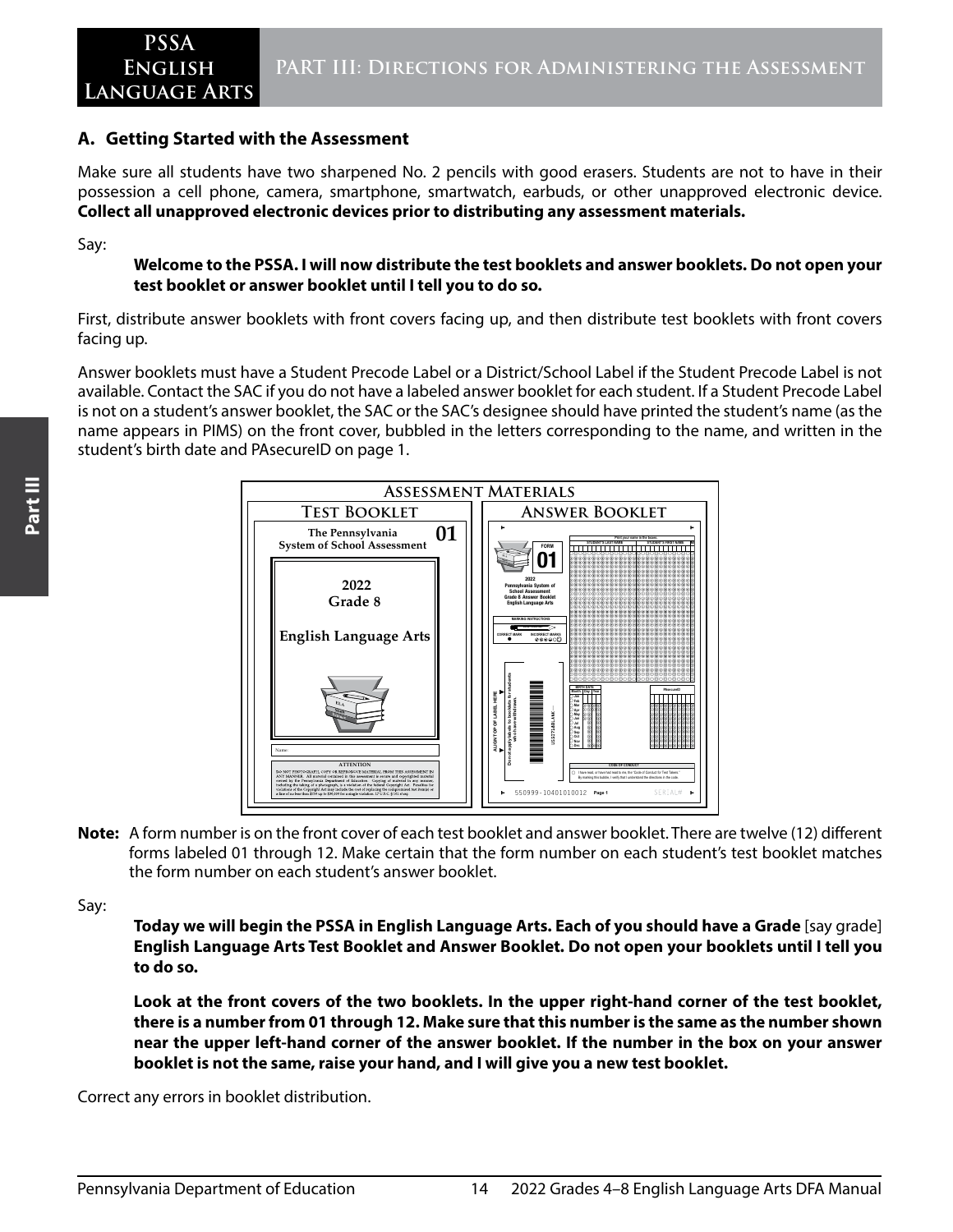## A. Getting Started with the Assessment

Make sure all students have two sharpened No. 2 pencils with good erasers. Students are not to have in their possession a cell phone, camera, smartphone, smartwatch, earbuds, or other unapproved electronic device. **Collect all unapproved electronic devices prior to distributing any assessment materials.**

Say:

> **Welcome to the PSSA. I will now distribute the test booklets and answer booklets. Do not open your test booklet or answer booklet until I tell you to do so.**

First, distribute answer booklets with front covers facing up, and then distribute test booklets with front covers facing up.

Answer booklets must have a Student Precode Label or a District/School Label if the Student Precode Label is not available. Contact the SAC if you do not have a labeled answer booklet for each student. If a Student Precode Label is not on a student's answer booklet, the SAC or the SAC's designee should have printed the student's name (as the name appears in PIMS) on the front cover, bubbled in the letters corresponding to the name, and written in the student's birth date and PAsecureID on page 1.

**Note:** A form number is on the front cover of each test booklet and answer booklet. There are twelve (12) different forms labeled 01 through 12. Make certain that the form number on each student's test booklet matches the form number on each student's answer booklet.

Say:

> **Today we will begin the PSSA in English Language Arts. Each of you should have a Grade** [say grade] **English Language Arts Test Booklet and Answer Booklet. Do not open your booklets until I tell you to do so.**
>
> **Look at the front covers of the two booklets. In the upper right-hand corner of the test booklet, there is a number from 01 through 12. Make sure that this number is the same as the number shown near the upper left-hand corner of the answer booklet. If the number in the box on your answer booklet is not the same, raise your hand, and I will give you a new test booklet.**

Correct any errors in booklet distribution.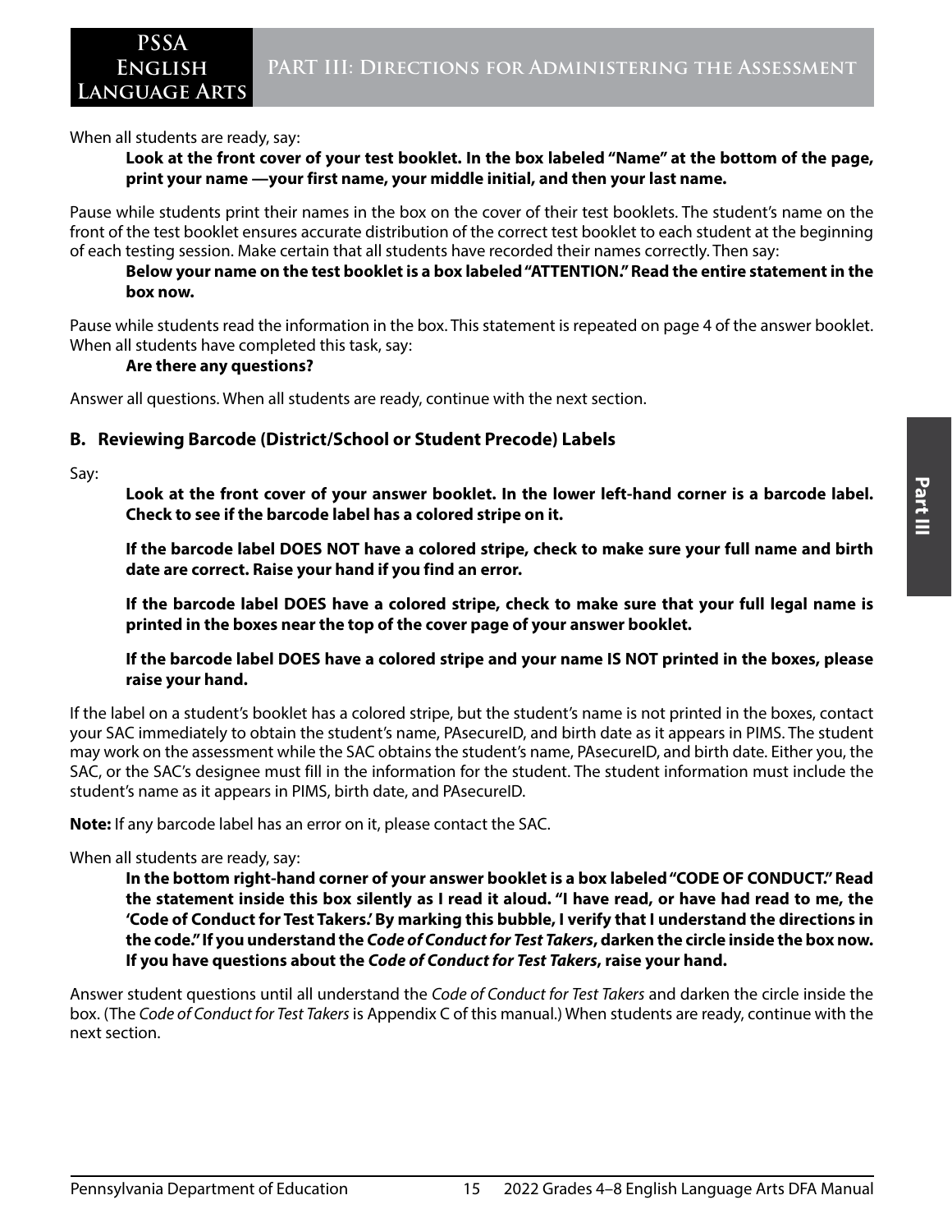When all students are ready, say:

**Look at the front cover of your test booklet. In the box labeled "Name" at the bottom of the page, print your name —your first name, your middle initial, and then your last name.**

Pause while students print their names in the box on the cover of their test booklets. The student's name on the front of the test booklet ensures accurate distribution of the correct test booklet to each student at the beginning of each testing session. Make certain that all students have recorded their names correctly. Then say:

**Below your name on the test booklet is a box labeled "ATTENTION." Read the entire statement in the box now.**

Pause while students read the information in the box. This statement is repeated on page 4 of the answer booklet. When all students have completed this task, say:

**Are there any questions?**

Answer all questions. When all students are ready, continue with the next section.

### B. Reviewing Barcode (District/School or Student Precode) Labels

Say:

**Look at the front cover of your answer booklet. In the lower left-hand corner is a barcode label. Check to see if the barcode label has a colored stripe on it.**

**If the barcode label DOES NOT have a colored stripe, check to make sure your full name and birth date are correct. Raise your hand if you find an error.**

**If the barcode label DOES have a colored stripe, check to make sure that your full legal name is printed in the boxes near the top of the cover page of your answer booklet.**

**If the barcode label DOES have a colored stripe and your name IS NOT printed in the boxes, please raise your hand.**

If the label on a student's booklet has a colored stripe, but the student's name is not printed in the boxes, contact your SAC immediately to obtain the student's name, PAsecureID, and birth date as it appears in PIMS. The student may work on the assessment while the SAC obtains the student's name, PAsecureID, and birth date. Either you, the SAC, or the SAC's designee must fill in the information for the student. The student information must include the student's name as it appears in PIMS, birth date, and PAsecureID.

**Note:** If any barcode label has an error on it, please contact the SAC.

When all students are ready, say:

**In the bottom right-hand corner of your answer booklet is a box labeled "CODE OF CONDUCT." Read the statement inside this box silently as I read it aloud. "I have read, or have had read to me, the 'Code of Conduct for Test Takers.' By marking this bubble, I verify that I understand the directions in the code." If you understand the *Code of Conduct for Test Takers*, darken the circle inside the box now. If you have questions about the *Code of Conduct for Test Takers*, raise your hand.**

Answer student questions until all understand the *Code of Conduct for Test Takers* and darken the circle inside the box. (The *Code of Conduct for Test Takers* is Appendix C of this manual.) When students are ready, continue with the next section.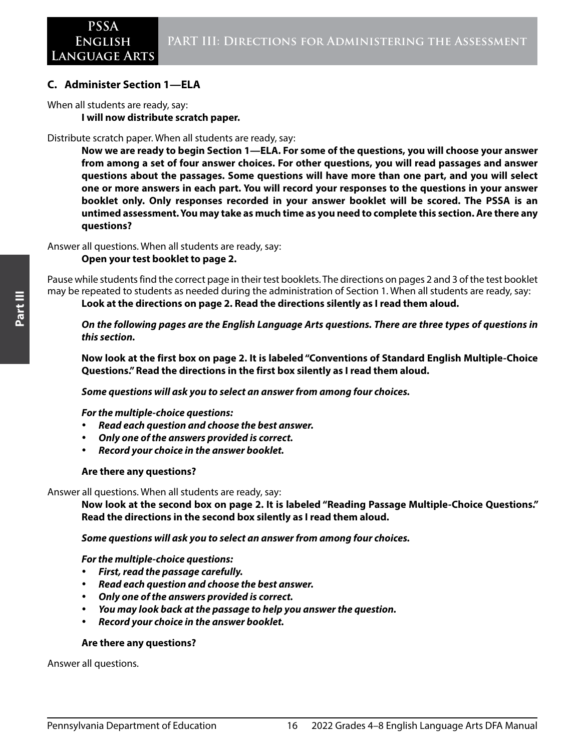### C. Administer Section 1—ELA

When all students are ready, say:

> **I will now distribute scratch paper.**

Distribute scratch paper. When all students are ready, say:

> **Now we are ready to begin Section 1—ELA. For some of the questions, you will choose your answer from among a set of four answer choices. For other questions, you will read passages and answer questions about the passages. Some questions will have more than one part, and you will select one or more answers in each part. You will record your responses to the questions in your answer booklet only. Only responses recorded in your answer booklet will be scored. The PSSA is an untimed assessment. You may take as much time as you need to complete this section. Are there any questions?**

Answer all questions. When all students are ready, say:

> **Open your test booklet to page 2.**

Pause while students find the correct page in their test booklets. The directions on pages 2 and 3 of the test booklet may be repeated to students as needed during the administration of Section 1. When all students are ready, say:

> **Look at the directions on page 2. Read the directions silently as I read them aloud.**
>
> ***On the following pages are the English Language Arts questions. There are three types of questions in this section.***
>
> **Now look at the first box on page 2. It is labeled "Conventions of Standard English Multiple-Choice Questions." Read the directions in the first box silently as I read them aloud.**
>
> ***Some questions will ask you to select an answer from among four choices.***
>
> ***For the multiple-choice questions:***
>
> - ***Read each question and choose the best answer.***
> - ***Only one of the answers provided is correct.***
> - ***Record your choice in the answer booklet.***
>
> **Are there any questions?**

Answer all questions. When all students are ready, say:

> **Now look at the second box on page 2. It is labeled "Reading Passage Multiple-Choice Questions." Read the directions in the second box silently as I read them aloud.**
>
> ***Some questions will ask you to select an answer from among four choices.***
>
> ***For the multiple-choice questions:***
>
> - ***First, read the passage carefully.***
> - ***Read each question and choose the best answer.***
> - ***Only one of the answers provided is correct.***
> - ***You may look back at the passage to help you answer the question.***
> - ***Record your choice in the answer booklet.***
>
> **Are there any questions?**

Answer all questions.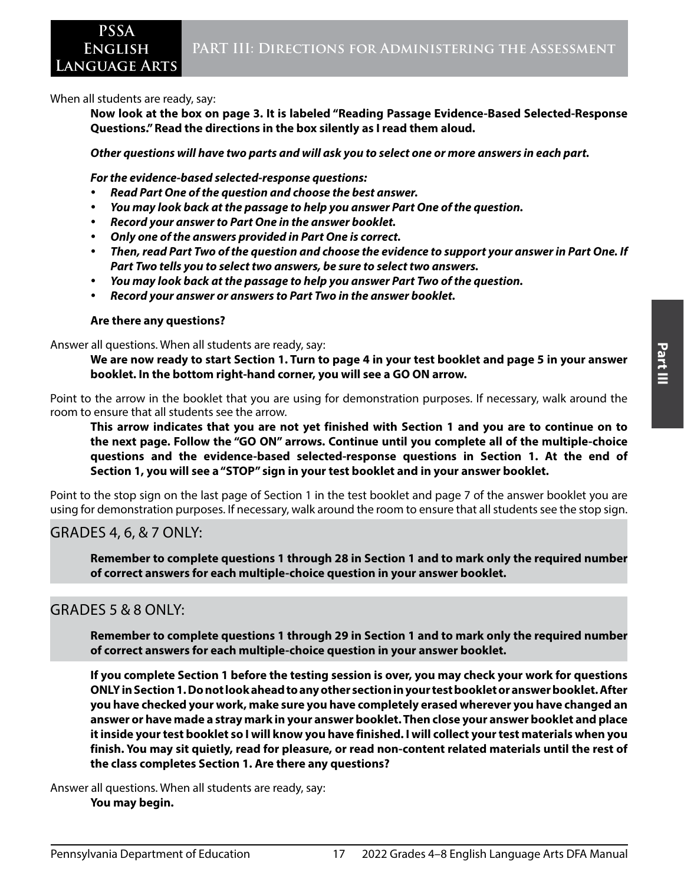When all students are ready, say:

**Now look at the box on page 3. It is labeled "Reading Passage Evidence-Based Selected-Response Questions." Read the directions in the box silently as I read them aloud.**

***Other questions will have two parts and will ask you to select one or more answers in each part.***

***For the evidence-based selected-response questions:***

- ***Read Part One of the question and choose the best answer.***
- ***You may look back at the passage to help you answer Part One of the question.***
- ***Record your answer to Part One in the answer booklet.***
- ***Only one of the answers provided in Part One is correct.***
- ***Then, read Part Two of the question and choose the evidence to support your answer in Part One. If Part Two tells you to select two answers, be sure to select two answers.***
- ***You may look back at the passage to help you answer Part Two of the question.***
- ***Record your answer or answers to Part Two in the answer booklet.***

**Are there any questions?**

Answer all questions. When all students are ready, say:

**We are now ready to start Section 1. Turn to page 4 in your test booklet and page 5 in your answer booklet. In the bottom right-hand corner, you will see a GO ON arrow.**

Point to the arrow in the booklet that you are using for demonstration purposes. If necessary, walk around the room to ensure that all students see the arrow.

**This arrow indicates that you are not yet finished with Section 1 and you are to continue on to the next page. Follow the "GO ON" arrows. Continue until you complete all of the multiple-choice questions and the evidence-based selected-response questions in Section 1. At the end of Section 1, you will see a "STOP" sign in your test booklet and in your answer booklet.**

Point to the stop sign on the last page of Section 1 in the test booklet and page 7 of the answer booklet you are using for demonstration purposes. If necessary, walk around the room to ensure that all students see the stop sign.

## GRADES 4, 6, & 7 ONLY:

**Remember to complete questions 1 through 28 in Section 1 and to mark only the required number of correct answers for each multiple-choice question in your answer booklet.**

## GRADES 5 & 8 ONLY:

**Remember to complete questions 1 through 29 in Section 1 and to mark only the required number of correct answers for each multiple-choice question in your answer booklet.**

**If you complete Section 1 before the testing session is over, you may check your work for questions ONLY in Section 1. Do not look ahead to any other section in your test booklet or answer booklet. After you have checked your work, make sure you have completely erased wherever you have changed an answer or have made a stray mark in your answer booklet. Then close your answer booklet and place it inside your test booklet so I will know you have finished. I will collect your test materials when you finish. You may sit quietly, read for pleasure, or read non-content related materials until the rest of the class completes Section 1. Are there any questions?**

Answer all questions. When all students are ready, say:

**You may begin.**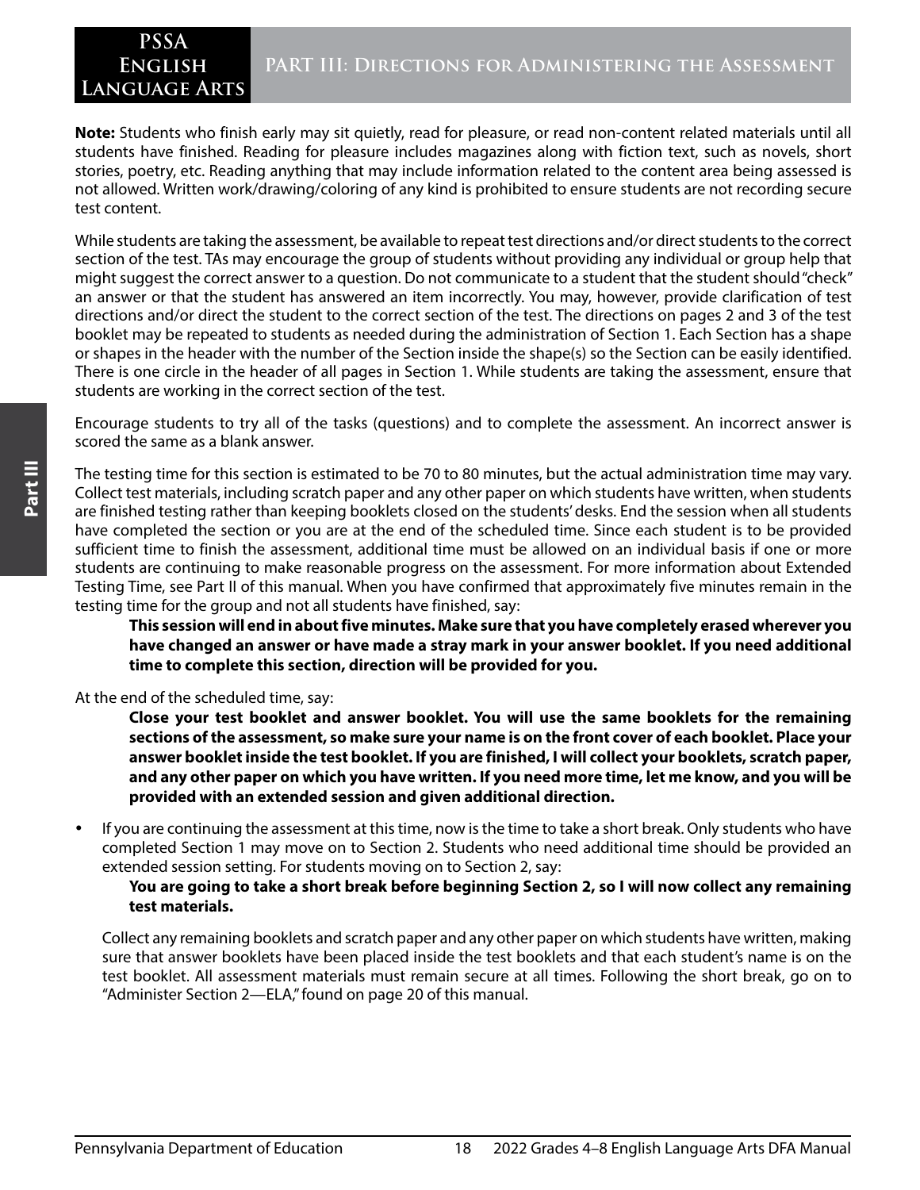**Note:** Students who finish early may sit quietly, read for pleasure, or read non-content related materials until all students have finished. Reading for pleasure includes magazines along with fiction text, such as novels, short stories, poetry, etc. Reading anything that may include information related to the content area being assessed is not allowed. Written work/drawing/coloring of any kind is prohibited to ensure students are not recording secure test content.

While students are taking the assessment, be available to repeat test directions and/or direct students to the correct section of the test. TAs may encourage the group of students without providing any individual or group help that might suggest the correct answer to a question. Do not communicate to a student that the student should "check" an answer or that the student has answered an item incorrectly. You may, however, provide clarification of test directions and/or direct the student to the correct section of the test. The directions on pages 2 and 3 of the test booklet may be repeated to students as needed during the administration of Section 1. Each Section has a shape or shapes in the header with the number of the Section inside the shape(s) so the Section can be easily identified. There is one circle in the header of all pages in Section 1. While students are taking the assessment, ensure that students are working in the correct section of the test.

Encourage students to try all of the tasks (questions) and to complete the assessment. An incorrect answer is scored the same as a blank answer.

The testing time for this section is estimated to be 70 to 80 minutes, but the actual administration time may vary. Collect test materials, including scratch paper and any other paper on which students have written, when students are finished testing rather than keeping booklets closed on the students' desks. End the session when all students have completed the section or you are at the end of the scheduled time. Since each student is to be provided sufficient time to finish the assessment, additional time must be allowed on an individual basis if one or more students are continuing to make reasonable progress on the assessment. For more information about Extended Testing Time, see Part II of this manual. When you have confirmed that approximately five minutes remain in the testing time for the group and not all students have finished, say:

> **This session will end in about five minutes. Make sure that you have completely erased wherever you have changed an answer or have made a stray mark in your answer booklet. If you need additional time to complete this section, direction will be provided for you.**

At the end of the scheduled time, say:

> **Close your test booklet and answer booklet. You will use the same booklets for the remaining sections of the assessment, so make sure your name is on the front cover of each booklet. Place your answer booklet inside the test booklet. If you are finished, I will collect your booklets, scratch paper, and any other paper on which you have written. If you need more time, let me know, and you will be provided with an extended session and given additional direction.**

- If you are continuing the assessment at this time, now is the time to take a short break. Only students who have completed Section 1 may move on to Section 2. Students who need additional time should be provided an extended session setting. For students moving on to Section 2, say:

  > **You are going to take a short break before beginning Section 2, so I will now collect any remaining test materials.**

  Collect any remaining booklets and scratch paper and any other paper on which students have written, making sure that answer booklets have been placed inside the test booklets and that each student's name is on the test booklet. All assessment materials must remain secure at all times. Following the short break, go on to "Administer Section 2—ELA," found on page 20 of this manual.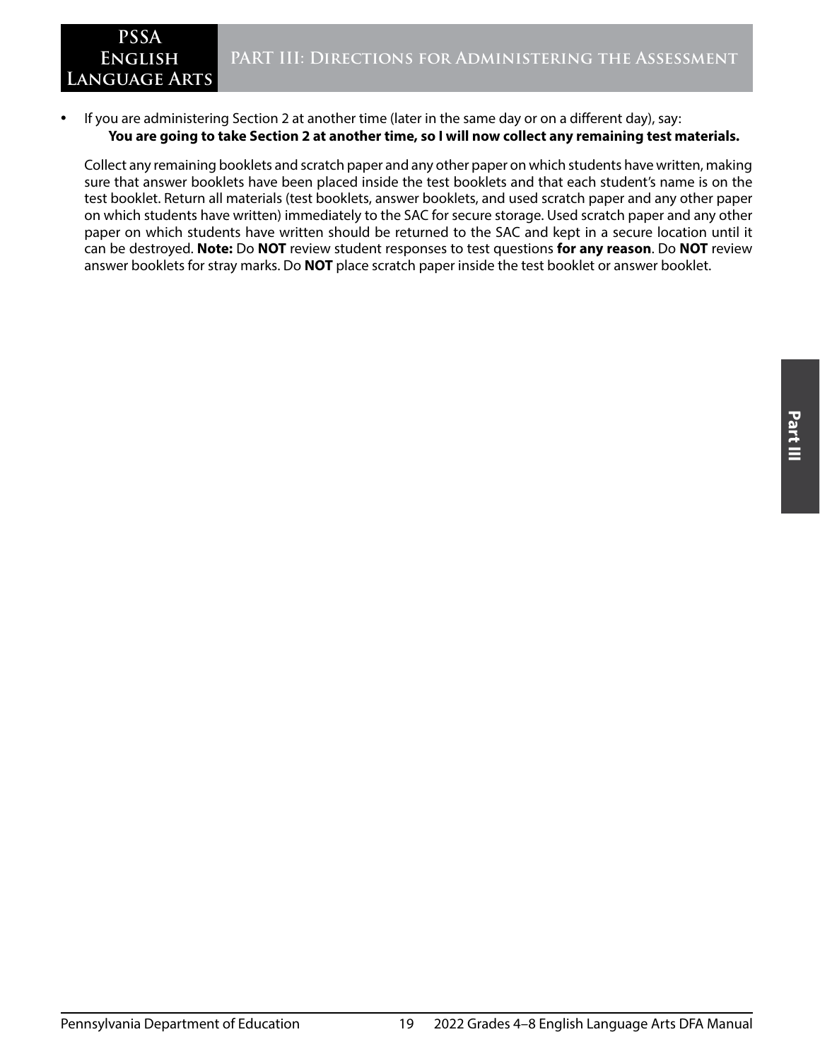- If you are administering Section 2 at another time (later in the same day or on a different day), say:

  **You are going to take Section 2 at another time, so I will now collect any remaining test materials.**

  Collect any remaining booklets and scratch paper and any other paper on which students have written, making sure that answer booklets have been placed inside the test booklets and that each student's name is on the test booklet. Return all materials (test booklets, answer booklets, and used scratch paper and any other paper on which students have written) immediately to the SAC for secure storage. Used scratch paper and any other paper on which students have written should be returned to the SAC and kept in a secure location until it can be destroyed. **Note:** Do **NOT** review student responses to test questions **for any reason**. Do **NOT** review answer booklets for stray marks. Do **NOT** place scratch paper inside the test booklet or answer booklet.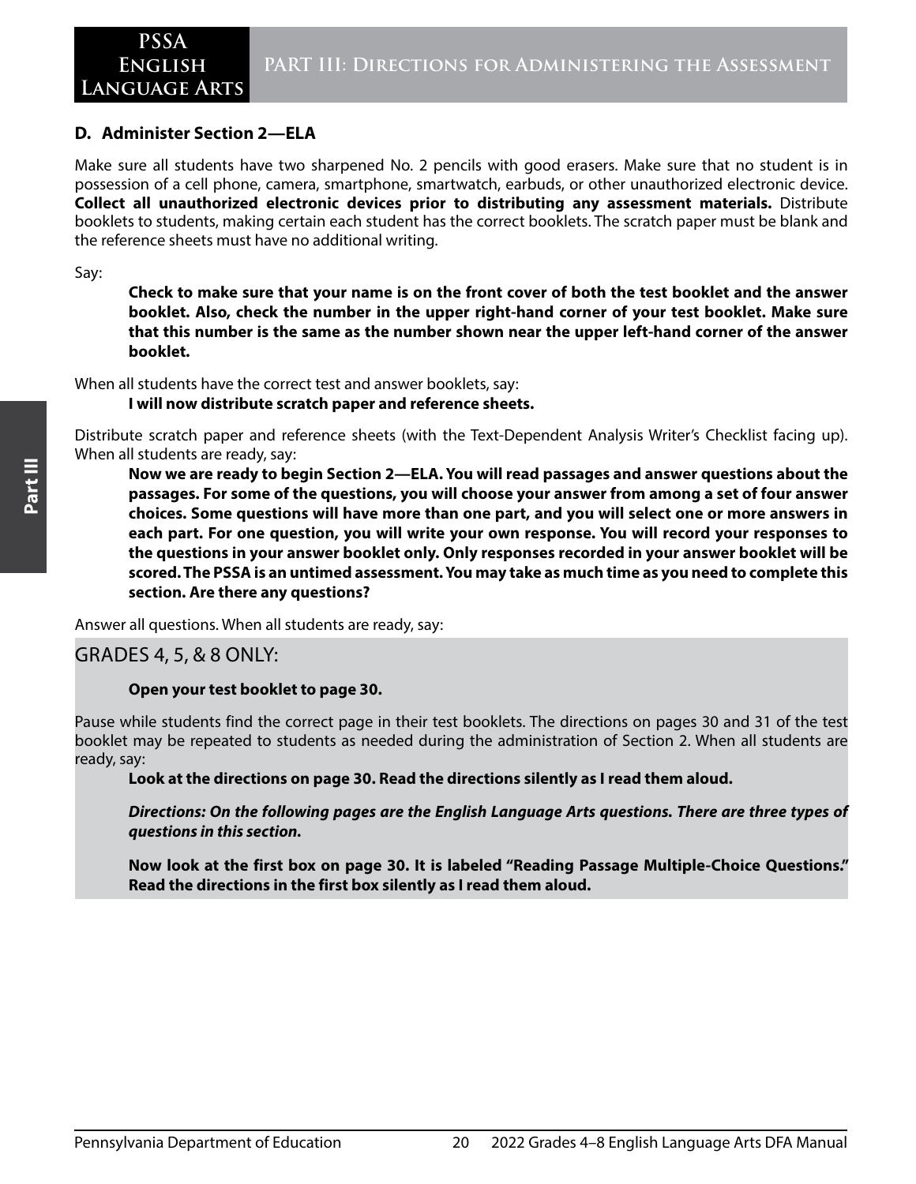### D. Administer Section 2—ELA

Make sure all students have two sharpened No. 2 pencils with good erasers. Make sure that no student is in possession of a cell phone, camera, smartphone, smartwatch, earbuds, or other unauthorized electronic device. **Collect all unauthorized electronic devices prior to distributing any assessment materials.** Distribute booklets to students, making certain each student has the correct booklets. The scratch paper must be blank and the reference sheets must have no additional writing.

Say:

> **Check to make sure that your name is on the front cover of both the test booklet and the answer booklet. Also, check the number in the upper right-hand corner of your test booklet. Make sure that this number is the same as the number shown near the upper left-hand corner of the answer booklet.**

When all students have the correct test and answer booklets, say:

> **I will now distribute scratch paper and reference sheets.**

Distribute scratch paper and reference sheets (with the Text-Dependent Analysis Writer's Checklist facing up). When all students are ready, say:

> **Now we are ready to begin Section 2—ELA. You will read passages and answer questions about the passages. For some of the questions, you will choose your answer from among a set of four answer choices. Some questions will have more than one part, and you will select one or more answers in each part. For one question, you will write your own response. You will record your responses to the questions in your answer booklet only. Only responses recorded in your answer booklet will be scored. The PSSA is an untimed assessment. You may take as much time as you need to complete this section. Are there any questions?**

Answer all questions. When all students are ready, say:

GRADES 4, 5, & 8 ONLY:

> **Open your test booklet to page 30.**

Pause while students find the correct page in their test booklets. The directions on pages 30 and 31 of the test booklet may be repeated to students as needed during the administration of Section 2. When all students are ready, say:

> **Look at the directions on page 30. Read the directions silently as I read them aloud.**
>
> ***Directions: On the following pages are the English Language Arts questions. There are three types of questions in this section.***
>
> **Now look at the first box on page 30. It is labeled "Reading Passage Multiple-Choice Questions." Read the directions in the first box silently as I read them aloud.**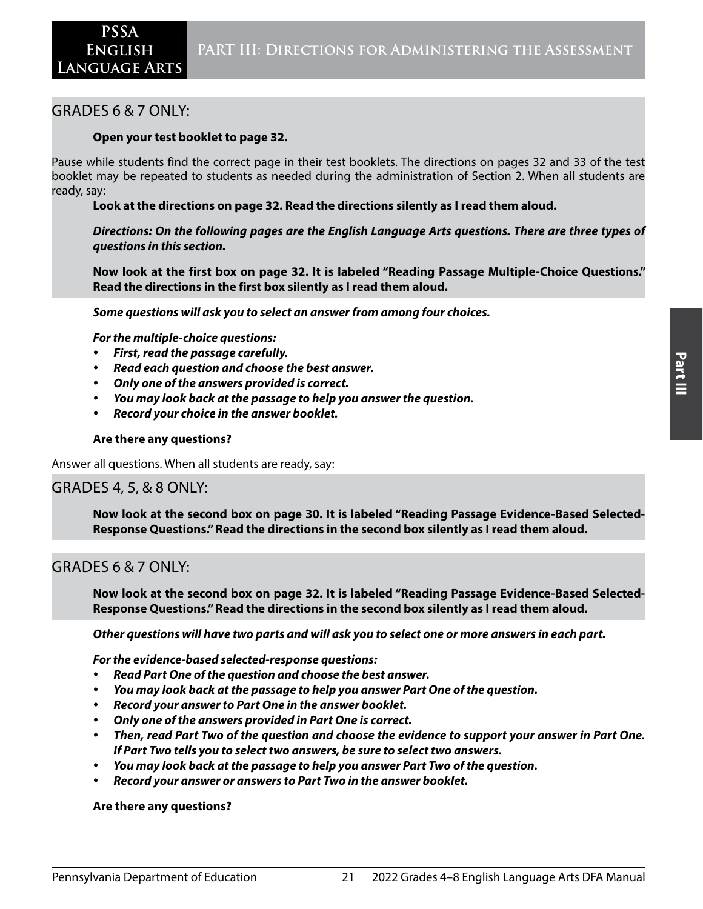## GRADES 6 & 7 ONLY:

**Open your test booklet to page 32.**

Pause while students find the correct page in their test booklets. The directions on pages 32 and 33 of the test booklet may be repeated to students as needed during the administration of Section 2. When all students are ready, say:

**Look at the directions on page 32. Read the directions silently as I read them aloud.**

***Directions: On the following pages are the English Language Arts questions. There are three types of questions in this section.***

**Now look at the first box on page 32. It is labeled "Reading Passage Multiple-Choice Questions." Read the directions in the first box silently as I read them aloud.**

***Some questions will ask you to select an answer from among four choices.***

***For the multiple-choice questions:***

- ***First, read the passage carefully.***
- ***Read each question and choose the best answer.***
- ***Only one of the answers provided is correct.***
- ***You may look back at the passage to help you answer the question.***
- ***Record your choice in the answer booklet.***

**Are there any questions?**

Answer all questions. When all students are ready, say:

## GRADES 4, 5, & 8 ONLY:

**Now look at the second box on page 30. It is labeled "Reading Passage Evidence-Based Selected-Response Questions." Read the directions in the second box silently as I read them aloud.**

## GRADES 6 & 7 ONLY:

**Now look at the second box on page 32. It is labeled "Reading Passage Evidence-Based Selected-Response Questions." Read the directions in the second box silently as I read them aloud.**

***Other questions will have two parts and will ask you to select one or more answers in each part.***

***For the evidence-based selected-response questions:***

- ***Read Part One of the question and choose the best answer.***
- ***You may look back at the passage to help you answer Part One of the question.***
- ***Record your answer to Part One in the answer booklet.***
- ***Only one of the answers provided in Part One is correct.***
- ***Then, read Part Two of the question and choose the evidence to support your answer in Part One. If Part Two tells you to select two answers, be sure to select two answers.***
- ***You may look back at the passage to help you answer Part Two of the question.***
- ***Record your answer or answers to Part Two in the answer booklet.***

**Are there any questions?**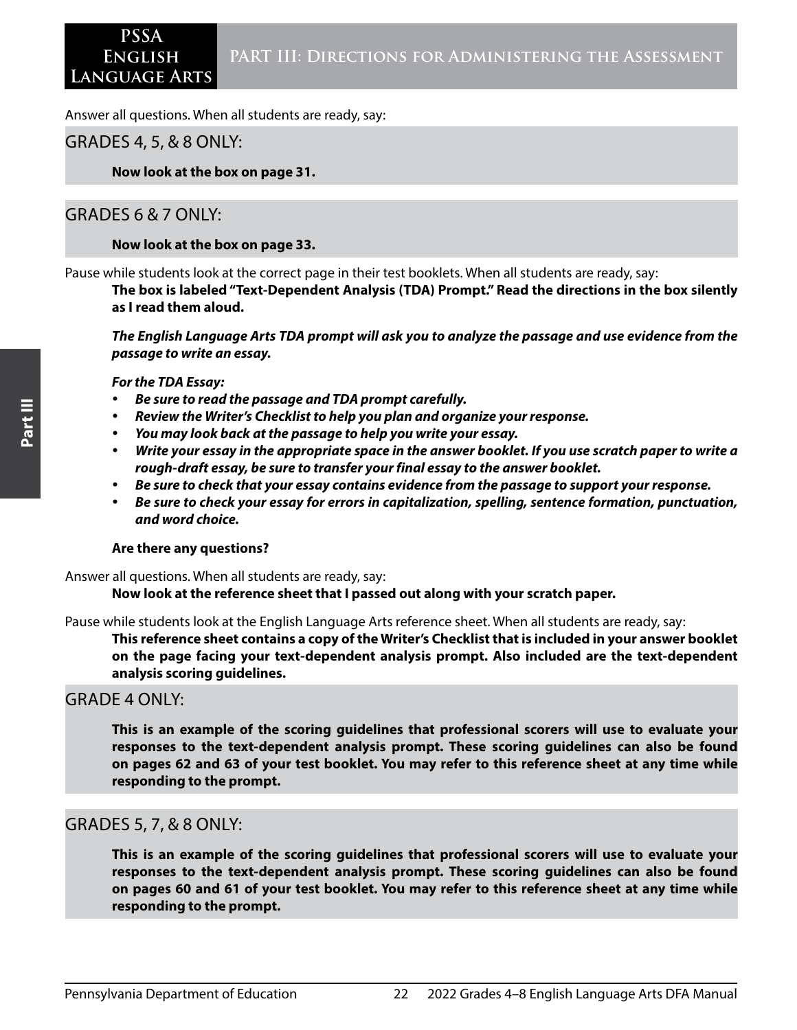Answer all questions. When all students are ready, say:

GRADES 4, 5, & 8 ONLY:

**Now look at the box on page 31.**

GRADES 6 & 7 ONLY:

**Now look at the box on page 33.**

Pause while students look at the correct page in their test booklets. When all students are ready, say:

**The box is labeled "Text-Dependent Analysis (TDA) Prompt." Read the directions in the box silently as I read them aloud.**

***The English Language Arts TDA prompt will ask you to analyze the passage and use evidence from the passage to write an essay.***

***For the TDA Essay:***

- ***Be sure to read the passage and TDA prompt carefully.***
- ***Review the Writer's Checklist to help you plan and organize your response.***
- ***You may look back at the passage to help you write your essay.***
- ***Write your essay in the appropriate space in the answer booklet. If you use scratch paper to write a rough-draft essay, be sure to transfer your final essay to the answer booklet.***
- ***Be sure to check that your essay contains evidence from the passage to support your response.***
- ***Be sure to check your essay for errors in capitalization, spelling, sentence formation, punctuation, and word choice.***

**Are there any questions?**

Answer all questions. When all students are ready, say:

**Now look at the reference sheet that I passed out along with your scratch paper.**

Pause while students look at the English Language Arts reference sheet. When all students are ready, say:

**This reference sheet contains a copy of the Writer's Checklist that is included in your answer booklet on the page facing your text-dependent analysis prompt. Also included are the text-dependent analysis scoring guidelines.**

GRADE 4 ONLY:

**This is an example of the scoring guidelines that professional scorers will use to evaluate your responses to the text-dependent analysis prompt. These scoring guidelines can also be found on pages 62 and 63 of your test booklet. You may refer to this reference sheet at any time while responding to the prompt.**

GRADES 5, 7, & 8 ONLY:

**This is an example of the scoring guidelines that professional scorers will use to evaluate your responses to the text-dependent analysis prompt. These scoring guidelines can also be found on pages 60 and 61 of your test booklet. You may refer to this reference sheet at any time while responding to the prompt.**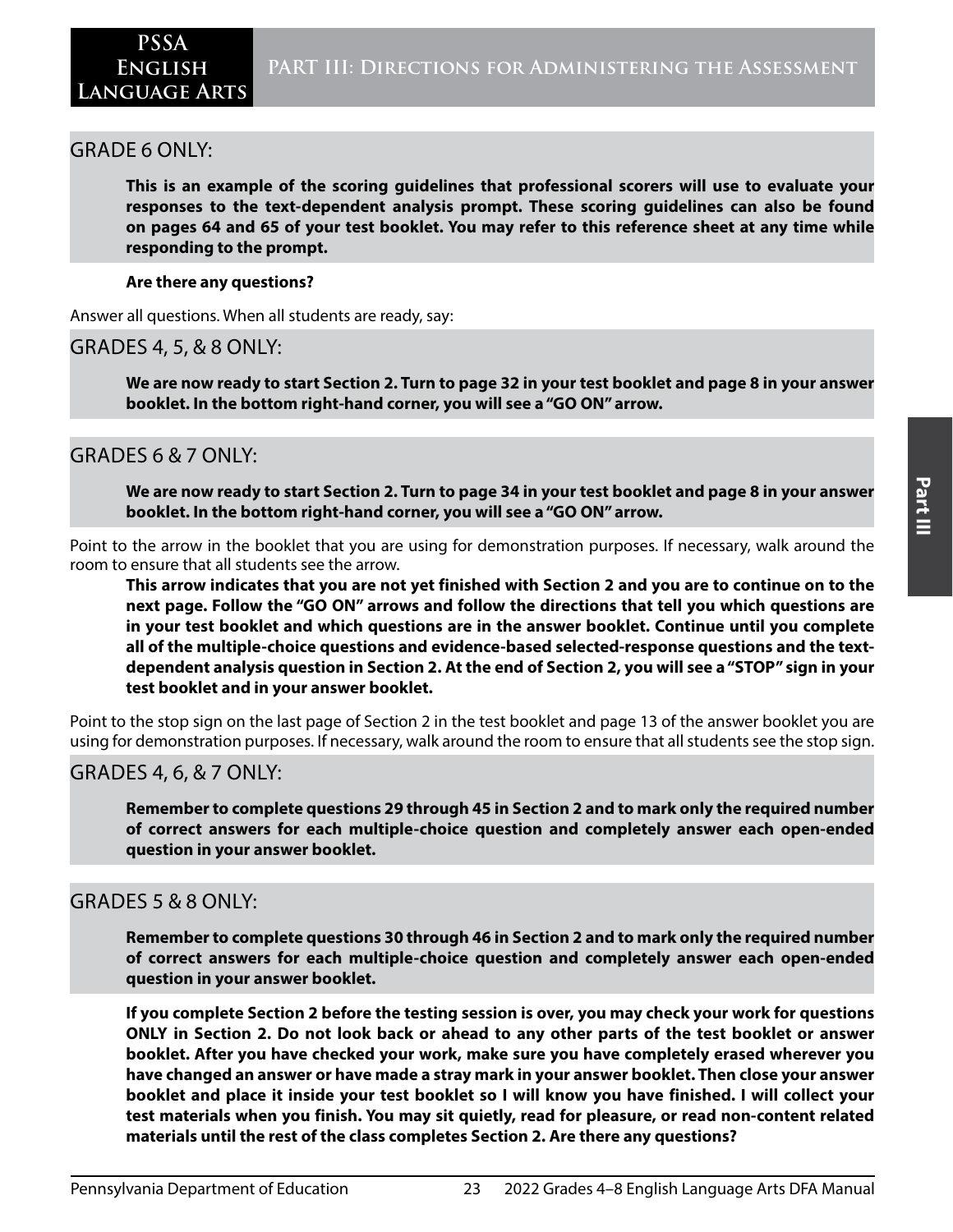## GRADE 6 ONLY:

**This is an example of the scoring guidelines that professional scorers will use to evaluate your responses to the text-dependent analysis prompt. These scoring guidelines can also be found on pages 64 and 65 of your test booklet. You may refer to this reference sheet at any time while responding to the prompt.**

**Are there any questions?**

Answer all questions. When all students are ready, say:

## GRADES 4, 5, & 8 ONLY:

**We are now ready to start Section 2. Turn to page 32 in your test booklet and page 8 in your answer booklet. In the bottom right-hand corner, you will see a "GO ON" arrow.**

## GRADES 6 & 7 ONLY:

**We are now ready to start Section 2. Turn to page 34 in your test booklet and page 8 in your answer booklet. In the bottom right-hand corner, you will see a "GO ON" arrow.**

Point to the arrow in the booklet that you are using for demonstration purposes. If necessary, walk around the room to ensure that all students see the arrow.

**This arrow indicates that you are not yet finished with Section 2 and you are to continue on to the next page. Follow the "GO ON" arrows and follow the directions that tell you which questions are in your test booklet and which questions are in the answer booklet. Continue until you complete all of the multiple-choice questions and evidence-based selected-response questions and the text-dependent analysis question in Section 2. At the end of Section 2, you will see a "STOP" sign in your test booklet and in your answer booklet.**

Point to the stop sign on the last page of Section 2 in the test booklet and page 13 of the answer booklet you are using for demonstration purposes. If necessary, walk around the room to ensure that all students see the stop sign.

## GRADES 4, 6, & 7 ONLY:

**Remember to complete questions 29 through 45 in Section 2 and to mark only the required number of correct answers for each multiple-choice question and completely answer each open-ended question in your answer booklet.**

## GRADES 5 & 8 ONLY:

**Remember to complete questions 30 through 46 in Section 2 and to mark only the required number of correct answers for each multiple-choice question and completely answer each open-ended question in your answer booklet.**

**If you complete Section 2 before the testing session is over, you may check your work for questions ONLY in Section 2. Do not look back or ahead to any other parts of the test booklet or answer booklet. After you have checked your work, make sure you have completely erased wherever you have changed an answer or have made a stray mark in your answer booklet. Then close your answer booklet and place it inside your test booklet so I will know you have finished. I will collect your test materials when you finish. You may sit quietly, read for pleasure, or read non-content related materials until the rest of the class completes Section 2. Are there any questions?**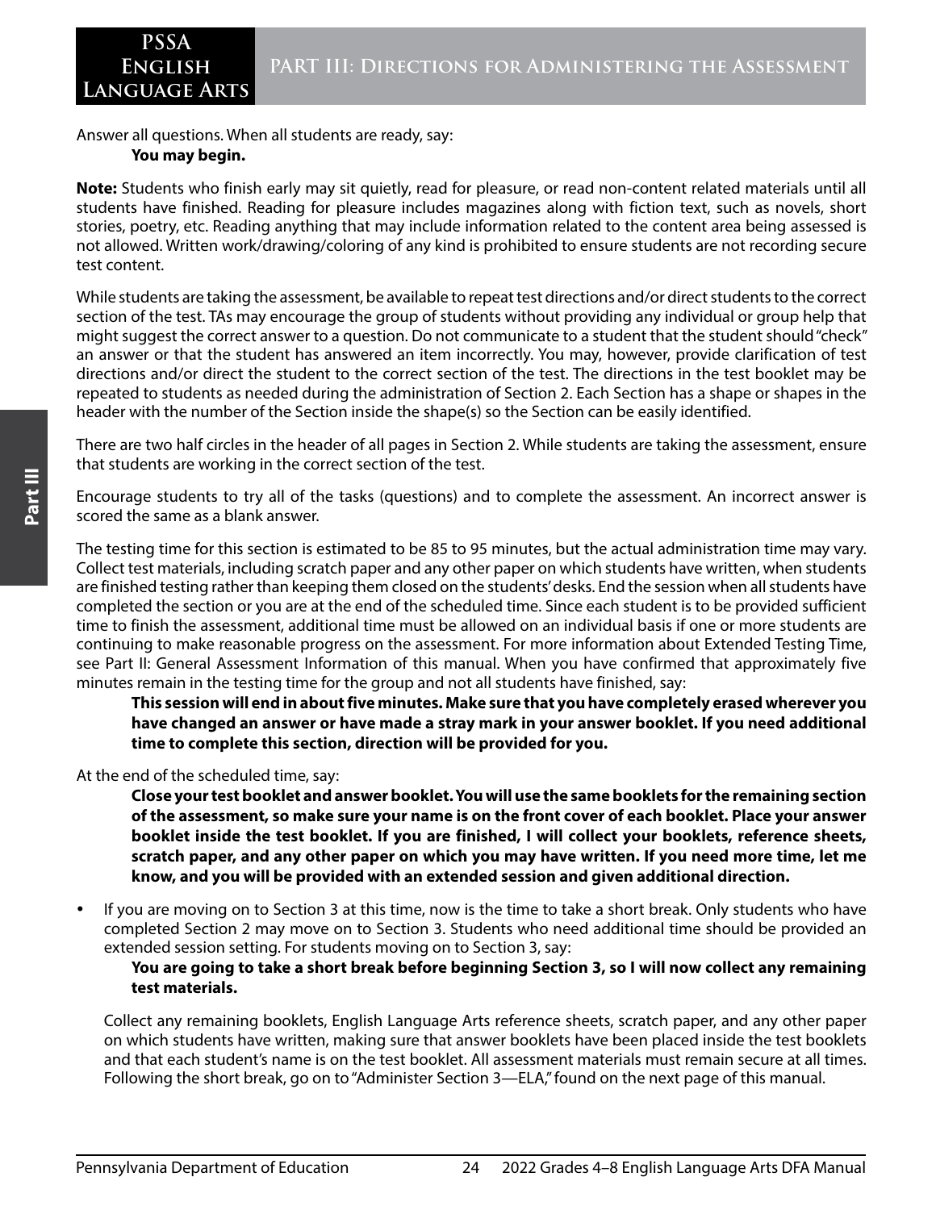Answer all questions. When all students are ready, say:

**You may begin.**

**Note:** Students who finish early may sit quietly, read for pleasure, or read non-content related materials until all students have finished. Reading for pleasure includes magazines along with fiction text, such as novels, short stories, poetry, etc. Reading anything that may include information related to the content area being assessed is not allowed. Written work/drawing/coloring of any kind is prohibited to ensure students are not recording secure test content.

While students are taking the assessment, be available to repeat test directions and/or direct students to the correct section of the test. TAs may encourage the group of students without providing any individual or group help that might suggest the correct answer to a question. Do not communicate to a student that the student should "check" an answer or that the student has answered an item incorrectly. You may, however, provide clarification of test directions and/or direct the student to the correct section of the test. The directions in the test booklet may be repeated to students as needed during the administration of Section 2. Each Section has a shape or shapes in the header with the number of the Section inside the shape(s) so the Section can be easily identified.

There are two half circles in the header of all pages in Section 2. While students are taking the assessment, ensure that students are working in the correct section of the test.

Encourage students to try all of the tasks (questions) and to complete the assessment. An incorrect answer is scored the same as a blank answer.

The testing time for this section is estimated to be 85 to 95 minutes, but the actual administration time may vary. Collect test materials, including scratch paper and any other paper on which students have written, when students are finished testing rather than keeping them closed on the students' desks. End the session when all students have completed the section or you are at the end of the scheduled time. Since each student is to be provided sufficient time to finish the assessment, additional time must be allowed on an individual basis if one or more students are continuing to make reasonable progress on the assessment. For more information about Extended Testing Time, see Part II: General Assessment Information of this manual. When you have confirmed that approximately five minutes remain in the testing time for the group and not all students have finished, say:

**This session will end in about five minutes. Make sure that you have completely erased wherever you have changed an answer or have made a stray mark in your answer booklet. If you need additional time to complete this section, direction will be provided for you.**

At the end of the scheduled time, say:

**Close your test booklet and answer booklet. You will use the same booklets for the remaining section of the assessment, so make sure your name is on the front cover of each booklet. Place your answer booklet inside the test booklet. If you are finished, I will collect your booklets, reference sheets, scratch paper, and any other paper on which you may have written. If you need more time, let me know, and you will be provided with an extended session and given additional direction.**

- If you are moving on to Section 3 at this time, now is the time to take a short break. Only students who have completed Section 2 may move on to Section 3. Students who need additional time should be provided an extended session setting. For students moving on to Section 3, say:

  **You are going to take a short break before beginning Section 3, so I will now collect any remaining test materials.**

  Collect any remaining booklets, English Language Arts reference sheets, scratch paper, and any other paper on which students have written, making sure that answer booklets have been placed inside the test booklets and that each student's name is on the test booklet. All assessment materials must remain secure at all times. Following the short break, go on to "Administer Section 3—ELA," found on the next page of this manual.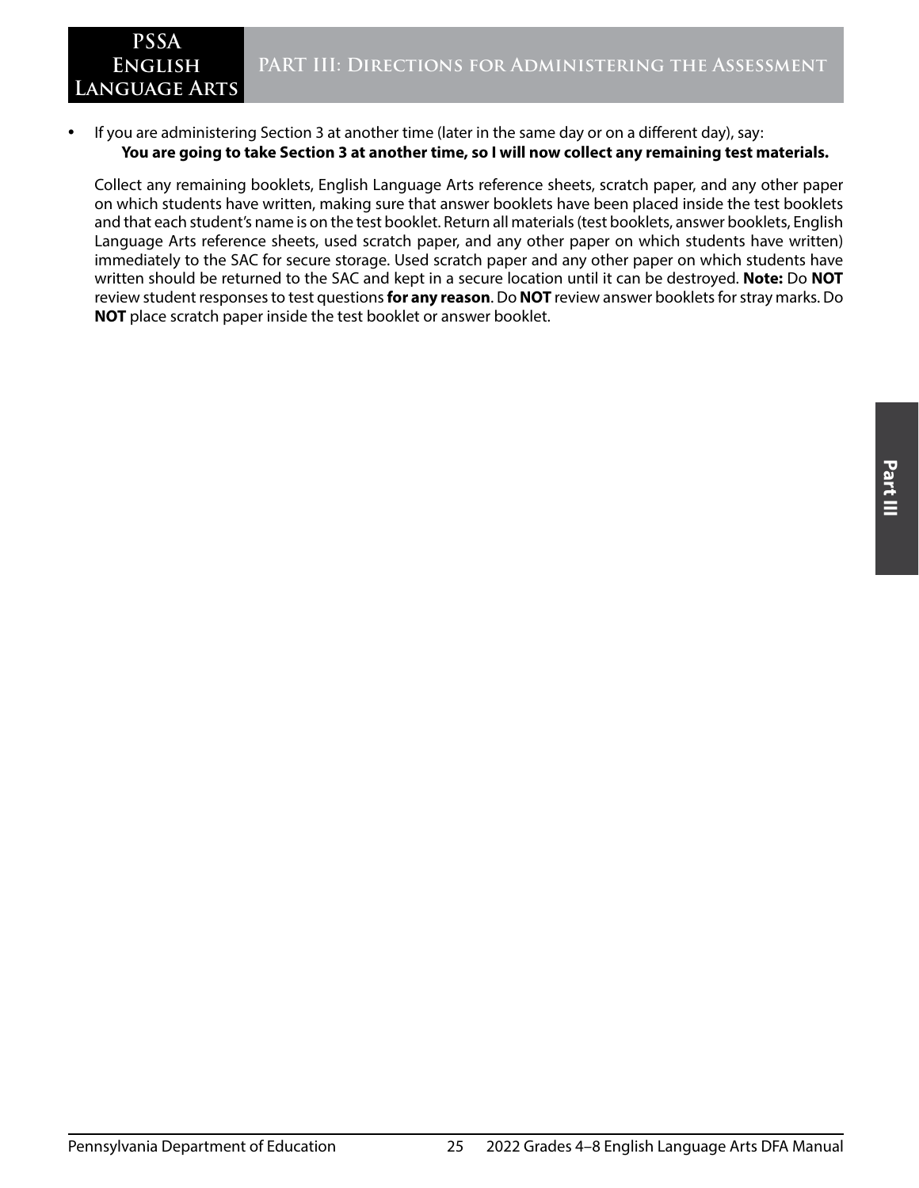- If you are administering Section 3 at another time (later in the same day or on a different day), say:

  **You are going to take Section 3 at another time, so I will now collect any remaining test materials.**

  Collect any remaining booklets, English Language Arts reference sheets, scratch paper, and any other paper on which students have written, making sure that answer booklets have been placed inside the test booklets and that each student's name is on the test booklet. Return all materials (test booklets, answer booklets, English Language Arts reference sheets, used scratch paper, and any other paper on which students have written) immediately to the SAC for secure storage. Used scratch paper and any other paper on which students have written should be returned to the SAC and kept in a secure location until it can be destroyed. **Note:** Do **NOT** review student responses to test questions **for any reason**. Do **NOT** review answer booklets for stray marks. Do **NOT** place scratch paper inside the test booklet or answer booklet.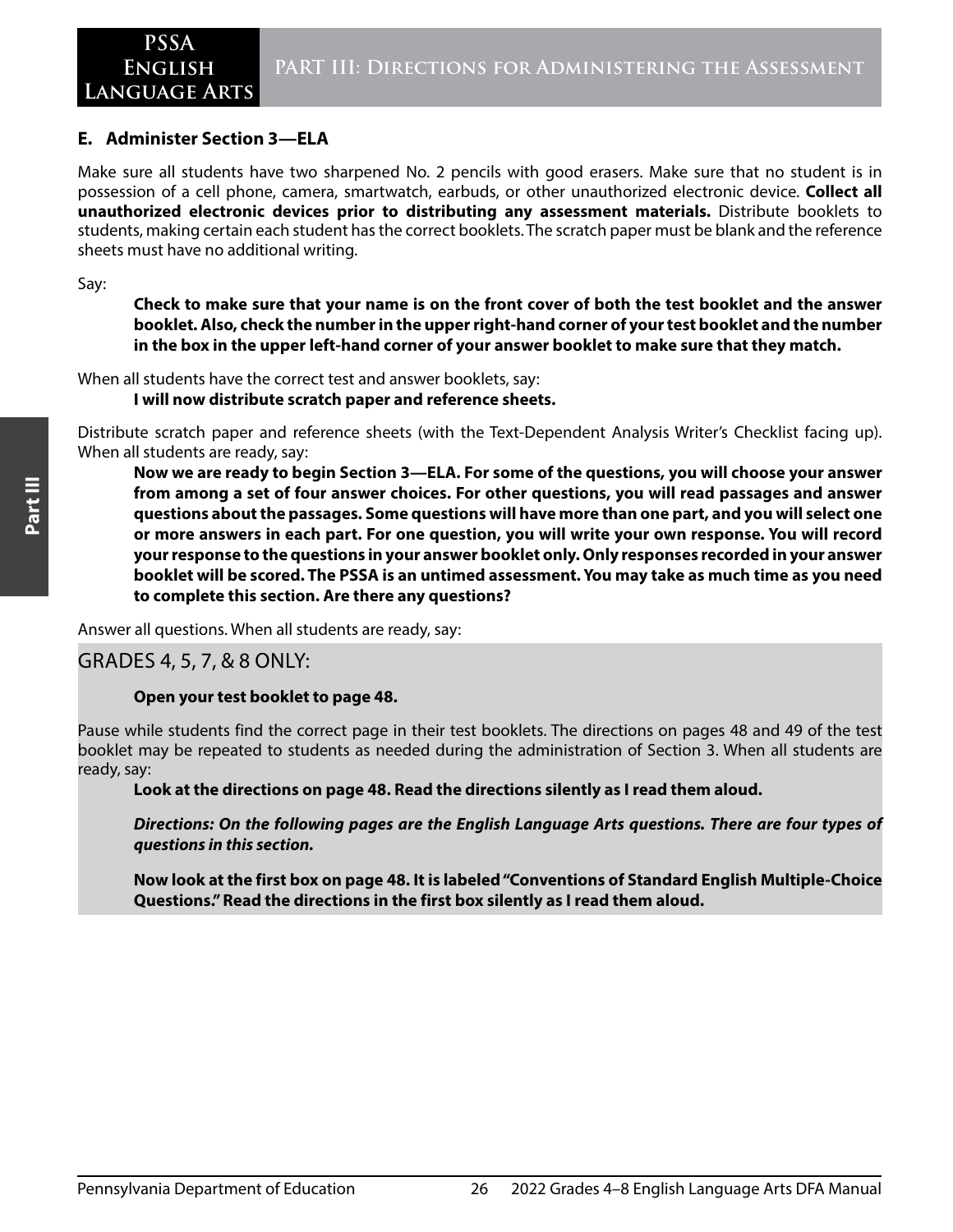### E. Administer Section 3—ELA

Make sure all students have two sharpened No. 2 pencils with good erasers. Make sure that no student is in possession of a cell phone, camera, smartwatch, earbuds, or other unauthorized electronic device. **Collect all unauthorized electronic devices prior to distributing any assessment materials.** Distribute booklets to students, making certain each student has the correct booklets. The scratch paper must be blank and the reference sheets must have no additional writing.

Say:

> **Check to make sure that your name is on the front cover of both the test booklet and the answer booklet. Also, check the number in the upper right-hand corner of your test booklet and the number in the box in the upper left-hand corner of your answer booklet to make sure that they match.**

When all students have the correct test and answer booklets, say:

> **I will now distribute scratch paper and reference sheets.**

Distribute scratch paper and reference sheets (with the Text-Dependent Analysis Writer's Checklist facing up). When all students are ready, say:

> **Now we are ready to begin Section 3—ELA. For some of the questions, you will choose your answer from among a set of four answer choices. For other questions, you will read passages and answer questions about the passages. Some questions will have more than one part, and you will select one or more answers in each part. For one question, you will write your own response. You will record your response to the questions in your answer booklet only. Only responses recorded in your answer booklet will be scored. The PSSA is an untimed assessment. You may take as much time as you need to complete this section. Are there any questions?**

Answer all questions. When all students are ready, say:

#### GRADES 4, 5, 7, & 8 ONLY:

> **Open your test booklet to page 48.**

Pause while students find the correct page in their test booklets. The directions on pages 48 and 49 of the test booklet may be repeated to students as needed during the administration of Section 3. When all students are ready, say:

> **Look at the directions on page 48. Read the directions silently as I read them aloud.**
>
> ***Directions: On the following pages are the English Language Arts questions. There are four types of questions in this section.***
>
> **Now look at the first box on page 48. It is labeled "Conventions of Standard English Multiple-Choice Questions." Read the directions in the first box silently as I read them aloud.**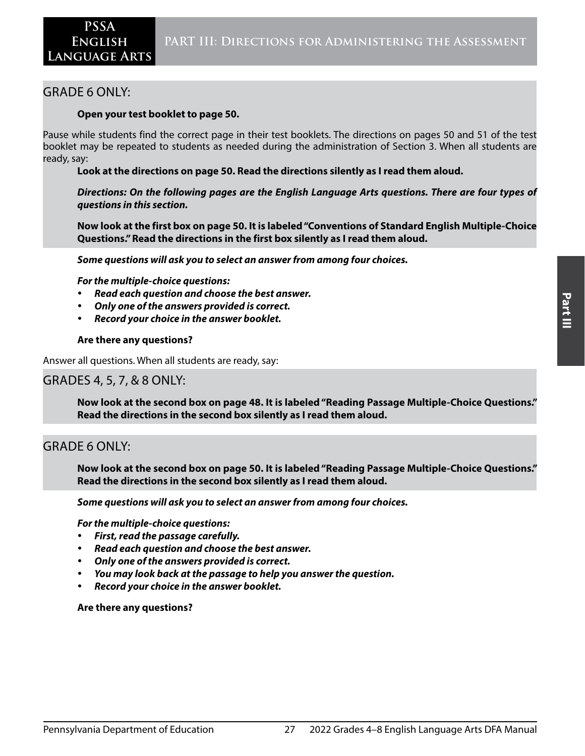## GRADE 6 ONLY:

**Open your test booklet to page 50.**

Pause while students find the correct page in their test booklets. The directions on pages 50 and 51 of the test booklet may be repeated to students as needed during the administration of Section 3. When all students are ready, say:

**Look at the directions on page 50. Read the directions silently as I read them aloud.**

***Directions: On the following pages are the English Language Arts questions. There are four types of questions in this section.***

**Now look at the first box on page 50. It is labeled "Conventions of Standard English Multiple-Choice Questions." Read the directions in the first box silently as I read them aloud.**

***Some questions will ask you to select an answer from among four choices.***

***For the multiple-choice questions:***

- ***Read each question and choose the best answer.***
- ***Only one of the answers provided is correct.***
- ***Record your choice in the answer booklet.***

**Are there any questions?**

Answer all questions. When all students are ready, say:

## GRADES 4, 5, 7, & 8 ONLY:

**Now look at the second box on page 48. It is labeled "Reading Passage Multiple-Choice Questions." Read the directions in the second box silently as I read them aloud.**

## GRADE 6 ONLY:

**Now look at the second box on page 50. It is labeled "Reading Passage Multiple-Choice Questions." Read the directions in the second box silently as I read them aloud.**

***Some questions will ask you to select an answer from among four choices.***

***For the multiple-choice questions:***

- ***First, read the passage carefully.***
- ***Read each question and choose the best answer.***
- ***Only one of the answers provided is correct.***
- ***You may look back at the passage to help you answer the question.***
- ***Record your choice in the answer booklet.***

**Are there any questions?**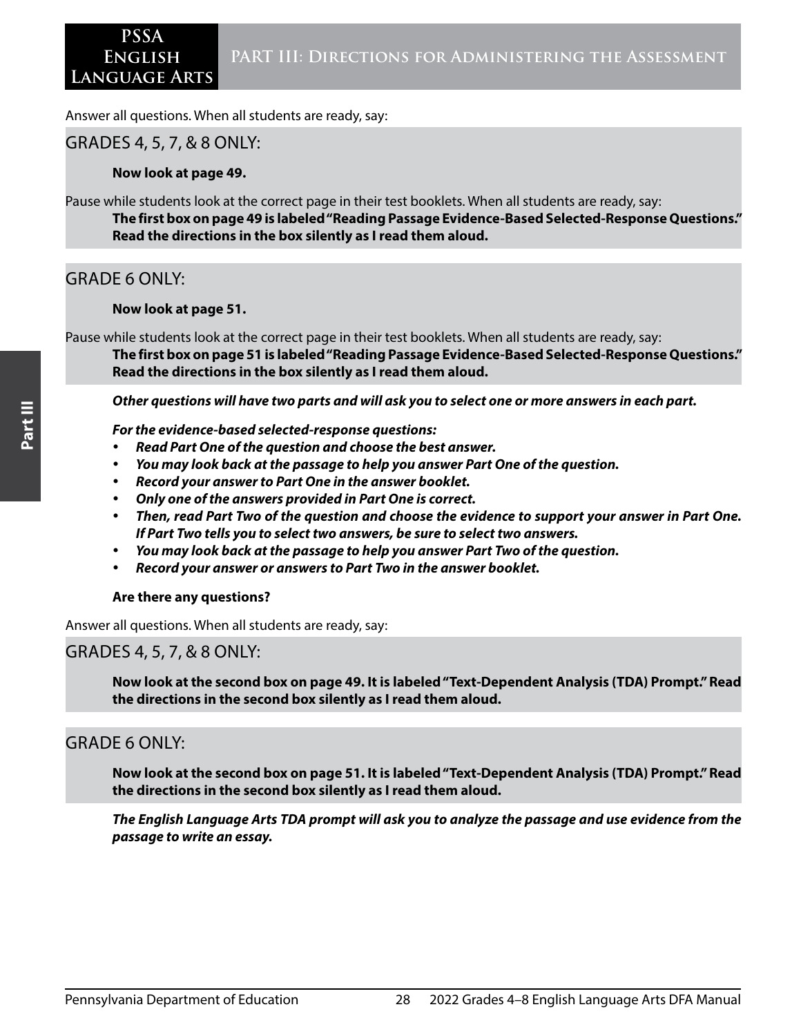Answer all questions. When all students are ready, say:

GRADES 4, 5, 7, & 8 ONLY:

**Now look at page 49.**

Pause while students look at the correct page in their test booklets. When all students are ready, say:

**The first box on page 49 is labeled "Reading Passage Evidence-Based Selected-Response Questions." Read the directions in the box silently as I read them aloud.**

GRADE 6 ONLY:

**Now look at page 51.**

Pause while students look at the correct page in their test booklets. When all students are ready, say:

**The first box on page 51 is labeled "Reading Passage Evidence-Based Selected-Response Questions." Read the directions in the box silently as I read them aloud.**

***Other questions will have two parts and will ask you to select one or more answers in each part.***

***For the evidence-based selected-response questions:***

- ***Read Part One of the question and choose the best answer.***
- ***You may look back at the passage to help you answer Part One of the question.***
- ***Record your answer to Part One in the answer booklet.***
- ***Only one of the answers provided in Part One is correct.***
- ***Then, read Part Two of the question and choose the evidence to support your answer in Part One. If Part Two tells you to select two answers, be sure to select two answers.***
- ***You may look back at the passage to help you answer Part Two of the question.***
- ***Record your answer or answers to Part Two in the answer booklet.***

**Are there any questions?**

Answer all questions. When all students are ready, say:

GRADES 4, 5, 7, & 8 ONLY:

**Now look at the second box on page 49. It is labeled "Text-Dependent Analysis (TDA) Prompt." Read the directions in the second box silently as I read them aloud.**

GRADE 6 ONLY:

**Now look at the second box on page 51. It is labeled "Text-Dependent Analysis (TDA) Prompt." Read the directions in the second box silently as I read them aloud.**

***The English Language Arts TDA prompt will ask you to analyze the passage and use evidence from the passage to write an essay.***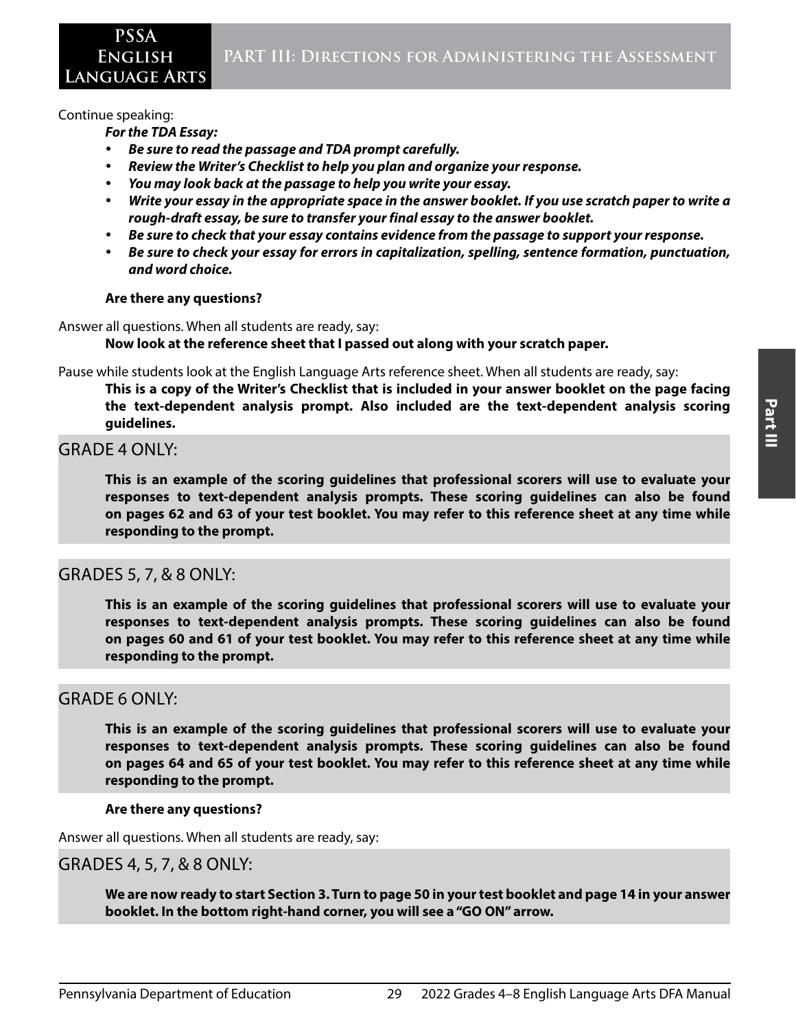Continue speaking:

***For the TDA Essay:***

- ***Be sure to read the passage and TDA prompt carefully.***
- ***Review the Writer's Checklist to help you plan and organize your response.***
- ***You may look back at the passage to help you write your essay.***
- ***Write your essay in the appropriate space in the answer booklet. If you use scratch paper to write a rough-draft essay, be sure to transfer your final essay to the answer booklet.***
- ***Be sure to check that your essay contains evidence from the passage to support your response.***
- ***Be sure to check your essay for errors in capitalization, spelling, sentence formation, punctuation, and word choice.***

**Are there any questions?**

Answer all questions. When all students are ready, say:

**Now look at the reference sheet that I passed out along with your scratch paper.**

Pause while students look at the English Language Arts reference sheet. When all students are ready, say:

**This is a copy of the Writer's Checklist that is included in your answer booklet on the page facing the text-dependent analysis prompt. Also included are the text-dependent analysis scoring guidelines.**

## GRADE 4 ONLY:

**This is an example of the scoring guidelines that professional scorers will use to evaluate your responses to text-dependent analysis prompts. These scoring guidelines can also be found on pages 62 and 63 of your test booklet. You may refer to this reference sheet at any time while responding to the prompt.**

## GRADES 5, 7, & 8 ONLY:

**This is an example of the scoring guidelines that professional scorers will use to evaluate your responses to text-dependent analysis prompts. These scoring guidelines can also be found on pages 60 and 61 of your test booklet. You may refer to this reference sheet at any time while responding to the prompt.**

## GRADE 6 ONLY:

**This is an example of the scoring guidelines that professional scorers will use to evaluate your responses to text-dependent analysis prompts. These scoring guidelines can also be found on pages 64 and 65 of your test booklet. You may refer to this reference sheet at any time while responding to the prompt.**

**Are there any questions?**

Answer all questions. When all students are ready, say:

## GRADES 4, 5, 7, & 8 ONLY:

**We are now ready to start Section 3. Turn to page 50 in your test booklet and page 14 in your answer booklet. In the bottom right-hand corner, you will see a "GO ON" arrow.**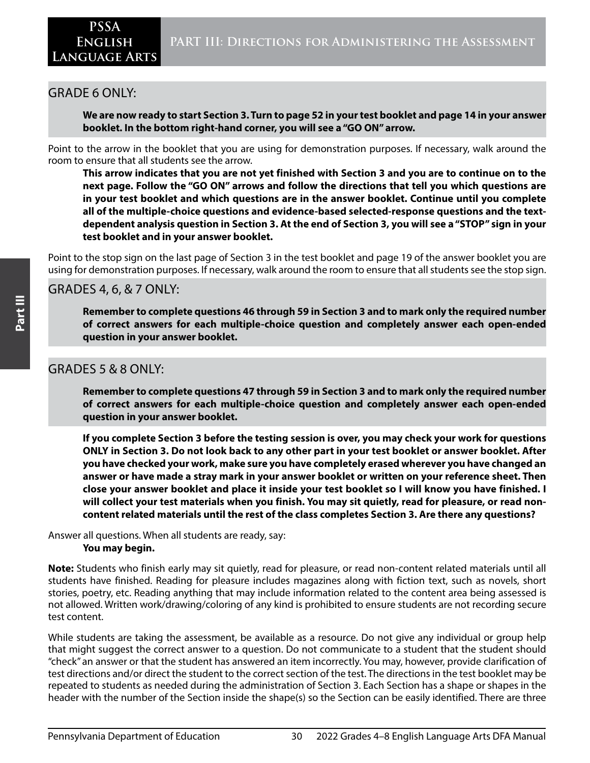## GRADE 6 ONLY:

**We are now ready to start Section 3. Turn to page 52 in your test booklet and page 14 in your answer booklet. In the bottom right-hand corner, you will see a "GO ON" arrow.**

Point to the arrow in the booklet that you are using for demonstration purposes. If necessary, walk around the room to ensure that all students see the arrow.

**This arrow indicates that you are not yet finished with Section 3 and you are to continue on to the next page. Follow the "GO ON" arrows and follow the directions that tell you which questions are in your test booklet and which questions are in the answer booklet. Continue until you complete all of the multiple-choice questions and evidence-based selected-response questions and the text-dependent analysis question in Section 3. At the end of Section 3, you will see a "STOP" sign in your test booklet and in your answer booklet.**

Point to the stop sign on the last page of Section 3 in the test booklet and page 19 of the answer booklet you are using for demonstration purposes. If necessary, walk around the room to ensure that all students see the stop sign.

## GRADES 4, 6, & 7 ONLY:

**Remember to complete questions 46 through 59 in Section 3 and to mark only the required number of correct answers for each multiple-choice question and completely answer each open-ended question in your answer booklet.**

## GRADES 5 & 8 ONLY:

**Remember to complete questions 47 through 59 in Section 3 and to mark only the required number of correct answers for each multiple-choice question and completely answer each open-ended question in your answer booklet.**

**If you complete Section 3 before the testing session is over, you may check your work for questions ONLY in Section 3. Do not look back to any other part in your test booklet or answer booklet. After you have checked your work, make sure you have completely erased wherever you have changed an answer or have made a stray mark in your answer booklet or written on your reference sheet. Then close your answer booklet and place it inside your test booklet so I will know you have finished. I will collect your test materials when you finish. You may sit quietly, read for pleasure, or read non-content related materials until the rest of the class completes Section 3. Are there any questions?**

Answer all questions. When all students are ready, say:

**You may begin.**

**Note:** Students who finish early may sit quietly, read for pleasure, or read non-content related materials until all students have finished. Reading for pleasure includes magazines along with fiction text, such as novels, short stories, poetry, etc. Reading anything that may include information related to the content area being assessed is not allowed. Written work/drawing/coloring of any kind is prohibited to ensure students are not recording secure test content.

While students are taking the assessment, be available as a resource. Do not give any individual or group help that might suggest the correct answer to a question. Do not communicate to a student that the student should "check" an answer or that the student has answered an item incorrectly. You may, however, provide clarification of test directions and/or direct the student to the correct section of the test. The directions in the test booklet may be repeated to students as needed during the administration of Section 3. Each Section has a shape or shapes in the header with the number of the Section inside the shape(s) so the Section can be easily identified. There are three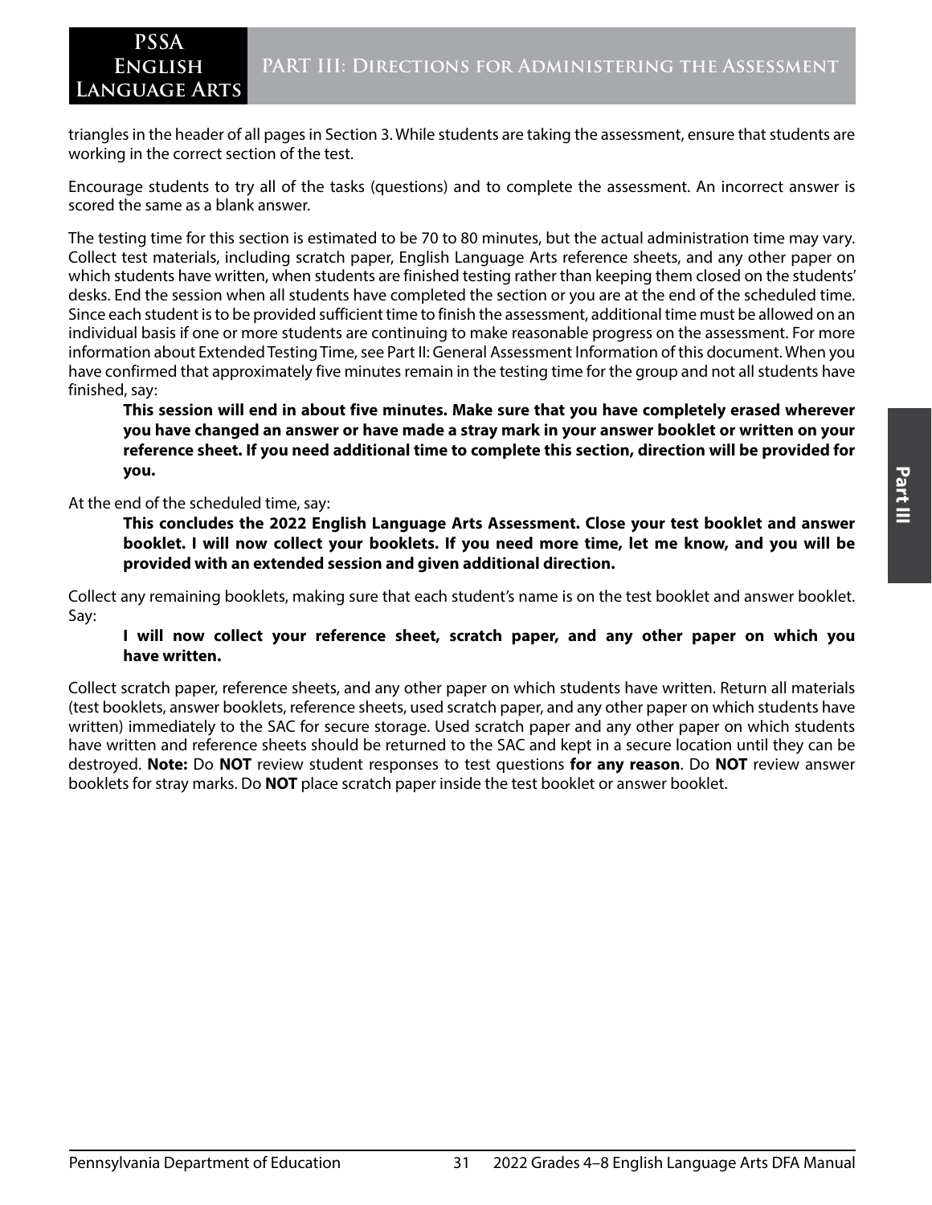triangles in the header of all pages in Section 3. While students are taking the assessment, ensure that students are working in the correct section of the test.

Encourage students to try all of the tasks (questions) and to complete the assessment. An incorrect answer is scored the same as a blank answer.

The testing time for this section is estimated to be 70 to 80 minutes, but the actual administration time may vary. Collect test materials, including scratch paper, English Language Arts reference sheets, and any other paper on which students have written, when students are finished testing rather than keeping them closed on the students' desks. End the session when all students have completed the section or you are at the end of the scheduled time. Since each student is to be provided sufficient time to finish the assessment, additional time must be allowed on an individual basis if one or more students are continuing to make reasonable progress on the assessment. For more information about Extended Testing Time, see Part II: General Assessment Information of this document. When you have confirmed that approximately five minutes remain in the testing time for the group and not all students have finished, say:

> **This session will end in about five minutes. Make sure that you have completely erased wherever you have changed an answer or have made a stray mark in your answer booklet or written on your reference sheet. If you need additional time to complete this section, direction will be provided for you.**

At the end of the scheduled time, say:

> **This concludes the 2022 English Language Arts Assessment. Close your test booklet and answer booklet. I will now collect your booklets. If you need more time, let me know, and you will be provided with an extended session and given additional direction.**

Collect any remaining booklets, making sure that each student's name is on the test booklet and answer booklet. Say:

> **I will now collect your reference sheet, scratch paper, and any other paper on which you have written.**

Collect scratch paper, reference sheets, and any other paper on which students have written. Return all materials (test booklets, answer booklets, reference sheets, used scratch paper, and any other paper on which students have written) immediately to the SAC for secure storage. Used scratch paper and any other paper on which students have written and reference sheets should be returned to the SAC and kept in a secure location until they can be destroyed. **Note:** Do **NOT** review student responses to test questions **for any reason**. Do **NOT** review answer booklets for stray marks. Do **NOT** place scratch paper inside the test booklet or answer booklet.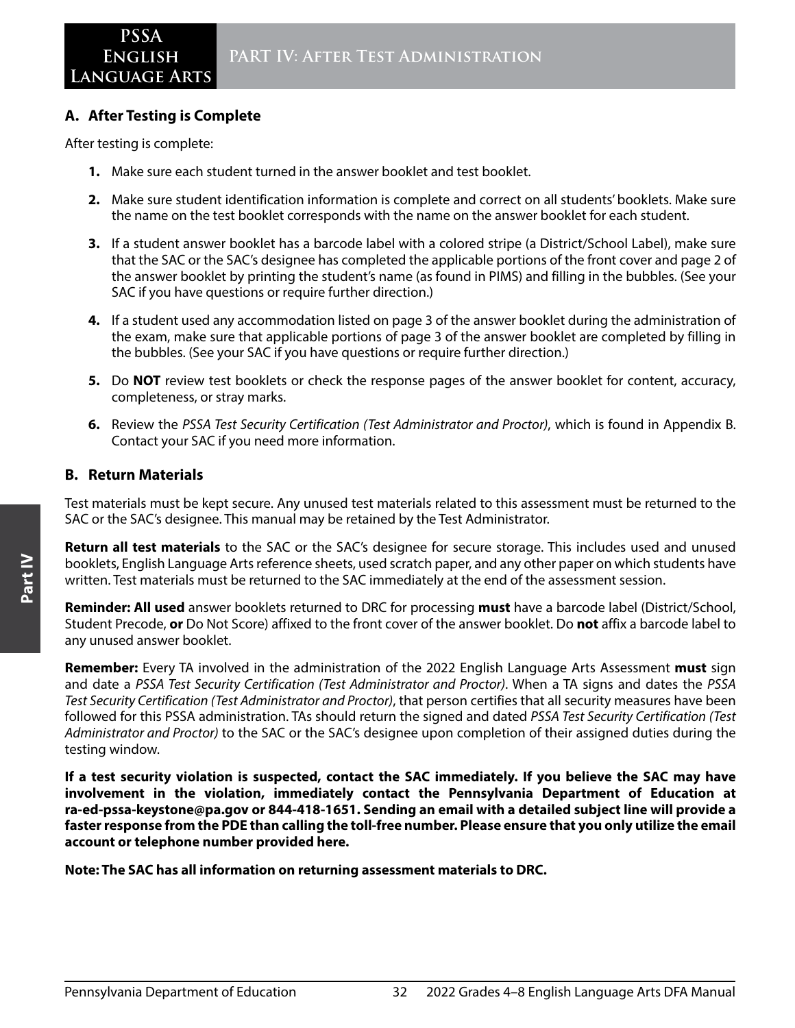## A. After Testing is Complete

After testing is complete:

1. Make sure each student turned in the answer booklet and test booklet.
2. Make sure student identification information is complete and correct on all students' booklets. Make sure the name on the test booklet corresponds with the name on the answer booklet for each student.
3. If a student answer booklet has a barcode label with a colored stripe (a District/School Label), make sure that the SAC or the SAC's designee has completed the applicable portions of the front cover and page 2 of the answer booklet by printing the student's name (as found in PIMS) and filling in the bubbles. (See your SAC if you have questions or require further direction.)
4. If a student used any accommodation listed on page 3 of the answer booklet during the administration of the exam, make sure that applicable portions of page 3 of the answer booklet are completed by filling in the bubbles. (See your SAC if you have questions or require further direction.)
5. Do **NOT** review test booklets or check the response pages of the answer booklet for content, accuracy, completeness, or stray marks.
6. Review the *PSSA Test Security Certification (Test Administrator and Proctor)*, which is found in Appendix B. Contact your SAC if you need more information.

## B. Return Materials

Test materials must be kept secure. Any unused test materials related to this assessment must be returned to the SAC or the SAC's designee. This manual may be retained by the Test Administrator.

**Return all test materials** to the SAC or the SAC's designee for secure storage. This includes used and unused booklets, English Language Arts reference sheets, used scratch paper, and any other paper on which students have written. Test materials must be returned to the SAC immediately at the end of the assessment session.

**Reminder: All used** answer booklets returned to DRC for processing **must** have a barcode label (District/School, Student Precode, **or** Do Not Score) affixed to the front cover of the answer booklet. Do **not** affix a barcode label to any unused answer booklet.

**Remember:** Every TA involved in the administration of the 2022 English Language Arts Assessment **must** sign and date a *PSSA Test Security Certification (Test Administrator and Proctor)*. When a TA signs and dates the *PSSA Test Security Certification (Test Administrator and Proctor)*, that person certifies that all security measures have been followed for this PSSA administration. TAs should return the signed and dated *PSSA Test Security Certification (Test Administrator and Proctor)* to the SAC or the SAC's designee upon completion of their assigned duties during the testing window.

**If a test security violation is suspected, contact the SAC immediately. If you believe the SAC may have involvement in the violation, immediately contact the Pennsylvania Department of Education at ra-ed-pssa-keystone@pa.gov or 844-418-1651. Sending an email with a detailed subject line will provide a faster response from the PDE than calling the toll-free number. Please ensure that you only utilize the email account or telephone number provided here.**

**Note: The SAC has all information on returning assessment materials to DRC.**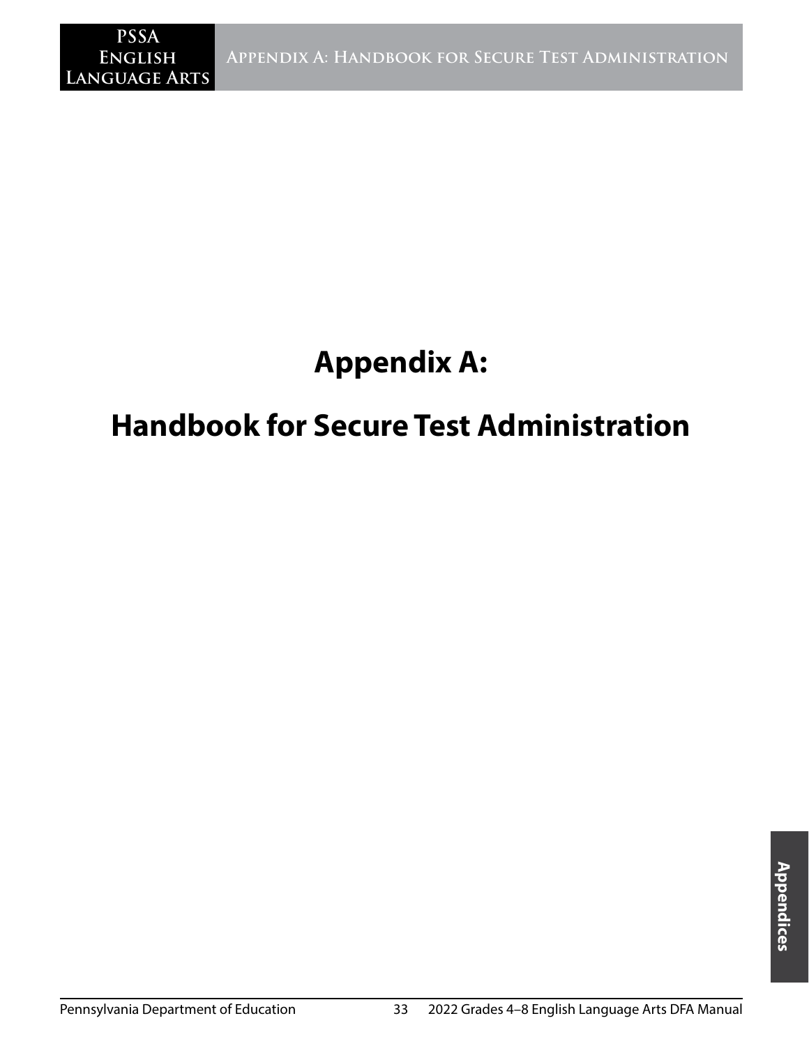# Appendix A:

# Handbook for Secure Test Administration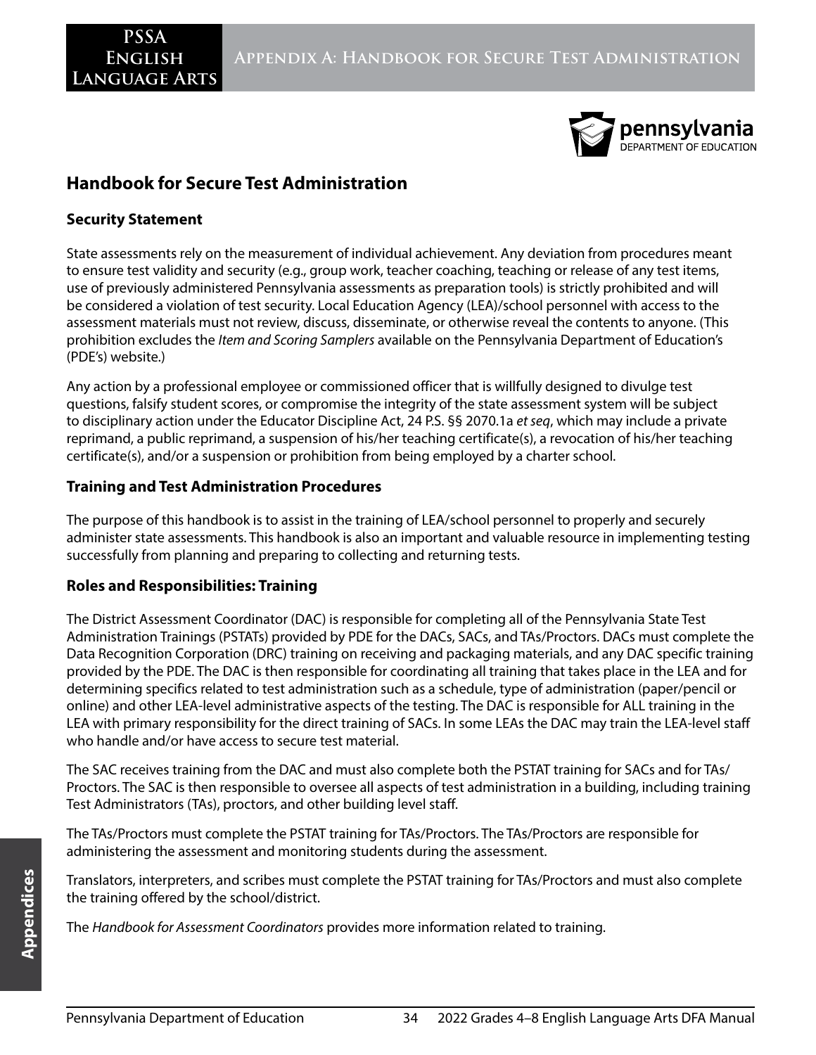## Handbook for Secure Test Administration

### Security Statement

State assessments rely on the measurement of individual achievement. Any deviation from procedures meant to ensure test validity and security (e.g., group work, teacher coaching, teaching or release of any test items, use of previously administered Pennsylvania assessments as preparation tools) is strictly prohibited and will be considered a violation of test security. Local Education Agency (LEA)/school personnel with access to the assessment materials must not review, discuss, disseminate, or otherwise reveal the contents to anyone. (This prohibition excludes the *Item and Scoring Samplers* available on the Pennsylvania Department of Education's (PDE's) website.)

Any action by a professional employee or commissioned officer that is willfully designed to divulge test questions, falsify student scores, or compromise the integrity of the state assessment system will be subject to disciplinary action under the Educator Discipline Act, 24 P.S. §§ 2070.1a *et seq*, which may include a private reprimand, a public reprimand, a suspension of his/her teaching certificate(s), a revocation of his/her teaching certificate(s), and/or a suspension or prohibition from being employed by a charter school.

### Training and Test Administration Procedures

The purpose of this handbook is to assist in the training of LEA/school personnel to properly and securely administer state assessments. This handbook is also an important and valuable resource in implementing testing successfully from planning and preparing to collecting and returning tests.

### Roles and Responsibilities: Training

The District Assessment Coordinator (DAC) is responsible for completing all of the Pennsylvania State Test Administration Trainings (PSTATs) provided by PDE for the DACs, SACs, and TAs/Proctors. DACs must complete the Data Recognition Corporation (DRC) training on receiving and packaging materials, and any DAC specific training provided by the PDE. The DAC is then responsible for coordinating all training that takes place in the LEA and for determining specifics related to test administration such as a schedule, type of administration (paper/pencil or online) and other LEA-level administrative aspects of the testing. The DAC is responsible for ALL training in the LEA with primary responsibility for the direct training of SACs. In some LEAs the DAC may train the LEA-level staff who handle and/or have access to secure test material.

The SAC receives training from the DAC and must also complete both the PSTAT training for SACs and for TAs/Proctors. The SAC is then responsible to oversee all aspects of test administration in a building, including training Test Administrators (TAs), proctors, and other building level staff.

The TAs/Proctors must complete the PSTAT training for TAs/Proctors. The TAs/Proctors are responsible for administering the assessment and monitoring students during the assessment.

Translators, interpreters, and scribes must complete the PSTAT training for TAs/Proctors and must also complete the training offered by the school/district.

The *Handbook for Assessment Coordinators* provides more information related to training.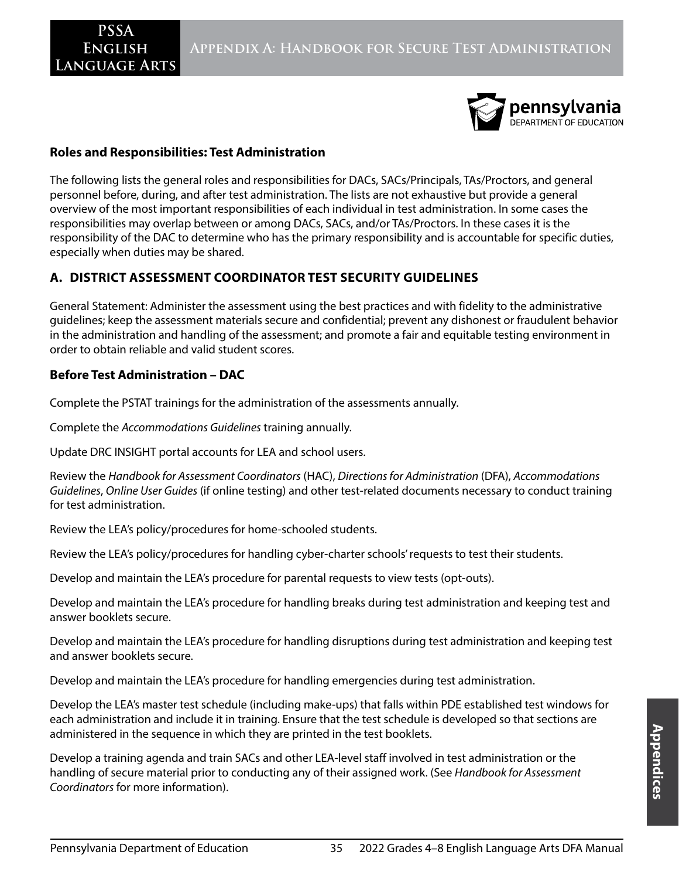## Roles and Responsibilities: Test Administration

The following lists the general roles and responsibilities for DACs, SACs/Principals, TAs/Proctors, and general personnel before, during, and after test administration. The lists are not exhaustive but provide a general overview of the most important responsibilities of each individual in test administration. In some cases the responsibilities may overlap between or among DACs, SACs, and/or TAs/Proctors. In these cases it is the responsibility of the DAC to determine who has the primary responsibility and is accountable for specific duties, especially when duties may be shared.

## A. DISTRICT ASSESSMENT COORDINATOR TEST SECURITY GUIDELINES

General Statement: Administer the assessment using the best practices and with fidelity to the administrative guidelines; keep the assessment materials secure and confidential; prevent any dishonest or fraudulent behavior in the administration and handling of the assessment; and promote a fair and equitable testing environment in order to obtain reliable and valid student scores.

### Before Test Administration – DAC

Complete the PSTAT trainings for the administration of the assessments annually.

Complete the *Accommodations Guidelines* training annually.

Update DRC INSIGHT portal accounts for LEA and school users.

Review the *Handbook for Assessment Coordinators* (HAC), *Directions for Administration* (DFA), *Accommodations Guidelines*, *Online User Guides* (if online testing) and other test-related documents necessary to conduct training for test administration.

Review the LEA's policy/procedures for home-schooled students.

Review the LEA's policy/procedures for handling cyber-charter schools' requests to test their students.

Develop and maintain the LEA's procedure for parental requests to view tests (opt-outs).

Develop and maintain the LEA's procedure for handling breaks during test administration and keeping test and answer booklets secure.

Develop and maintain the LEA's procedure for handling disruptions during test administration and keeping test and answer booklets secure.

Develop and maintain the LEA's procedure for handling emergencies during test administration.

Develop the LEA's master test schedule (including make-ups) that falls within PDE established test windows for each administration and include it in training. Ensure that the test schedule is developed so that sections are administered in the sequence in which they are printed in the test booklets.

Develop a training agenda and train SACs and other LEA-level staff involved in test administration or the handling of secure material prior to conducting any of their assigned work. (See *Handbook for Assessment Coordinators* for more information).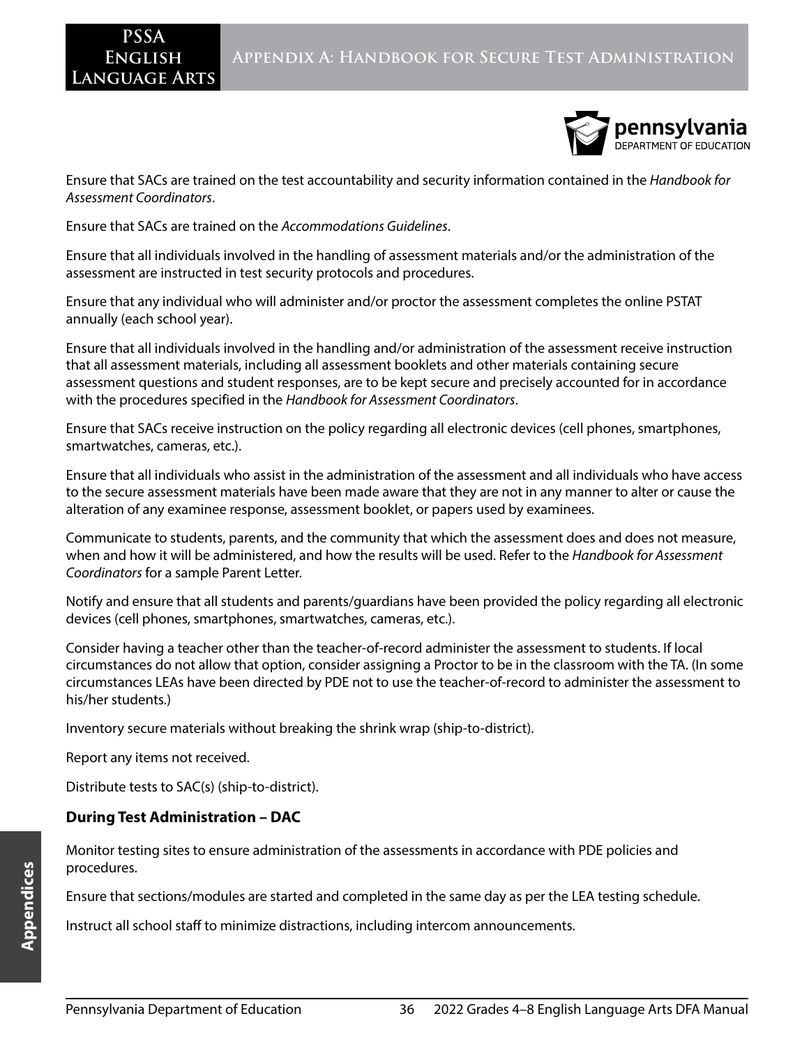Ensure that SACs are trained on the test accountability and security information contained in the *Handbook for Assessment Coordinators*.

Ensure that SACs are trained on the *Accommodations Guidelines*.

Ensure that all individuals involved in the handling of assessment materials and/or the administration of the assessment are instructed in test security protocols and procedures.

Ensure that any individual who will administer and/or proctor the assessment completes the online PSTAT annually (each school year).

Ensure that all individuals involved in the handling and/or administration of the assessment receive instruction that all assessment materials, including all assessment booklets and other materials containing secure assessment questions and student responses, are to be kept secure and precisely accounted for in accordance with the procedures specified in the *Handbook for Assessment Coordinators*.

Ensure that SACs receive instruction on the policy regarding all electronic devices (cell phones, smartphones, smartwatches, cameras, etc.).

Ensure that all individuals who assist in the administration of the assessment and all individuals who have access to the secure assessment materials have been made aware that they are not in any manner to alter or cause the alteration of any examinee response, assessment booklet, or papers used by examinees.

Communicate to students, parents, and the community that which the assessment does and does not measure, when and how it will be administered, and how the results will be used. Refer to the *Handbook for Assessment Coordinators* for a sample Parent Letter.

Notify and ensure that all students and parents/guardians have been provided the policy regarding all electronic devices (cell phones, smartphones, smartwatches, cameras, etc.).

Consider having a teacher other than the teacher-of-record administer the assessment to students. If local circumstances do not allow that option, consider assigning a Proctor to be in the classroom with the TA. (In some circumstances LEAs have been directed by PDE not to use the teacher-of-record to administer the assessment to his/her students.)

Inventory secure materials without breaking the shrink wrap (ship-to-district).

Report any items not received.

Distribute tests to SAC(s) (ship-to-district).

**During Test Administration – DAC**

Monitor testing sites to ensure administration of the assessments in accordance with PDE policies and procedures.

Ensure that sections/modules are started and completed in the same day as per the LEA testing schedule.

Instruct all school staff to minimize distractions, including intercom announcements.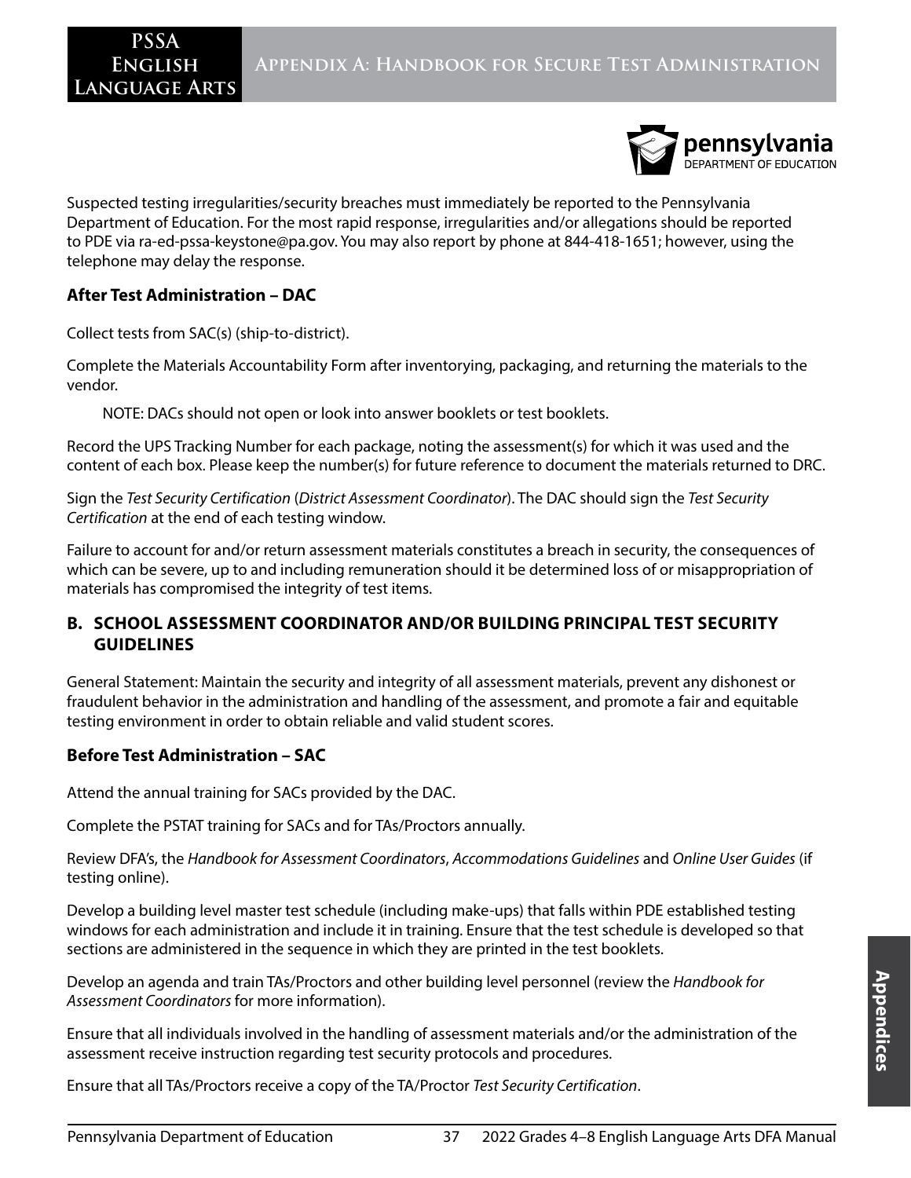Suspected testing irregularities/security breaches must immediately be reported to the Pennsylvania Department of Education. For the most rapid response, irregularities and/or allegations should be reported to PDE via ra-ed-pssa-keystone@pa.gov. You may also report by phone at 844-418-1651; however, using the telephone may delay the response.

### After Test Administration – DAC

Collect tests from SAC(s) (ship-to-district).

Complete the Materials Accountability Form after inventorying, packaging, and returning the materials to the vendor.

NOTE: DACs should not open or look into answer booklets or test booklets.

Record the UPS Tracking Number for each package, noting the assessment(s) for which it was used and the content of each box. Please keep the number(s) for future reference to document the materials returned to DRC.

Sign the *Test Security Certification* (*District Assessment Coordinator*). The DAC should sign the *Test Security Certification* at the end of each testing window.

Failure to account for and/or return assessment materials constitutes a breach in security, the consequences of which can be severe, up to and including remuneration should it be determined loss of or misappropriation of materials has compromised the integrity of test items.

## B. SCHOOL ASSESSMENT COORDINATOR AND/OR BUILDING PRINCIPAL TEST SECURITY GUIDELINES

General Statement: Maintain the security and integrity of all assessment materials, prevent any dishonest or fraudulent behavior in the administration and handling of the assessment, and promote a fair and equitable testing environment in order to obtain reliable and valid student scores.

### Before Test Administration – SAC

Attend the annual training for SACs provided by the DAC.

Complete the PSTAT training for SACs and for TAs/Proctors annually.

Review DFA's, the *Handbook for Assessment Coordinators*, *Accommodations Guidelines* and *Online User Guides* (if testing online).

Develop a building level master test schedule (including make-ups) that falls within PDE established testing windows for each administration and include it in training. Ensure that the test schedule is developed so that sections are administered in the sequence in which they are printed in the test booklets.

Develop an agenda and train TAs/Proctors and other building level personnel (review the *Handbook for Assessment Coordinators* for more information).

Ensure that all individuals involved in the handling of assessment materials and/or the administration of the assessment receive instruction regarding test security protocols and procedures.

Ensure that all TAs/Proctors receive a copy of the TA/Proctor *Test Security Certification*.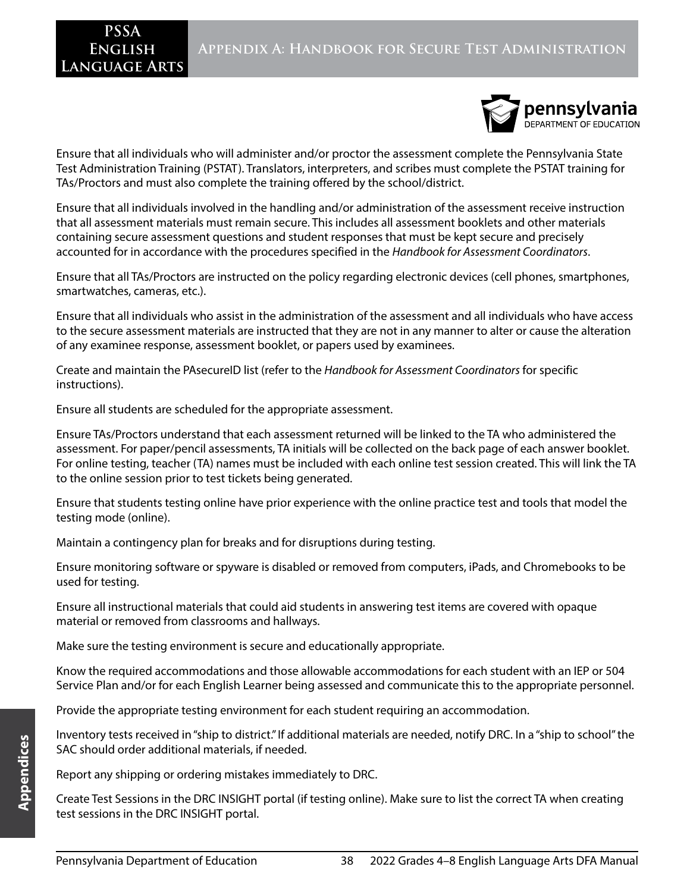Ensure that all individuals who will administer and/or proctor the assessment complete the Pennsylvania State Test Administration Training (PSTAT). Translators, interpreters, and scribes must complete the PSTAT training for TAs/Proctors and must also complete the training offered by the school/district.

Ensure that all individuals involved in the handling and/or administration of the assessment receive instruction that all assessment materials must remain secure. This includes all assessment booklets and other materials containing secure assessment questions and student responses that must be kept secure and precisely accounted for in accordance with the procedures specified in the *Handbook for Assessment Coordinators*.

Ensure that all TAs/Proctors are instructed on the policy regarding electronic devices (cell phones, smartphones, smartwatches, cameras, etc.).

Ensure that all individuals who assist in the administration of the assessment and all individuals who have access to the secure assessment materials are instructed that they are not in any manner to alter or cause the alteration of any examinee response, assessment booklet, or papers used by examinees.

Create and maintain the PAsecureID list (refer to the *Handbook for Assessment Coordinators* for specific instructions).

Ensure all students are scheduled for the appropriate assessment.

Ensure TAs/Proctors understand that each assessment returned will be linked to the TA who administered the assessment. For paper/pencil assessments, TA initials will be collected on the back page of each answer booklet. For online testing, teacher (TA) names must be included with each online test session created. This will link the TA to the online session prior to test tickets being generated.

Ensure that students testing online have prior experience with the online practice test and tools that model the testing mode (online).

Maintain a contingency plan for breaks and for disruptions during testing.

Ensure monitoring software or spyware is disabled or removed from computers, iPads, and Chromebooks to be used for testing.

Ensure all instructional materials that could aid students in answering test items are covered with opaque material or removed from classrooms and hallways.

Make sure the testing environment is secure and educationally appropriate.

Know the required accommodations and those allowable accommodations for each student with an IEP or 504 Service Plan and/or for each English Learner being assessed and communicate this to the appropriate personnel.

Provide the appropriate testing environment for each student requiring an accommodation.

Inventory tests received in "ship to district." If additional materials are needed, notify DRC. In a "ship to school" the SAC should order additional materials, if needed.

Report any shipping or ordering mistakes immediately to DRC.

Create Test Sessions in the DRC INSIGHT portal (if testing online). Make sure to list the correct TA when creating test sessions in the DRC INSIGHT portal.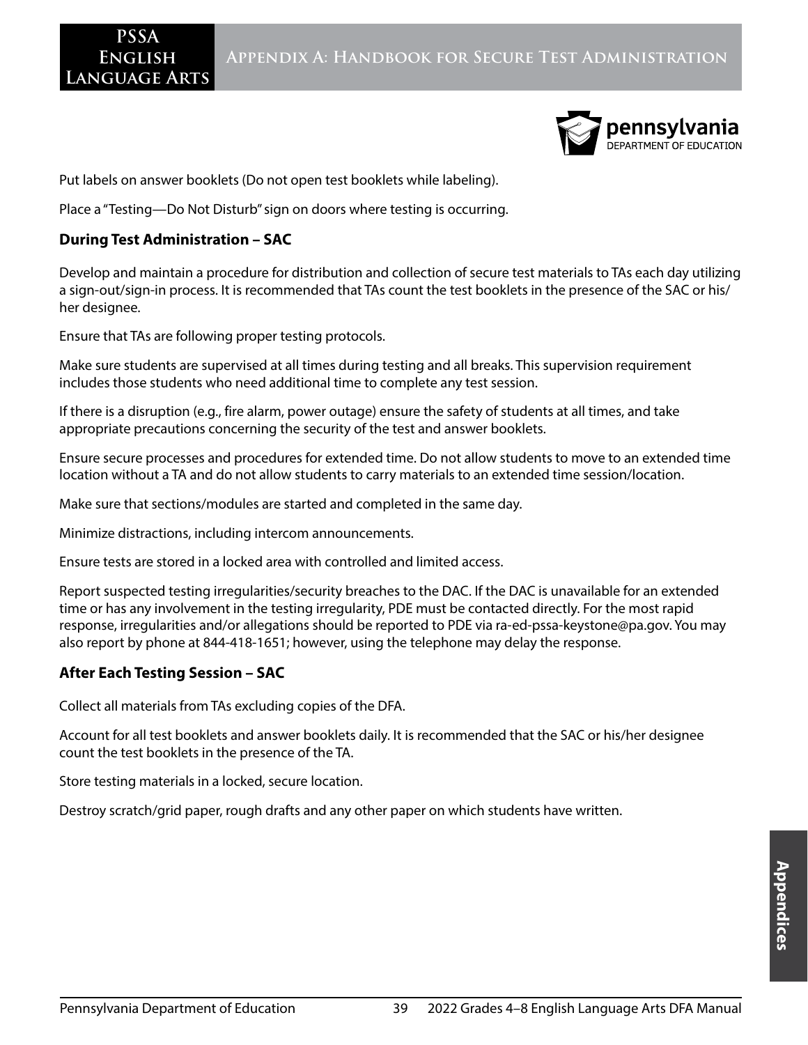Put labels on answer booklets (Do not open test booklets while labeling).

Place a "Testing—Do Not Disturb" sign on doors where testing is occurring.

### During Test Administration – SAC

Develop and maintain a procedure for distribution and collection of secure test materials to TAs each day utilizing a sign-out/sign-in process. It is recommended that TAs count the test booklets in the presence of the SAC or his/her designee.

Ensure that TAs are following proper testing protocols.

Make sure students are supervised at all times during testing and all breaks. This supervision requirement includes those students who need additional time to complete any test session.

If there is a disruption (e.g., fire alarm, power outage) ensure the safety of students at all times, and take appropriate precautions concerning the security of the test and answer booklets.

Ensure secure processes and procedures for extended time. Do not allow students to move to an extended time location without a TA and do not allow students to carry materials to an extended time session/location.

Make sure that sections/modules are started and completed in the same day.

Minimize distractions, including intercom announcements.

Ensure tests are stored in a locked area with controlled and limited access.

Report suspected testing irregularities/security breaches to the DAC. If the DAC is unavailable for an extended time or has any involvement in the testing irregularity, PDE must be contacted directly. For the most rapid response, irregularities and/or allegations should be reported to PDE via ra-ed-pssa-keystone@pa.gov. You may also report by phone at 844-418-1651; however, using the telephone may delay the response.

### After Each Testing Session – SAC

Collect all materials from TAs excluding copies of the DFA.

Account for all test booklets and answer booklets daily. It is recommended that the SAC or his/her designee count the test booklets in the presence of the TA.

Store testing materials in a locked, secure location.

Destroy scratch/grid paper, rough drafts and any other paper on which students have written.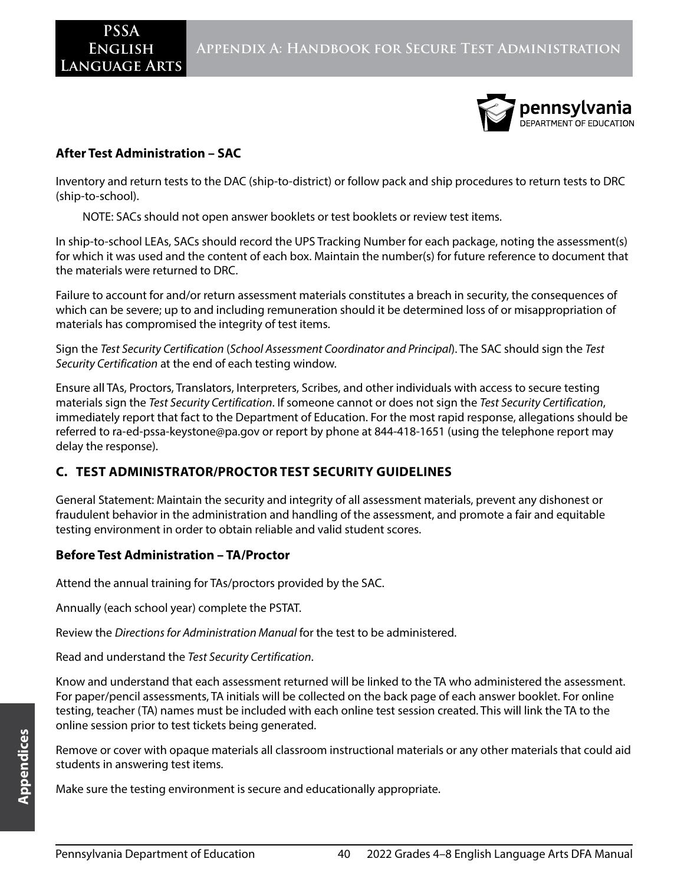### After Test Administration – SAC

Inventory and return tests to the DAC (ship-to-district) or follow pack and ship procedures to return tests to DRC (ship-to-school).

> NOTE: SACs should not open answer booklets or test booklets or review test items.

In ship-to-school LEAs, SACs should record the UPS Tracking Number for each package, noting the assessment(s) for which it was used and the content of each box. Maintain the number(s) for future reference to document that the materials were returned to DRC.

Failure to account for and/or return assessment materials constitutes a breach in security, the consequences of which can be severe; up to and including remuneration should it be determined loss of or misappropriation of materials has compromised the integrity of test items.

Sign the *Test Security Certification* (*School Assessment Coordinator and Principal*). The SAC should sign the *Test Security Certification* at the end of each testing window.

Ensure all TAs, Proctors, Translators, Interpreters, Scribes, and other individuals with access to secure testing materials sign the *Test Security Certification*. If someone cannot or does not sign the *Test Security Certification*, immediately report that fact to the Department of Education. For the most rapid response, allegations should be referred to ra-ed-pssa-keystone@pa.gov or report by phone at 844-418-1651 (using the telephone report may delay the response).

## C. TEST ADMINISTRATOR/PROCTOR TEST SECURITY GUIDELINES

General Statement: Maintain the security and integrity of all assessment materials, prevent any dishonest or fraudulent behavior in the administration and handling of the assessment, and promote a fair and equitable testing environment in order to obtain reliable and valid student scores.

### Before Test Administration – TA/Proctor

Attend the annual training for TAs/proctors provided by the SAC.

Annually (each school year) complete the PSTAT.

Review the *Directions for Administration Manual* for the test to be administered.

Read and understand the *Test Security Certification*.

Know and understand that each assessment returned will be linked to the TA who administered the assessment. For paper/pencil assessments, TA initials will be collected on the back page of each answer booklet. For online testing, teacher (TA) names must be included with each online test session created. This will link the TA to the online session prior to test tickets being generated.

Remove or cover with opaque materials all classroom instructional materials or any other materials that could aid students in answering test items.

Make sure the testing environment is secure and educationally appropriate.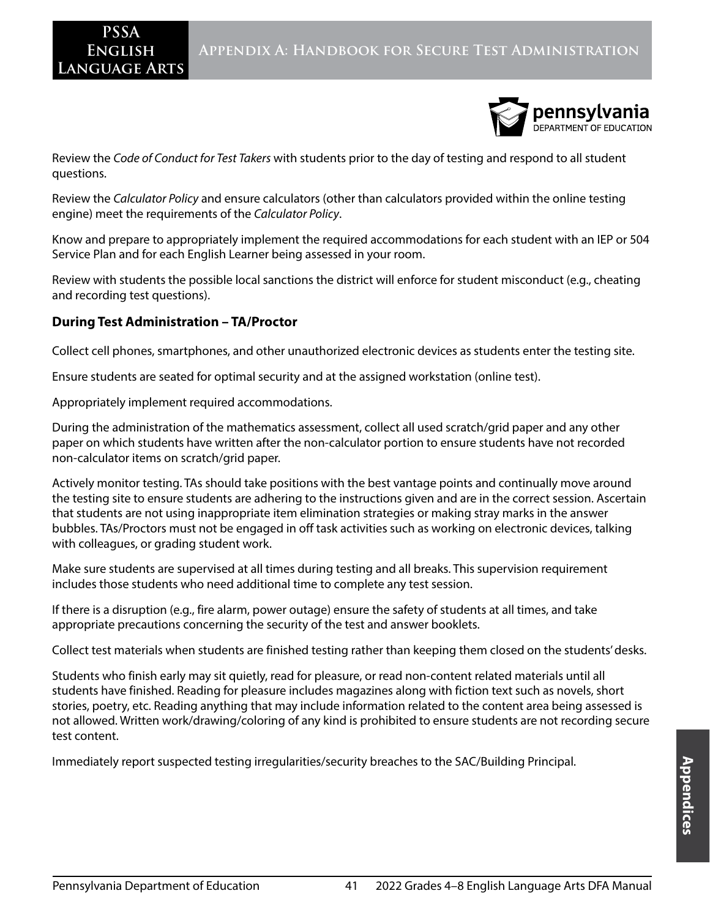Review the *Code of Conduct for Test Takers* with students prior to the day of testing and respond to all student questions.

Review the *Calculator Policy* and ensure calculators (other than calculators provided within the online testing engine) meet the requirements of the *Calculator Policy*.

Know and prepare to appropriately implement the required accommodations for each student with an IEP or 504 Service Plan and for each English Learner being assessed in your room.

Review with students the possible local sanctions the district will enforce for student misconduct (e.g., cheating and recording test questions).

### During Test Administration – TA/Proctor

Collect cell phones, smartphones, and other unauthorized electronic devices as students enter the testing site.

Ensure students are seated for optimal security and at the assigned workstation (online test).

Appropriately implement required accommodations.

During the administration of the mathematics assessment, collect all used scratch/grid paper and any other paper on which students have written after the non-calculator portion to ensure students have not recorded non-calculator items on scratch/grid paper.

Actively monitor testing. TAs should take positions with the best vantage points and continually move around the testing site to ensure students are adhering to the instructions given and are in the correct session. Ascertain that students are not using inappropriate item elimination strategies or making stray marks in the answer bubbles. TAs/Proctors must not be engaged in off task activities such as working on electronic devices, talking with colleagues, or grading student work.

Make sure students are supervised at all times during testing and all breaks. This supervision requirement includes those students who need additional time to complete any test session.

If there is a disruption (e.g., fire alarm, power outage) ensure the safety of students at all times, and take appropriate precautions concerning the security of the test and answer booklets.

Collect test materials when students are finished testing rather than keeping them closed on the students' desks.

Students who finish early may sit quietly, read for pleasure, or read non-content related materials until all students have finished. Reading for pleasure includes magazines along with fiction text such as novels, short stories, poetry, etc. Reading anything that may include information related to the content area being assessed is not allowed. Written work/drawing/coloring of any kind is prohibited to ensure students are not recording secure test content.

Immediately report suspected testing irregularities/security breaches to the SAC/Building Principal.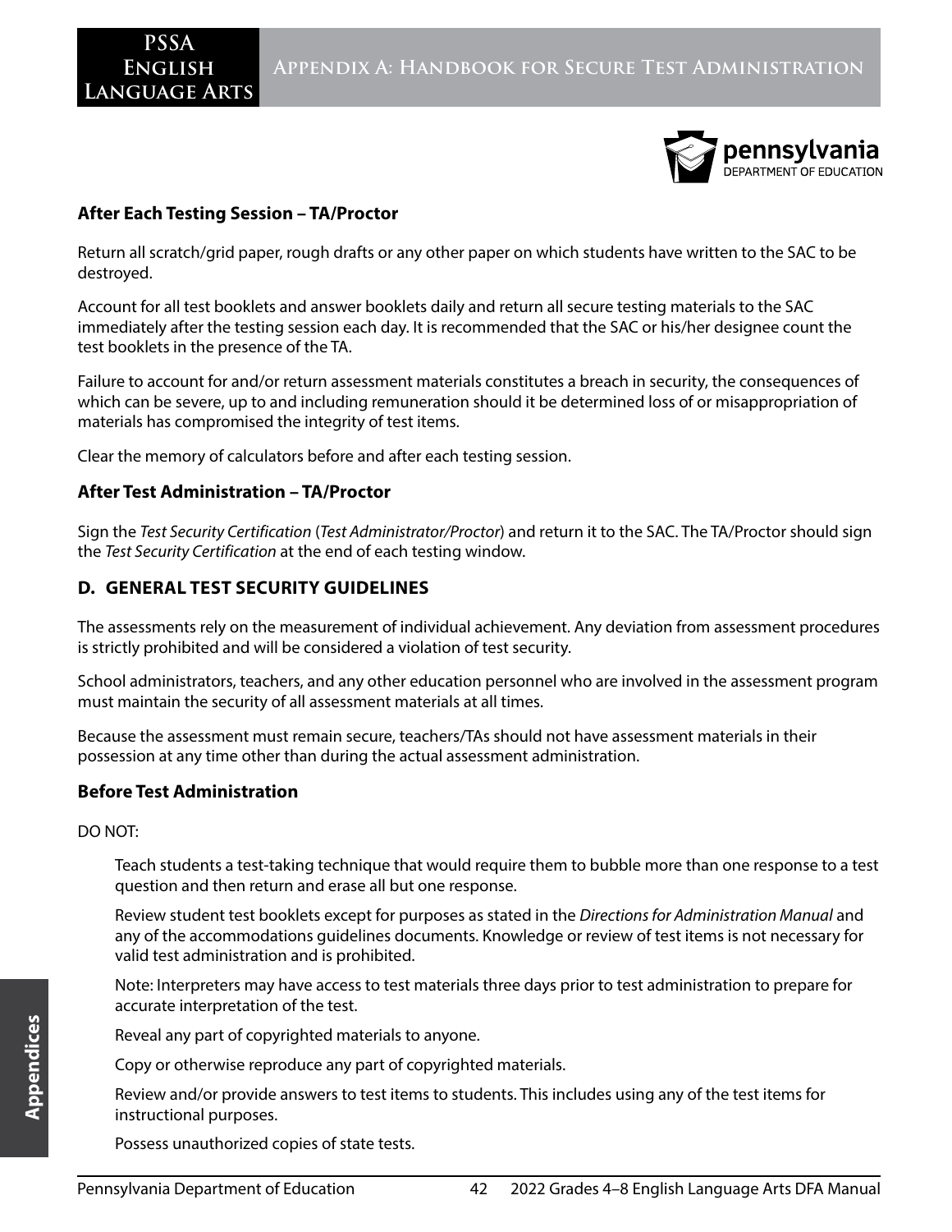### After Each Testing Session – TA/Proctor

Return all scratch/grid paper, rough drafts or any other paper on which students have written to the SAC to be destroyed.

Account for all test booklets and answer booklets daily and return all secure testing materials to the SAC immediately after the testing session each day. It is recommended that the SAC or his/her designee count the test booklets in the presence of the TA.

Failure to account for and/or return assessment materials constitutes a breach in security, the consequences of which can be severe, up to and including remuneration should it be determined loss of or misappropriation of materials has compromised the integrity of test items.

Clear the memory of calculators before and after each testing session.

### After Test Administration – TA/Proctor

Sign the *Test Security Certification* (*Test Administrator/Proctor*) and return it to the SAC. The TA/Proctor should sign the *Test Security Certification* at the end of each testing window.

## D. GENERAL TEST SECURITY GUIDELINES

The assessments rely on the measurement of individual achievement. Any deviation from assessment procedures is strictly prohibited and will be considered a violation of test security.

School administrators, teachers, and any other education personnel who are involved in the assessment program must maintain the security of all assessment materials at all times.

Because the assessment must remain secure, teachers/TAs should not have assessment materials in their possession at any time other than during the actual assessment administration.

### Before Test Administration

DO NOT:

Teach students a test-taking technique that would require them to bubble more than one response to a test question and then return and erase all but one response.

Review student test booklets except for purposes as stated in the *Directions for Administration Manual* and any of the accommodations guidelines documents. Knowledge or review of test items is not necessary for valid test administration and is prohibited.

Note: Interpreters may have access to test materials three days prior to test administration to prepare for accurate interpretation of the test.

Reveal any part of copyrighted materials to anyone.

Copy or otherwise reproduce any part of copyrighted materials.

Review and/or provide answers to test items to students. This includes using any of the test items for instructional purposes.

Possess unauthorized copies of state tests.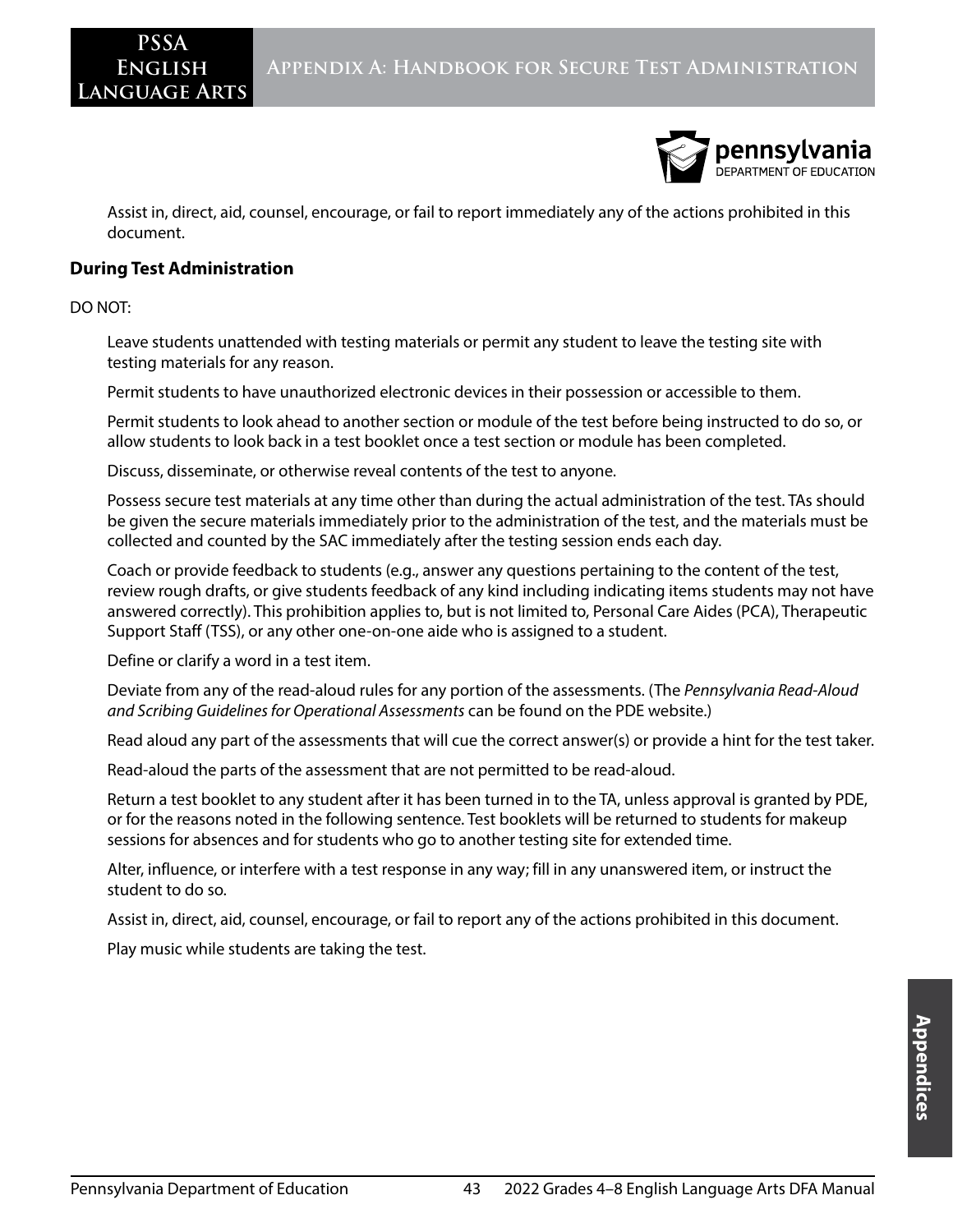Assist in, direct, aid, counsel, encourage, or fail to report immediately any of the actions prohibited in this document.

### During Test Administration

DO NOT:

Leave students unattended with testing materials or permit any student to leave the testing site with testing materials for any reason.

Permit students to have unauthorized electronic devices in their possession or accessible to them.

Permit students to look ahead to another section or module of the test before being instructed to do so, or allow students to look back in a test booklet once a test section or module has been completed.

Discuss, disseminate, or otherwise reveal contents of the test to anyone.

Possess secure test materials at any time other than during the actual administration of the test. TAs should be given the secure materials immediately prior to the administration of the test, and the materials must be collected and counted by the SAC immediately after the testing session ends each day.

Coach or provide feedback to students (e.g., answer any questions pertaining to the content of the test, review rough drafts, or give students feedback of any kind including indicating items students may not have answered correctly). This prohibition applies to, but is not limited to, Personal Care Aides (PCA), Therapeutic Support Staff (TSS), or any other one-on-one aide who is assigned to a student.

Define or clarify a word in a test item.

Deviate from any of the read-aloud rules for any portion of the assessments. (The *Pennsylvania Read-Aloud and Scribing Guidelines for Operational Assessments* can be found on the PDE website.)

Read aloud any part of the assessments that will cue the correct answer(s) or provide a hint for the test taker.

Read-aloud the parts of the assessment that are not permitted to be read-aloud.

Return a test booklet to any student after it has been turned in to the TA, unless approval is granted by PDE, or for the reasons noted in the following sentence. Test booklets will be returned to students for makeup sessions for absences and for students who go to another testing site for extended time.

Alter, influence, or interfere with a test response in any way; fill in any unanswered item, or instruct the student to do so.

Assist in, direct, aid, counsel, encourage, or fail to report any of the actions prohibited in this document.

Play music while students are taking the test.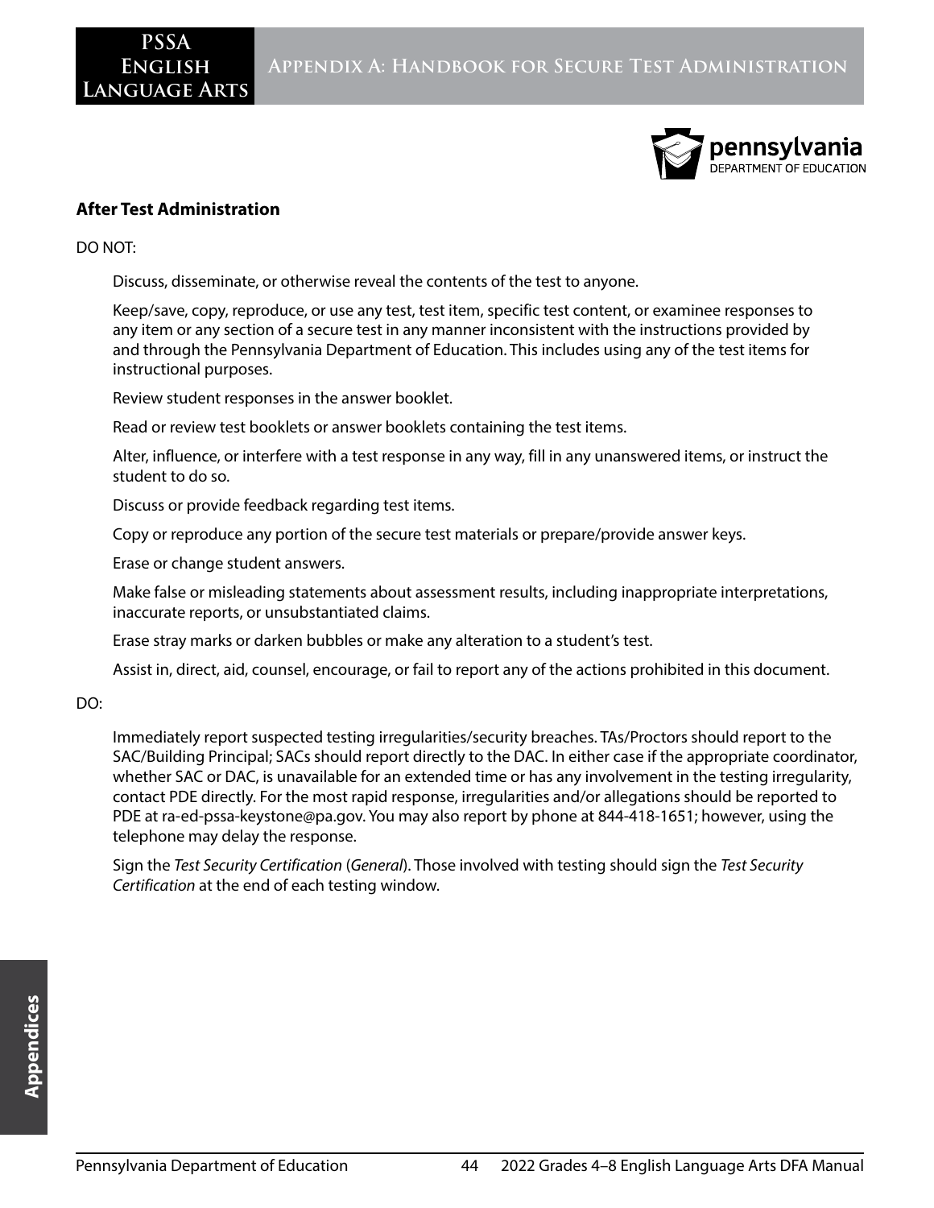## After Test Administration

DO NOT:

- Discuss, disseminate, or otherwise reveal the contents of the test to anyone.
- Keep/save, copy, reproduce, or use any test, test item, specific test content, or examinee responses to any item or any section of a secure test in any manner inconsistent with the instructions provided by and through the Pennsylvania Department of Education. This includes using any of the test items for instructional purposes.
- Review student responses in the answer booklet.
- Read or review test booklets or answer booklets containing the test items.
- Alter, influence, or interfere with a test response in any way, fill in any unanswered items, or instruct the student to do so.
- Discuss or provide feedback regarding test items.
- Copy or reproduce any portion of the secure test materials or prepare/provide answer keys.
- Erase or change student answers.
- Make false or misleading statements about assessment results, including inappropriate interpretations, inaccurate reports, or unsubstantiated claims.
- Erase stray marks or darken bubbles or make any alteration to a student's test.
- Assist in, direct, aid, counsel, encourage, or fail to report any of the actions prohibited in this document.

DO:

- Immediately report suspected testing irregularities/security breaches. TAs/Proctors should report to the SAC/Building Principal; SACs should report directly to the DAC. In either case if the appropriate coordinator, whether SAC or DAC, is unavailable for an extended time or has any involvement in the testing irregularity, contact PDE directly. For the most rapid response, irregularities and/or allegations should be reported to PDE at ra-ed-pssa-keystone@pa.gov. You may also report by phone at 844-418-1651; however, using the telephone may delay the response.
- Sign the *Test Security Certification* (*General*). Those involved with testing should sign the *Test Security Certification* at the end of each testing window.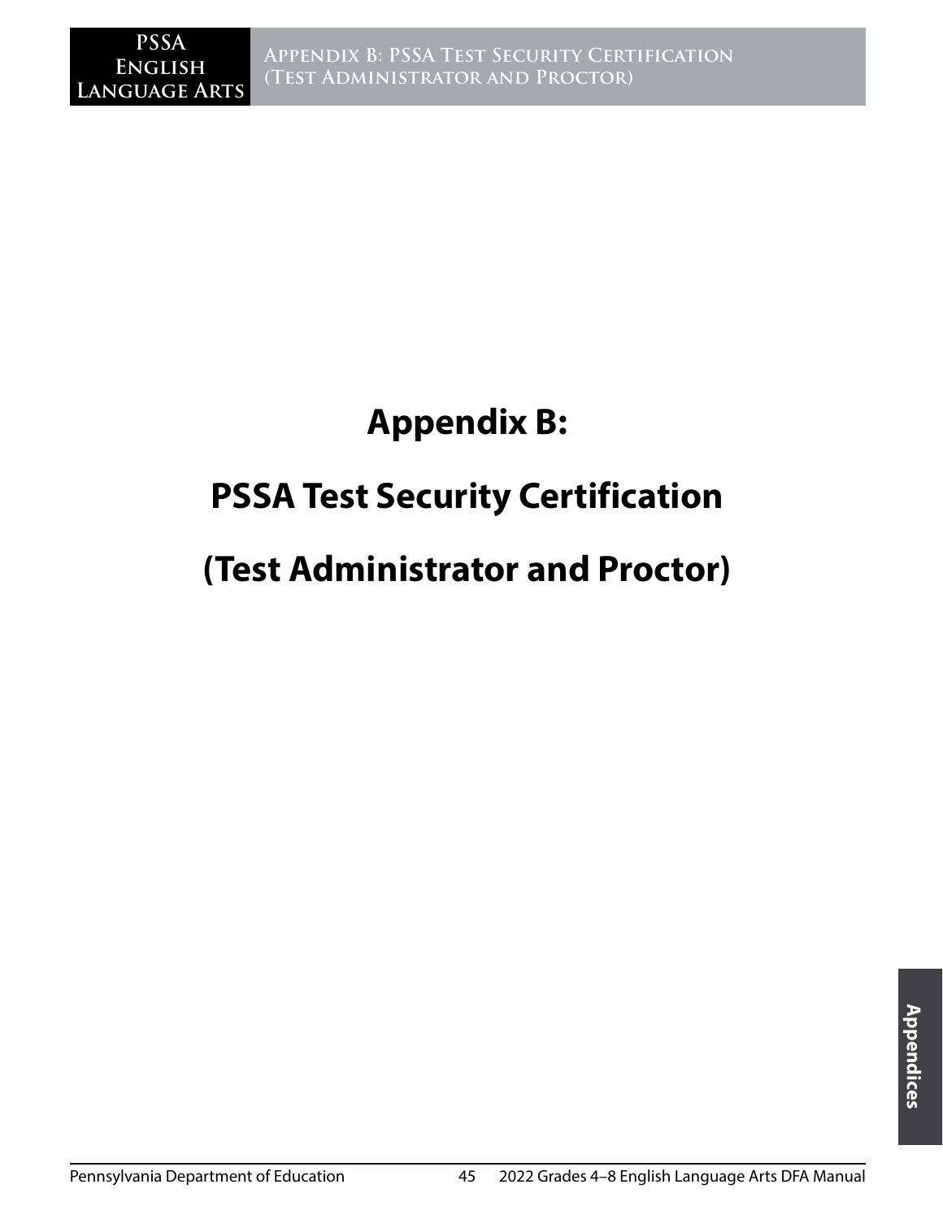# Appendix B:

# PSSA Test Security Certification

# (Test Administrator and Proctor)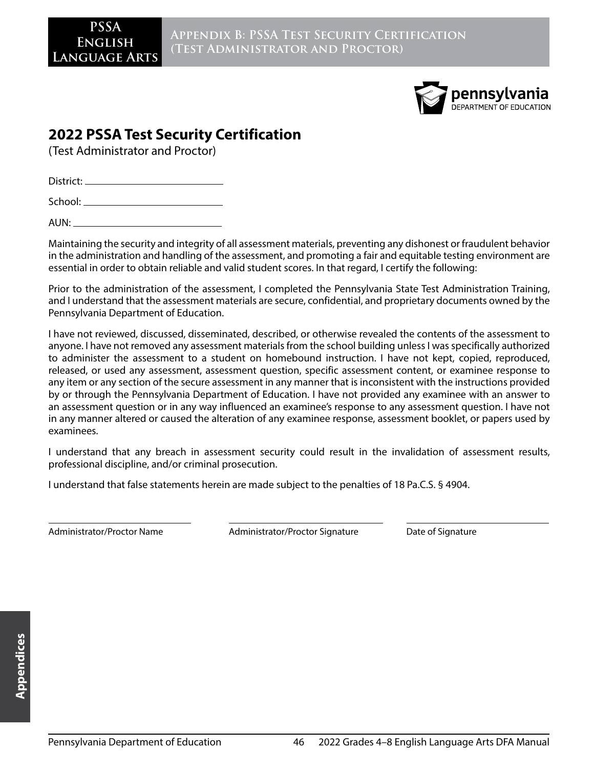# 2022 PSSA Test Security Certification

(Test Administrator and Proctor)

District: ____________________________

School: ____________________________

AUN: ____________________________

Maintaining the security and integrity of all assessment materials, preventing any dishonest or fraudulent behavior in the administration and handling of the assessment, and promoting a fair and equitable testing environment are essential in order to obtain reliable and valid student scores. In that regard, I certify the following:

Prior to the administration of the assessment, I completed the Pennsylvania State Test Administration Training, and I understand that the assessment materials are secure, confidential, and proprietary documents owned by the Pennsylvania Department of Education.

I have not reviewed, discussed, disseminated, described, or otherwise revealed the contents of the assessment to anyone. I have not removed any assessment materials from the school building unless I was specifically authorized to administer the assessment to a student on homebound instruction. I have not kept, copied, reproduced, released, or used any assessment, assessment question, specific assessment content, or examinee response to any item or any section of the secure assessment in any manner that is inconsistent with the instructions provided by or through the Pennsylvania Department of Education. I have not provided any examinee with an answer to an assessment question or in any way influenced an examinee's response to any assessment question. I have not in any manner altered or caused the alteration of any examinee response, assessment booklet, or papers used by examinees.

I understand that any breach in assessment security could result in the invalidation of assessment results, professional discipline, and/or criminal prosecution.

I understand that false statements herein are made subject to the penalties of 18 Pa.C.S. § 4904.

| ____________________________ | ____________________________ | ____________________________ |
| --- | --- | --- |
| Administrator/Proctor Name | Administrator/Proctor Signature | Date of Signature |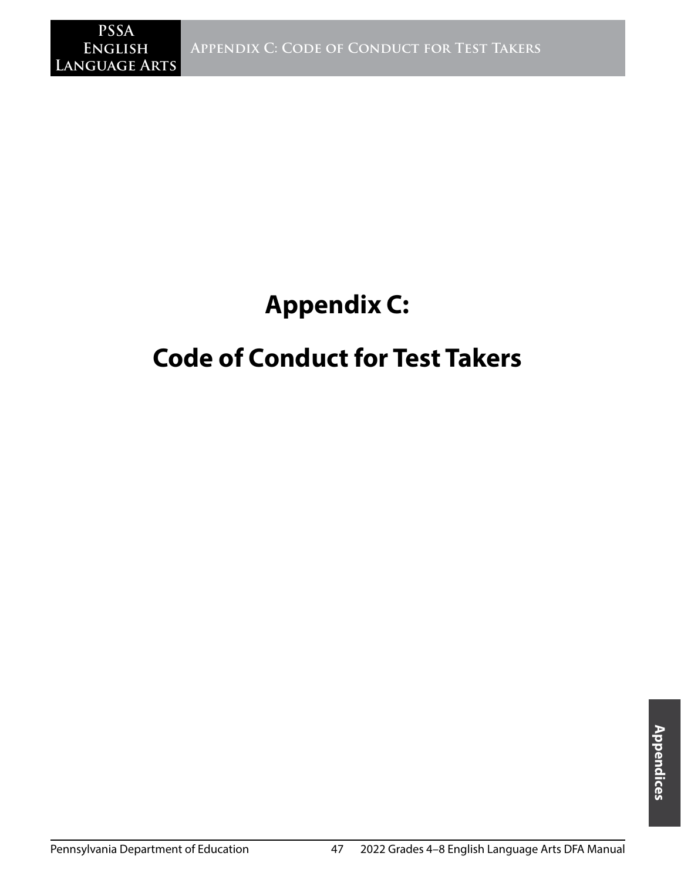# Appendix C:

# Code of Conduct for Test Takers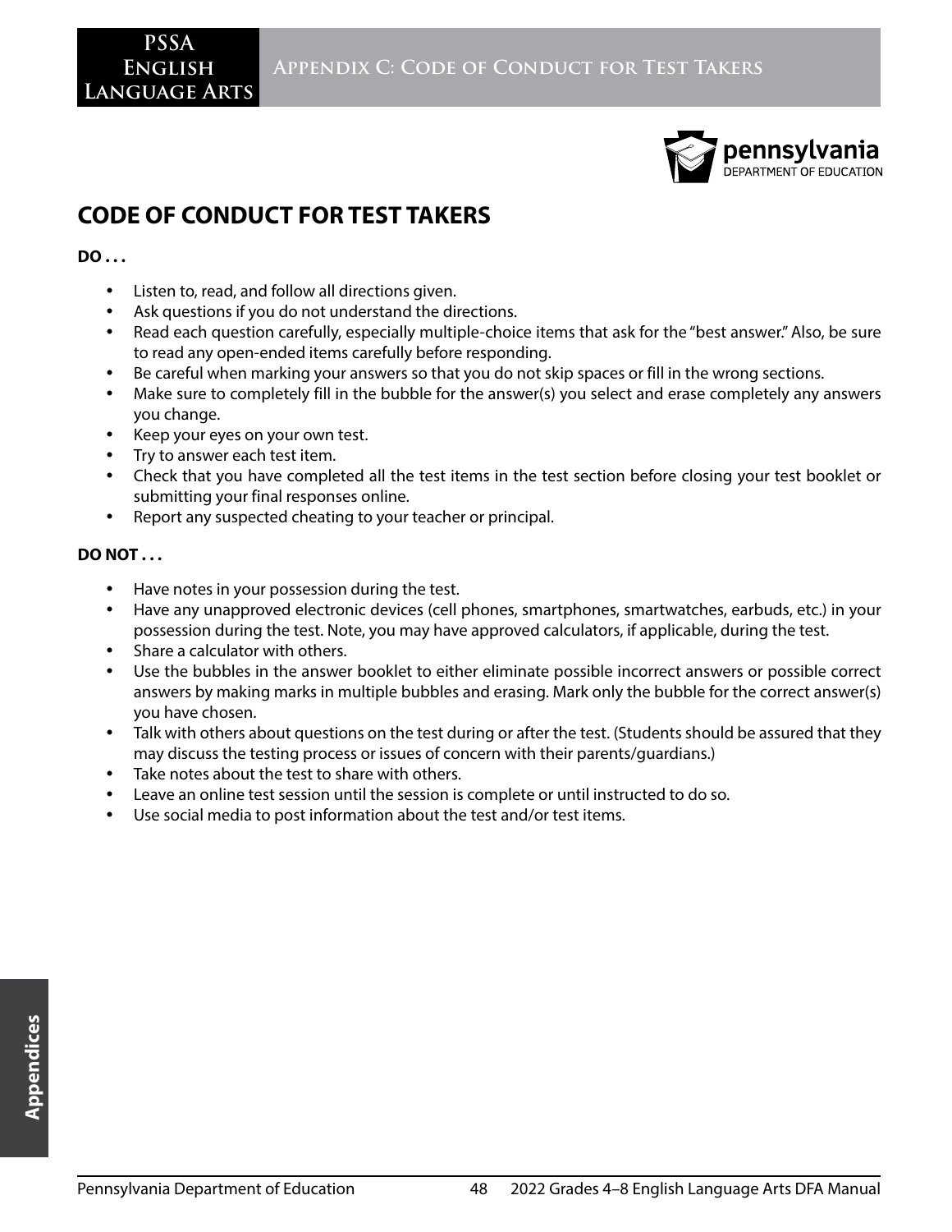# CODE OF CONDUCT FOR TEST TAKERS

**DO . . .**

- Listen to, read, and follow all directions given.
- Ask questions if you do not understand the directions.
- Read each question carefully, especially multiple-choice items that ask for the "best answer." Also, be sure to read any open-ended items carefully before responding.
- Be careful when marking your answers so that you do not skip spaces or fill in the wrong sections.
- Make sure to completely fill in the bubble for the answer(s) you select and erase completely any answers you change.
- Keep your eyes on your own test.
- Try to answer each test item.
- Check that you have completed all the test items in the test section before closing your test booklet or submitting your final responses online.
- Report any suspected cheating to your teacher or principal.

**DO NOT . . .**

- Have notes in your possession during the test.
- Have any unapproved electronic devices (cell phones, smartphones, smartwatches, earbuds, etc.) in your possession during the test. Note, you may have approved calculators, if applicable, during the test.
- Share a calculator with others.
- Use the bubbles in the answer booklet to either eliminate possible incorrect answers or possible correct answers by making marks in multiple bubbles and erasing. Mark only the bubble for the correct answer(s) you have chosen.
- Talk with others about questions on the test during or after the test. (Students should be assured that they may discuss the testing process or issues of concern with their parents/guardians.)
- Take notes about the test to share with others.
- Leave an online test session until the session is complete or until instructed to do so.
- Use social media to post information about the test and/or test items.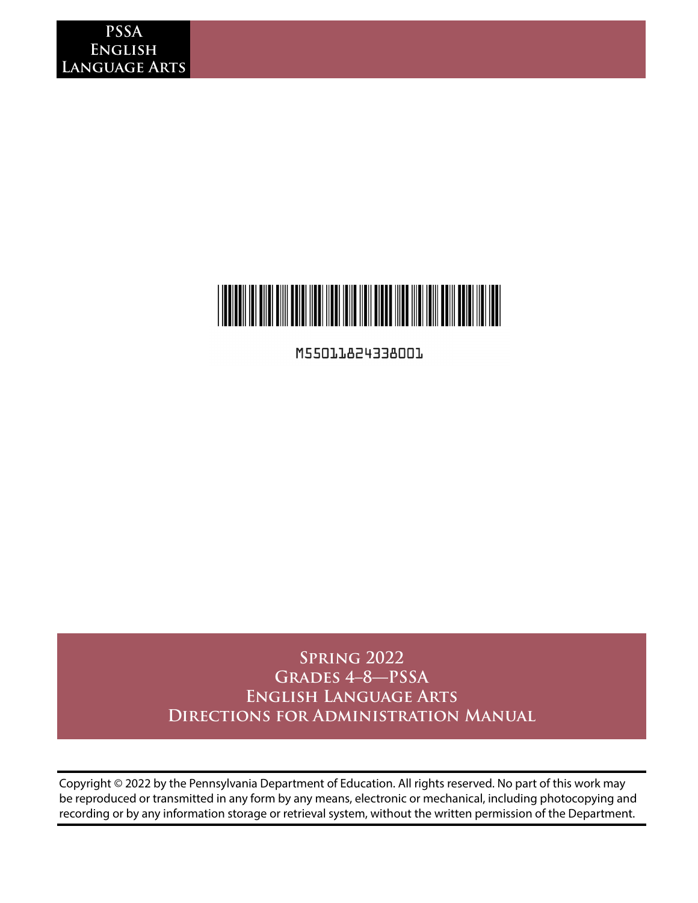PSSA
English
Language Arts

M55011824338001

# Spring 2022
# Grades 4–8—PSSA
# English Language Arts
# Directions for Administration Manual

Copyright © 2022 by the Pennsylvania Department of Education. All rights reserved. No part of this work may be reproduced or transmitted in any form by any means, electronic or mechanical, including photocopying and recording or by any information storage or retrieval system, without the written permission of the Department.